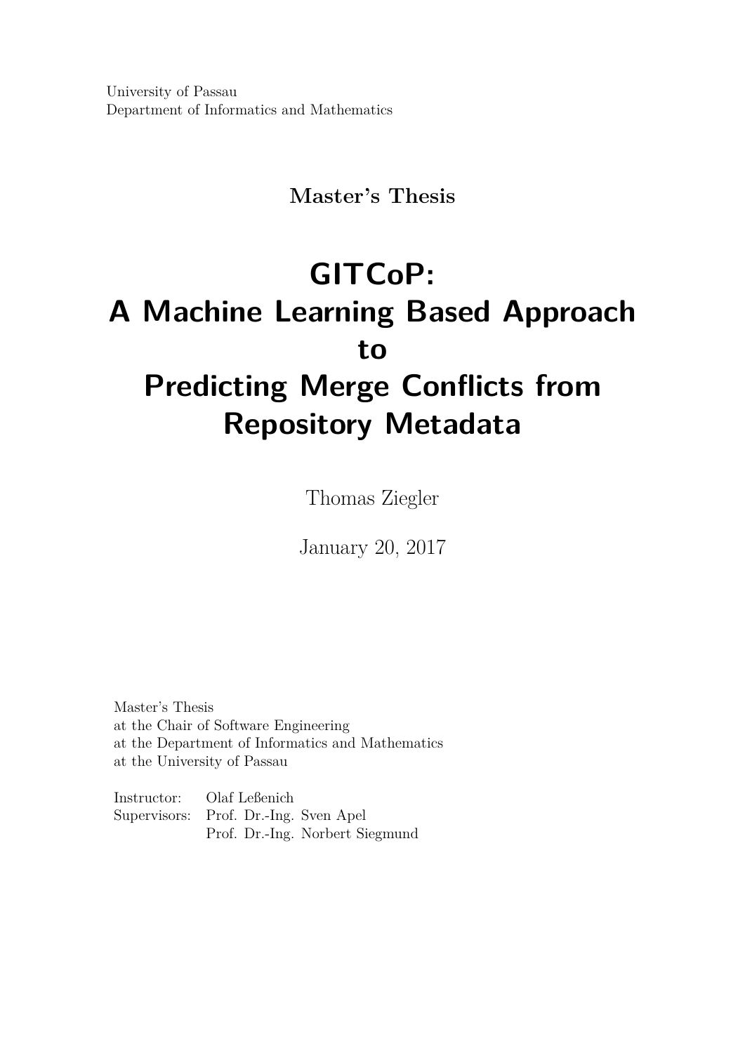University of Passau
Department of Informatics and Mathematics

**Master's Thesis**

# GITCoP: A Machine Learning Based Approach to Predicting Merge Conflicts from Repository Metadata

Thomas Ziegler

January 20, 2017

Master's Thesis
at the Chair of Software Engineering
at the Department of Informatics and Mathematics
at the University of Passau

Instructor: Olaf Leßenich
Supervisors: Prof. Dr.-Ing. Sven Apel
Prof. Dr.-Ing. Norbert Siegmund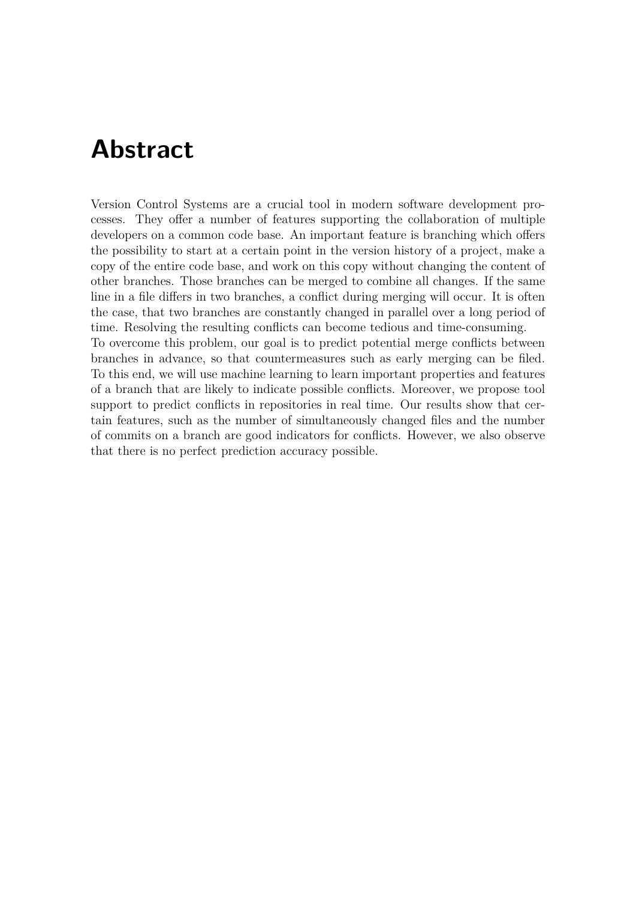# Abstract

Version Control Systems are a crucial tool in modern software development processes. They offer a number of features supporting the collaboration of multiple developers on a common code base. An important feature is branching which offers the possibility to start at a certain point in the version history of a project, make a copy of the entire code base, and work on this copy without changing the content of other branches. Those branches can be merged to combine all changes. If the same line in a file differs in two branches, a conflict during merging will occur. It is often the case, that two branches are constantly changed in parallel over a long period of time. Resolving the resulting conflicts can become tedious and time-consuming.
To overcome this problem, our goal is to predict potential merge conflicts between branches in advance, so that countermeasures such as early merging can be filed. To this end, we will use machine learning to learn important properties and features of a branch that are likely to indicate possible conflicts. Moreover, we propose tool support to predict conflicts in repositories in real time. Our results show that certain features, such as the number of simultaneously changed files and the number of commits on a branch are good indicators for conflicts. However, we also observe that there is no perfect prediction accuracy possible.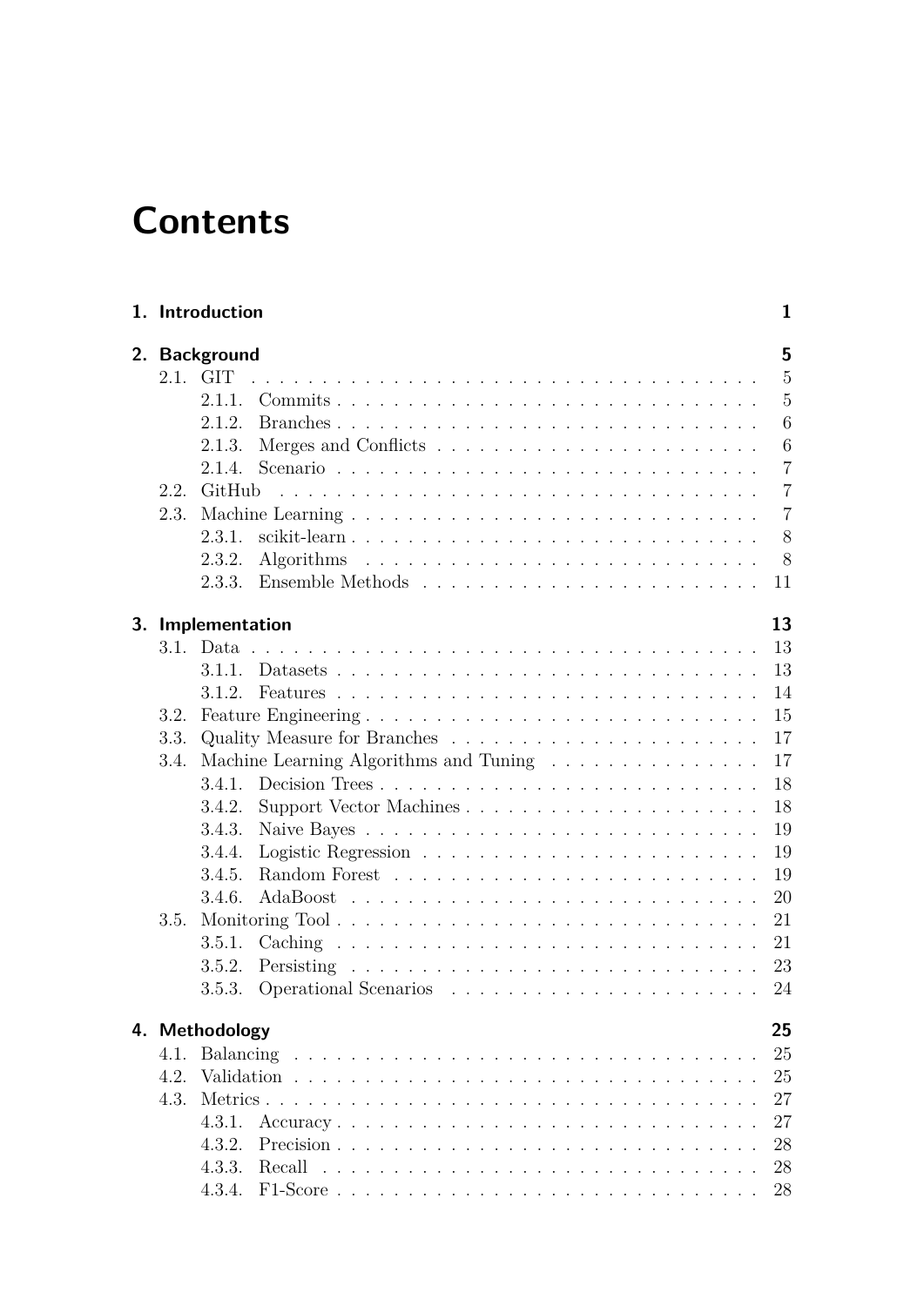# Contents

**1. Introduction** **1**

**2. Background** **5**

- 2.1. GIT . . . 5
  - 2.1.1. Commits . . . 5
  - 2.1.2. Branches . . . 6
  - 2.1.3. Merges and Conflicts . . . 6
  - 2.1.4. Scenario . . . 7
- 2.2. GitHub . . . 7
- 2.3. Machine Learning . . . 7
  - 2.3.1. scikit-learn . . . 8
  - 2.3.2. Algorithms . . . 8
  - 2.3.3. Ensemble Methods . . . 11

**3. Implementation** **13**

- 3.1. Data . . . 13
  - 3.1.1. Datasets . . . 13
  - 3.1.2. Features . . . 14
- 3.2. Feature Engineering . . . 15
- 3.3. Quality Measure for Branches . . . 17
- 3.4. Machine Learning Algorithms and Tuning . . . 17
  - 3.4.1. Decision Trees . . . 18
  - 3.4.2. Support Vector Machines . . . 18
  - 3.4.3. Naive Bayes . . . 19
  - 3.4.4. Logistic Regression . . . 19
  - 3.4.5. Random Forest . . . 19
  - 3.4.6. AdaBoost . . . 20
- 3.5. Monitoring Tool . . . 21
  - 3.5.1. Caching . . . 21
  - 3.5.2. Persisting . . . 23
  - 3.5.3. Operational Scenarios . . . 24

**4. Methodology** **25**

- 4.1. Balancing . . . 25
- 4.2. Validation . . . 25
- 4.3. Metrics . . . 27
  - 4.3.1. Accuracy . . . 27
  - 4.3.2. Precision . . . 28
  - 4.3.3. Recall . . . 28
  - 4.3.4. F1-Score . . . 28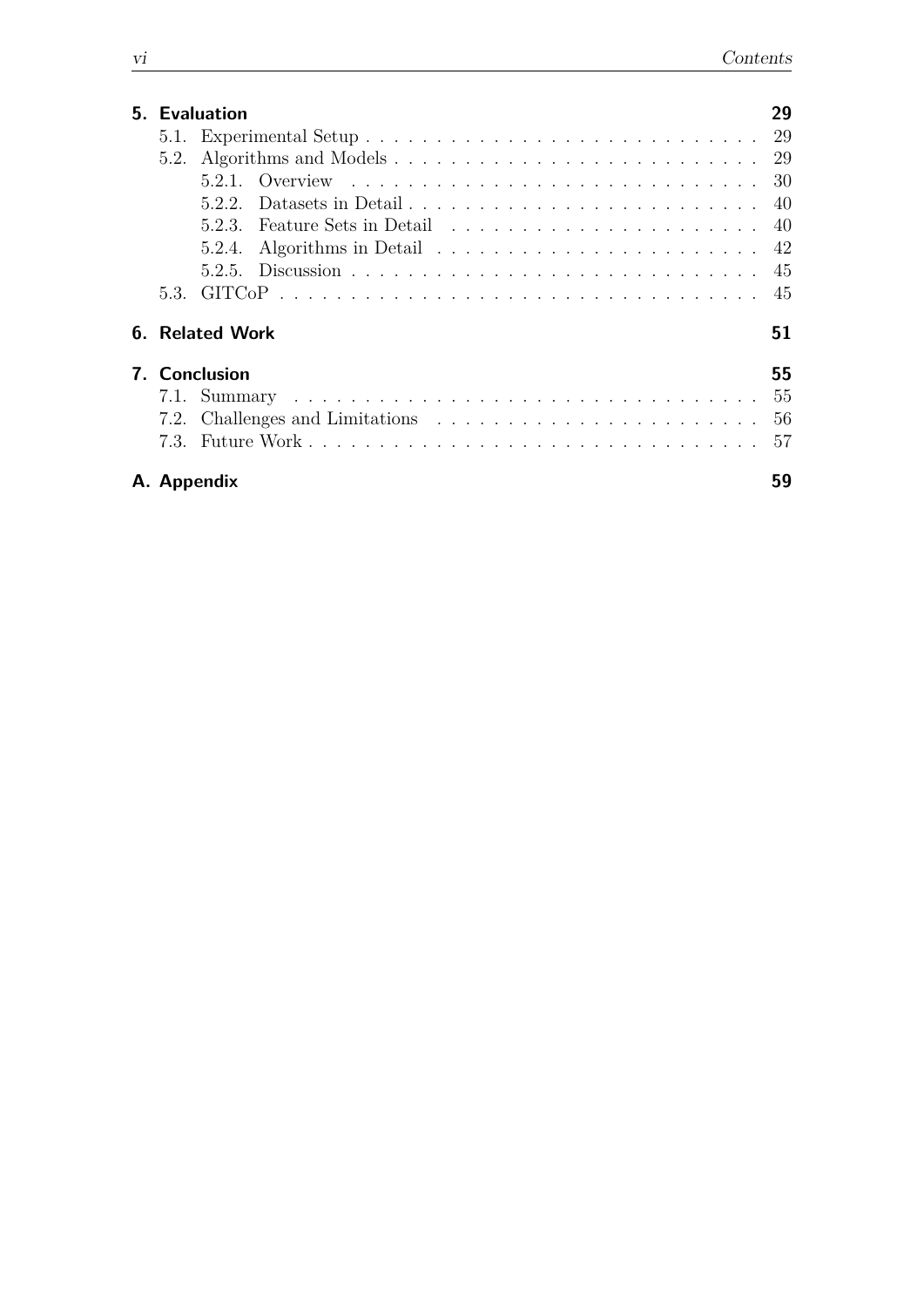**5. Evaluation** 29

- 5.1. Experimental Setup . . . . . . . . . . . . . . . . . . . . . . . . . . . . 29
- 5.2. Algorithms and Models . . . . . . . . . . . . . . . . . . . . . . . . . . 29
  - 5.2.1. Overview . . . . . . . . . . . . . . . . . . . . . . . . . . . . 30
  - 5.2.2. Datasets in Detail . . . . . . . . . . . . . . . . . . . . . . . . 40
  - 5.2.3. Feature Sets in Detail . . . . . . . . . . . . . . . . . . . . . . 40
  - 5.2.4. Algorithms in Detail . . . . . . . . . . . . . . . . . . . . . . 42
  - 5.2.5. Discussion . . . . . . . . . . . . . . . . . . . . . . . . . . . . 45
- 5.3. GITCoP . . . . . . . . . . . . . . . . . . . . . . . . . . . . . . . . . . 45

**6. Related Work** 51

**7. Conclusion** 55

- 7.1. Summary . . . . . . . . . . . . . . . . . . . . . . . . . . . . . . . . . 55
- 7.2. Challenges and Limitations . . . . . . . . . . . . . . . . . . . . . . . 56
- 7.3. Future Work . . . . . . . . . . . . . . . . . . . . . . . . . . . . . . . 57

**A. Appendix** 59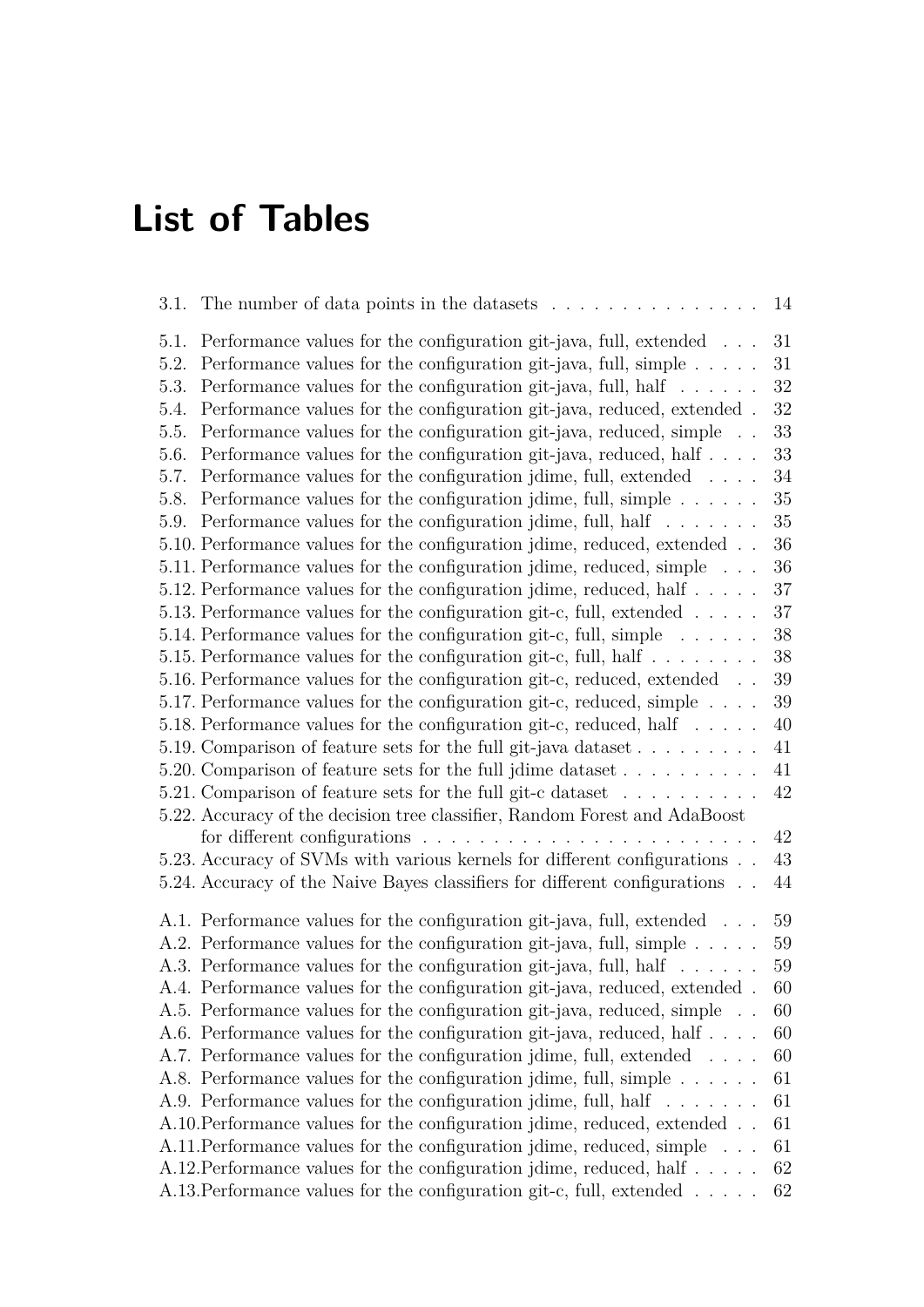# List of Tables

3.1. The number of data points in the datasets . . . . . . . . . . . . . . . 14

5.1. Performance values for the configuration git-java, full, extended . . . 31
5.2. Performance values for the configuration git-java, full, simple . . . . . 31
5.3. Performance values for the configuration git-java, full, half . . . . . . 32
5.4. Performance values for the configuration git-java, reduced, extended . 32
5.5. Performance values for the configuration git-java, reduced, simple . . 33
5.6. Performance values for the configuration git-java, reduced, half . . . . 33
5.7. Performance values for the configuration jdime, full, extended . . . . 34
5.8. Performance values for the configuration jdime, full, simple . . . . . . 35
5.9. Performance values for the configuration jdime, full, half . . . . . . . 35
5.10. Performance values for the configuration jdime, reduced, extended . . 36
5.11. Performance values for the configuration jdime, reduced, simple . . . 36
5.12. Performance values for the configuration jdime, reduced, half . . . . . 37
5.13. Performance values for the configuration git-c, full, extended . . . . . 37
5.14. Performance values for the configuration git-c, full, simple . . . . . . 38
5.15. Performance values for the configuration git-c, full, half . . . . . . . . 38
5.16. Performance values for the configuration git-c, reduced, extended . . 39
5.17. Performance values for the configuration git-c, reduced, simple . . . . 39
5.18. Performance values for the configuration git-c, reduced, half . . . . . 40
5.19. Comparison of feature sets for the full git-java dataset . . . . . . . . . 41
5.20. Comparison of feature sets for the full jdime dataset . . . . . . . . . . 41
5.21. Comparison of feature sets for the full git-c dataset . . . . . . . . . . 42
5.22. Accuracy of the decision tree classifier, Random Forest and AdaBoost for different configurations . . . . . . . . . . . . . . . . . . . . . . . . 42
5.23. Accuracy of SVMs with various kernels for different configurations . . 43
5.24. Accuracy of the Naive Bayes classifiers for different configurations . . 44

A.1. Performance values for the configuration git-java, full, extended . . . 59
A.2. Performance values for the configuration git-java, full, simple . . . . . 59
A.3. Performance values for the configuration git-java, full, half . . . . . . 59
A.4. Performance values for the configuration git-java, reduced, extended . 60
A.5. Performance values for the configuration git-java, reduced, simple . . 60
A.6. Performance values for the configuration git-java, reduced, half . . . . 60
A.7. Performance values for the configuration jdime, full, extended . . . . 60
A.8. Performance values for the configuration jdime, full, simple . . . . . . 61
A.9. Performance values for the configuration jdime, full, half . . . . . . . 61
A.10. Performance values for the configuration jdime, reduced, extended . . 61
A.11. Performance values for the configuration jdime, reduced, simple . . . 61
A.12. Performance values for the configuration jdime, reduced, half . . . . . 62
A.13. Performance values for the configuration git-c, full, extended . . . . . 62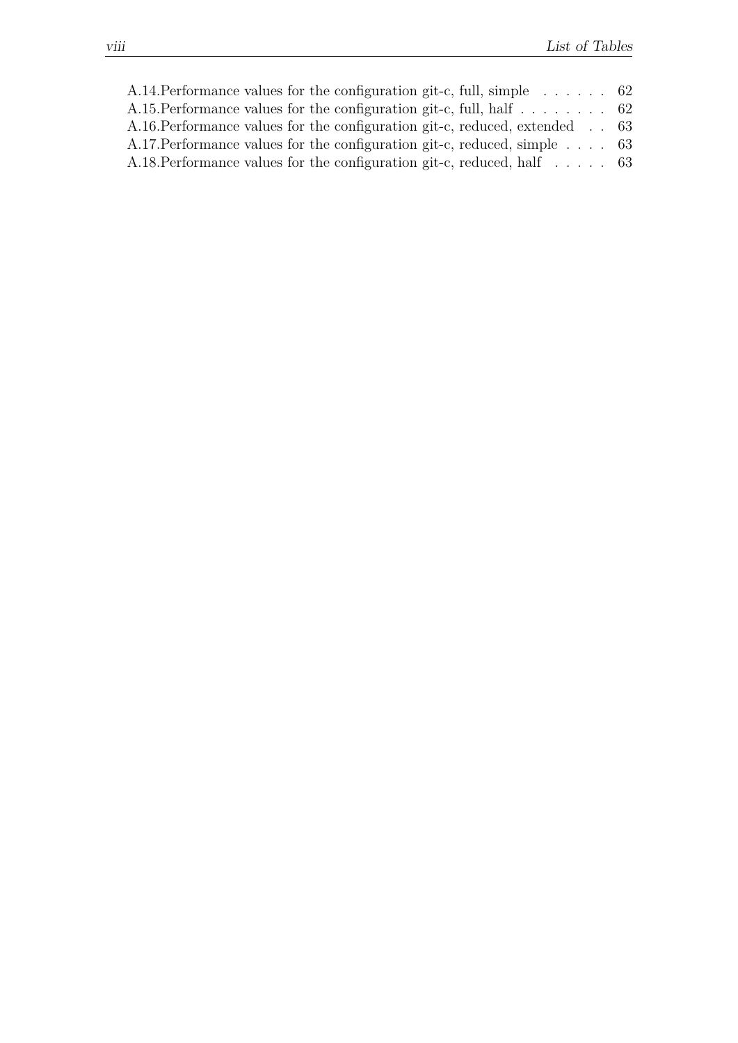A.14. Performance values for the configuration git-c, full, simple . . . . . . 62
A.15. Performance values for the configuration git-c, full, half . . . . . . . . 62
A.16. Performance values for the configuration git-c, reduced, extended . . 63
A.17. Performance values for the configuration git-c, reduced, simple . . . . 63
A.18. Performance values for the configuration git-c, reduced, half . . . . . 63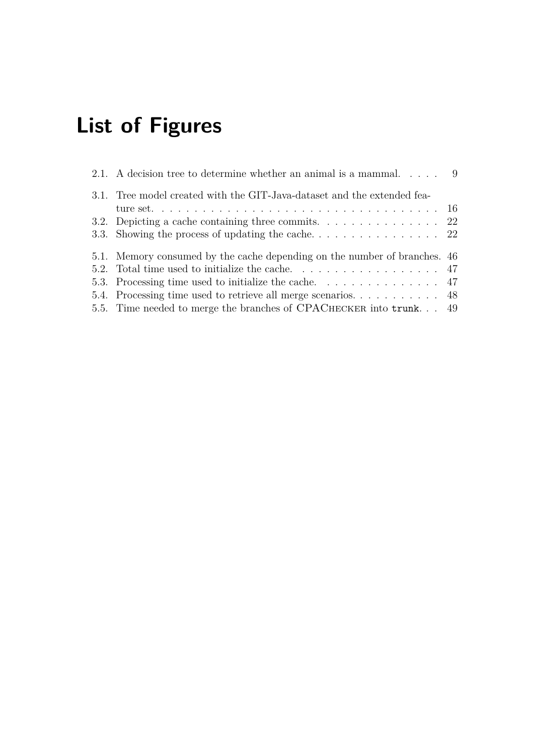# List of Figures

2.1. A decision tree to determine whether an animal is a mammal. . . . . 9

3.1. Tree model created with the GIT-Java-dataset and the extended feature set. . . . . . . . . . . . . . . . . . . . . . . . . . . . . . . . . . . . 16
3.2. Depicting a cache containing three commits. . . . . . . . . . . . . . . 22
3.3. Showing the process of updating the cache. . . . . . . . . . . . . . . . 22

5.1. Memory consumed by the cache depending on the number of branches. 46
5.2. Total time used to initialize the cache. . . . . . . . . . . . . . . . . . 47
5.3. Processing time used to initialize the cache. . . . . . . . . . . . . . . 47
5.4. Processing time used to retrieve all merge scenarios. . . . . . . . . . . 48
5.5. Time needed to merge the branches of CPACHECKER into `trunk`. . . 49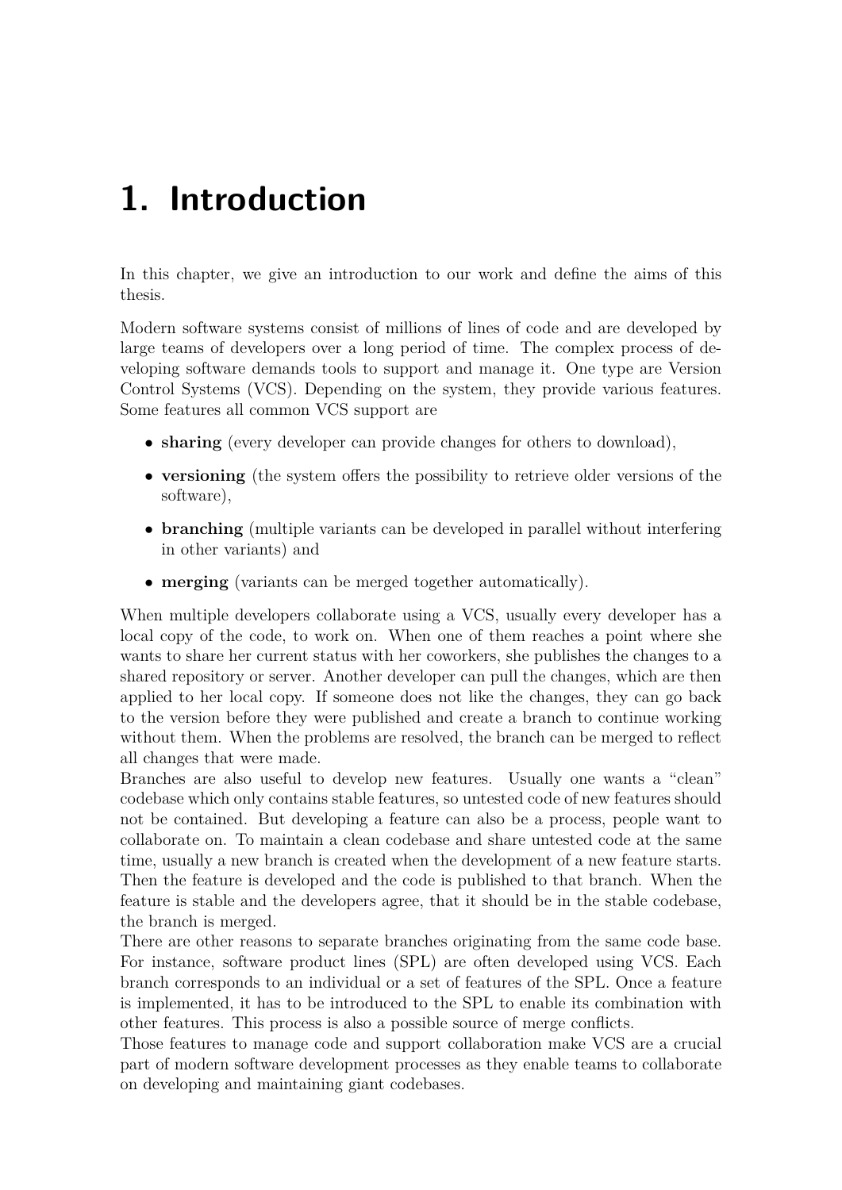# 1. Introduction

In this chapter, we give an introduction to our work and define the aims of this thesis.

Modern software systems consist of millions of lines of code and are developed by large teams of developers over a long period of time. The complex process of developing software demands tools to support and manage it. One type are Version Control Systems (VCS). Depending on the system, they provide various features. Some features all common VCS support are

- **sharing** (every developer can provide changes for others to download),
- **versioning** (the system offers the possibility to retrieve older versions of the software),
- **branching** (multiple variants can be developed in parallel without interfering in other variants) and
- **merging** (variants can be merged together automatically).

When multiple developers collaborate using a VCS, usually every developer has a local copy of the code, to work on. When one of them reaches a point where she wants to share her current status with her coworkers, she publishes the changes to a shared repository or server. Another developer can pull the changes, which are then applied to her local copy. If someone does not like the changes, they can go back to the version before they were published and create a branch to continue working without them. When the problems are resolved, the branch can be merged to reflect all changes that were made.

Branches are also useful to develop new features. Usually one wants a "clean" codebase which only contains stable features, so untested code of new features should not be contained. But developing a feature can also be a process, people want to collaborate on. To maintain a clean codebase and share untested code at the same time, usually a new branch is created when the development of a new feature starts. Then the feature is developed and the code is published to that branch. When the feature is stable and the developers agree, that it should be in the stable codebase, the branch is merged.

There are other reasons to separate branches originating from the same code base. For instance, software product lines (SPL) are often developed using VCS. Each branch corresponds to an individual or a set of features of the SPL. Once a feature is implemented, it has to be introduced to the SPL to enable its combination with other features. This process is also a possible source of merge conflicts.

Those features to manage code and support collaboration make VCS are a crucial part of modern software development processes as they enable teams to collaborate on developing and maintaining giant codebases.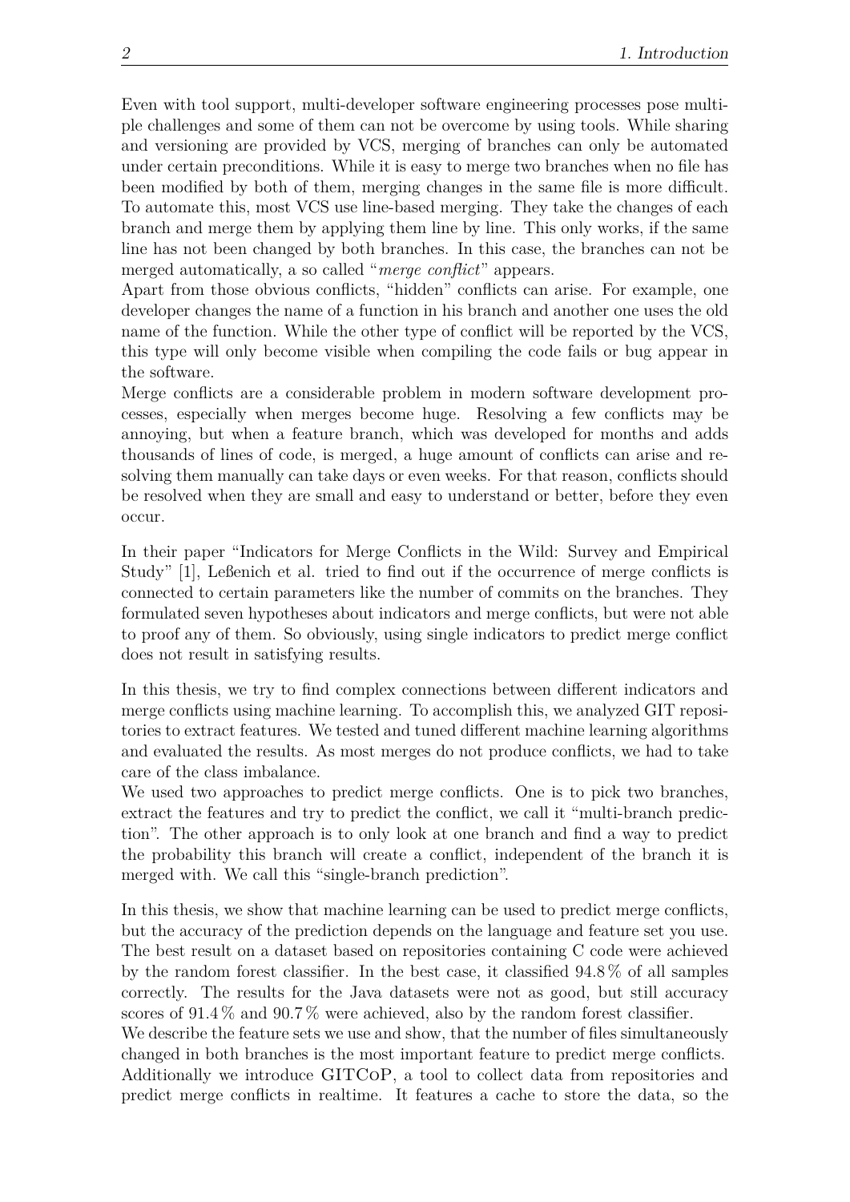Even with tool support, multi-developer software engineering processes pose multiple challenges and some of them can not be overcome by using tools. While sharing and versioning are provided by VCS, merging of branches can only be automated under certain preconditions. While it is easy to merge two branches when no file has been modified by both of them, merging changes in the same file is more difficult. To automate this, most VCS use line-based merging. They take the changes of each branch and merge them by applying them line by line. This only works, if the same line has not been changed by both branches. In this case, the branches can not be merged automatically, a so called "*merge conflict*" appears.
Apart from those obvious conflicts, "hidden" conflicts can arise. For example, one developer changes the name of a function in his branch and another one uses the old name of the function. While the other type of conflict will be reported by the VCS, this type will only become visible when compiling the code fails or bug appear in the software.
Merge conflicts are a considerable problem in modern software development processes, especially when merges become huge. Resolving a few conflicts may be annoying, but when a feature branch, which was developed for months and adds thousands of lines of code, is merged, a huge amount of conflicts can arise and resolving them manually can take days or even weeks. For that reason, conflicts should be resolved when they are small and easy to understand or better, before they even occur.

In their paper "Indicators for Merge Conflicts in the Wild: Survey and Empirical Study" [1], Leßenich et al. tried to find out if the occurrence of merge conflicts is connected to certain parameters like the number of commits on the branches. They formulated seven hypotheses about indicators and merge conflicts, but were not able to proof any of them. So obviously, using single indicators to predict merge conflict does not result in satisfying results.

In this thesis, we try to find complex connections between different indicators and merge conflicts using machine learning. To accomplish this, we analyzed GIT repositories to extract features. We tested and tuned different machine learning algorithms and evaluated the results. As most merges do not produce conflicts, we had to take care of the class imbalance.
We used two approaches to predict merge conflicts. One is to pick two branches, extract the features and try to predict the conflict, we call it "multi-branch prediction". The other approach is to only look at one branch and find a way to predict the probability this branch will create a conflict, independent of the branch it is merged with. We call this "single-branch prediction".

In this thesis, we show that machine learning can be used to predict merge conflicts, but the accuracy of the prediction depends on the language and feature set you use. The best result on a dataset based on repositories containing C code were achieved by the random forest classifier. In the best case, it classified 94.8 % of all samples correctly. The results for the Java datasets were not as good, but still accuracy scores of 91.4 % and 90.7 % were achieved, also by the random forest classifier.
We describe the feature sets we use and show, that the number of files simultaneously changed in both branches is the most important feature to predict merge conflicts. Additionally we introduce GITCOP, a tool to collect data from repositories and predict merge conflicts in realtime. It features a cache to store the data, so the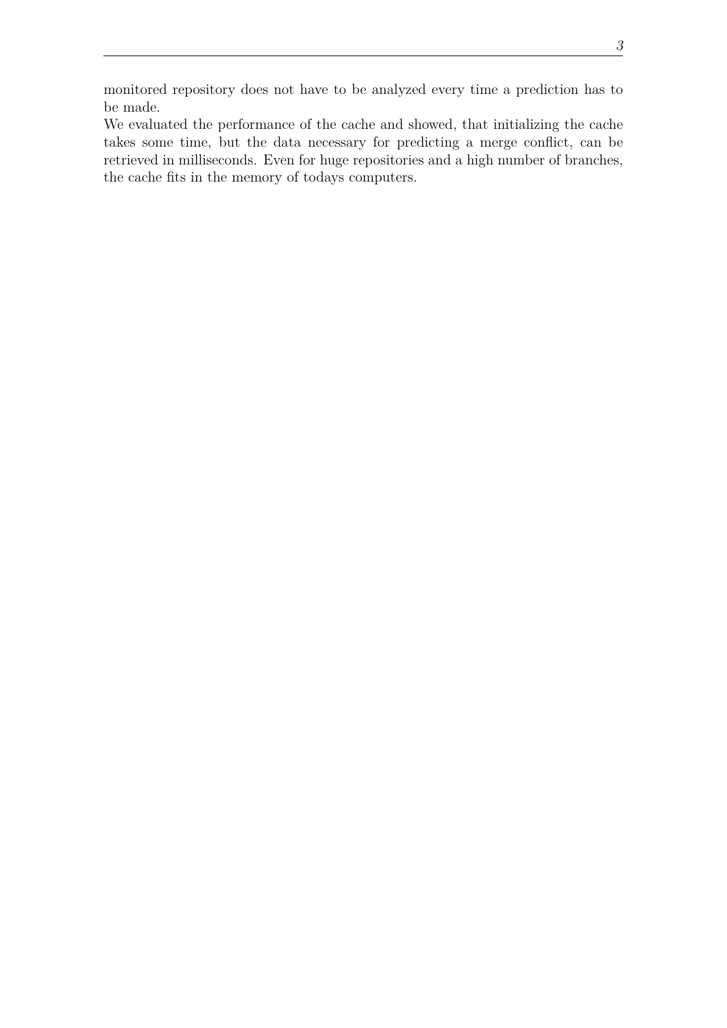monitored repository does not have to be analyzed every time a prediction has to be made.

We evaluated the performance of the cache and showed, that initializing the cache takes some time, but the data necessary for predicting a merge conflict, can be retrieved in milliseconds. Even for huge repositories and a high number of branches, the cache fits in the memory of todays computers.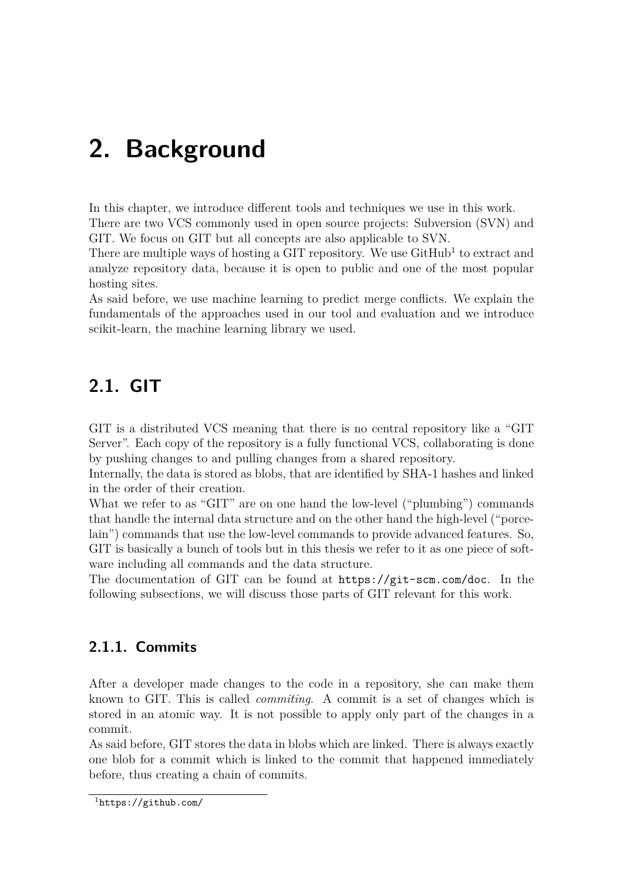# 2. Background

In this chapter, we introduce different tools and techniques we use in this work.
There are two VCS commonly used in open source projects: Subversion (SVN) and GIT. We focus on GIT but all concepts are also applicable to SVN.
There are multiple ways of hosting a GIT repository. We use GitHub[1] to extract and analyze repository data, because it is open to public and one of the most popular hosting sites.
As said before, we use machine learning to predict merge conflicts. We explain the fundamentals of the approaches used in our tool and evaluation and we introduce scikit-learn, the machine learning library we used.

## 2.1. GIT

GIT is a distributed VCS meaning that there is no central repository like a "GIT Server". Each copy of the repository is a fully functional VCS, collaborating is done by pushing changes to and pulling changes from a shared repository.
Internally, the data is stored as blobs, that are identified by SHA-1 hashes and linked in the order of their creation.
What we refer to as "GIT" are on one hand the low-level ("plumbing") commands that handle the internal data structure and on the other hand the high-level ("porcelain") commands that use the low-level commands to provide advanced features. So, GIT is basically a bunch of tools but in this thesis we refer to it as one piece of software including all commands and the data structure.
The documentation of GIT can be found at `https://git-scm.com/doc`. In the following subsections, we will discuss those parts of GIT relevant for this work.

### 2.1.1. Commits

After a developer made changes to the code in a repository, she can make them known to GIT. This is called *commiting*. A commit is a set of changes which is stored in an atomic way. It is not possible to apply only part of the changes in a commit.
As said before, GIT stores the data in blobs which are linked. There is always exactly one blob for a commit which is linked to the commit that happened immediately before, thus creating a chain of commits.

[1] `https://github.com/`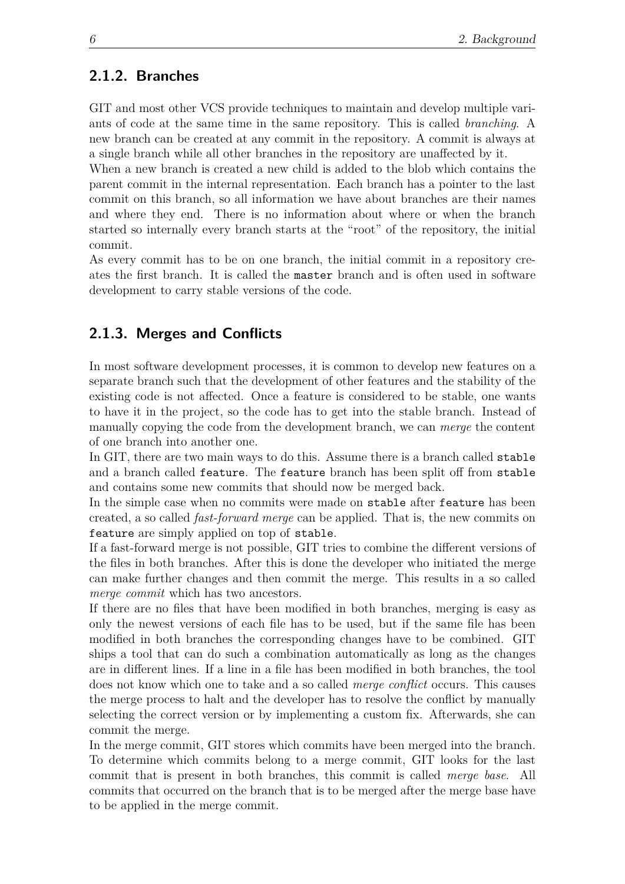### 2.1.2. Branches

GIT and most other VCS provide techniques to maintain and develop multiple variants of code at the same time in the same repository. This is called *branching*. A new branch can be created at any commit in the repository. A commit is always at a single branch while all other branches in the repository are unaffected by it.

When a new branch is created a new child is added to the blob which contains the parent commit in the internal representation. Each branch has a pointer to the last commit on this branch, so all information we have about branches are their names and where they end. There is no information about where or when the branch started so internally every branch starts at the "root" of the repository, the initial commit.

As every commit has to be on one branch, the initial commit in a repository creates the first branch. It is called the `master` branch and is often used in software development to carry stable versions of the code.

### 2.1.3. Merges and Conflicts

In most software development processes, it is common to develop new features on a separate branch such that the development of other features and the stability of the existing code is not affected. Once a feature is considered to be stable, one wants to have it in the project, so the code has to get into the stable branch. Instead of manually copying the code from the development branch, we can *merge* the content of one branch into another one.

In GIT, there are two main ways to do this. Assume there is a branch called `stable` and a branch called `feature`. The `feature` branch has been split off from `stable` and contains some new commits that should now be merged back.

In the simple case when no commits were made on `stable` after `feature` has been created, a so called *fast-forward merge* can be applied. That is, the new commits on `feature` are simply applied on top of `stable`.

If a fast-forward merge is not possible, GIT tries to combine the different versions of the files in both branches. After this is done the developer who initiated the merge can make further changes and then commit the merge. This results in a so called *merge commit* which has two ancestors.

If there are no files that have been modified in both branches, merging is easy as only the newest versions of each file has to be used, but if the same file has been modified in both branches the corresponding changes have to be combined. GIT ships a tool that can do such a combination automatically as long as the changes are in different lines. If a line in a file has been modified in both branches, the tool does not know which one to take and a so called *merge conflict* occurs. This causes the merge process to halt and the developer has to resolve the conflict by manually selecting the correct version or by implementing a custom fix. Afterwards, she can commit the merge.

In the merge commit, GIT stores which commits have been merged into the branch. To determine which commits belong to a merge commit, GIT looks for the last commit that is present in both branches, this commit is called *merge base*. All commits that occurred on the branch that is to be merged after the merge base have to be applied in the merge commit.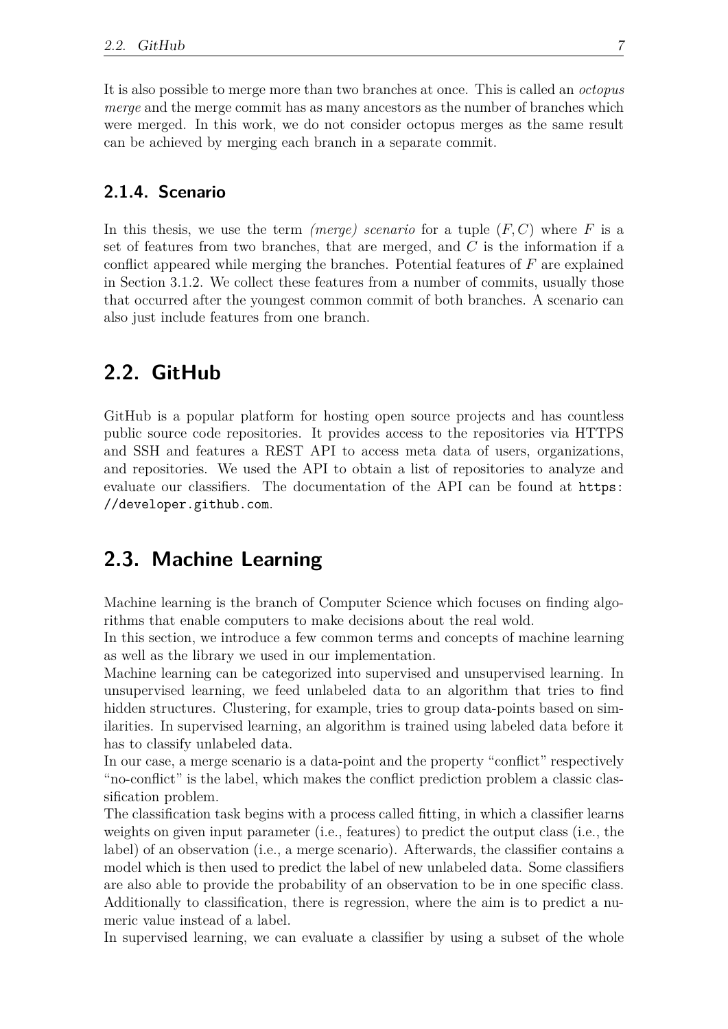It is also possible to merge more than two branches at once. This is called an *octopus merge* and the merge commit has as many ancestors as the number of branches which were merged. In this work, we do not consider octopus merges as the same result can be achieved by merging each branch in a separate commit.

### 2.1.4. Scenario

In this thesis, we use the term *(merge) scenario* for a tuple $(F, C)$ where $F$ is a set of features from two branches, that are merged, and $C$ is the information if a conflict appeared while merging the branches. Potential features of $F$ are explained in Section 3.1.2. We collect these features from a number of commits, usually those that occurred after the youngest common commit of both branches. A scenario can also just include features from one branch.

## 2.2. GitHub

GitHub is a popular platform for hosting open source projects and has countless public source code repositories. It provides access to the repositories via HTTPS and SSH and features a REST API to access meta data of users, organizations, and repositories. We used the API to obtain a list of repositories to analyze and evaluate our classifiers. The documentation of the API can be found at `https://developer.github.com`.

## 2.3. Machine Learning

Machine learning is the branch of Computer Science which focuses on finding algorithms that enable computers to make decisions about the real wold.

In this section, we introduce a few common terms and concepts of machine learning as well as the library we used in our implementation.

Machine learning can be categorized into supervised and unsupervised learning. In unsupervised learning, we feed unlabeled data to an algorithm that tries to find hidden structures. Clustering, for example, tries to group data-points based on similarities. In supervised learning, an algorithm is trained using labeled data before it has to classify unlabeled data.

In our case, a merge scenario is a data-point and the property "conflict" respectively "no-conflict" is the label, which makes the conflict prediction problem a classic classification problem.

The classification task begins with a process called fitting, in which a classifier learns weights on given input parameter (i.e., features) to predict the output class (i.e., the label) of an observation (i.e., a merge scenario). Afterwards, the classifier contains a model which is then used to predict the label of new unlabeled data. Some classifiers are also able to provide the probability of an observation to be in one specific class. Additionally to classification, there is regression, where the aim is to predict a numeric value instead of a label.

In supervised learning, we can evaluate a classifier by using a subset of the whole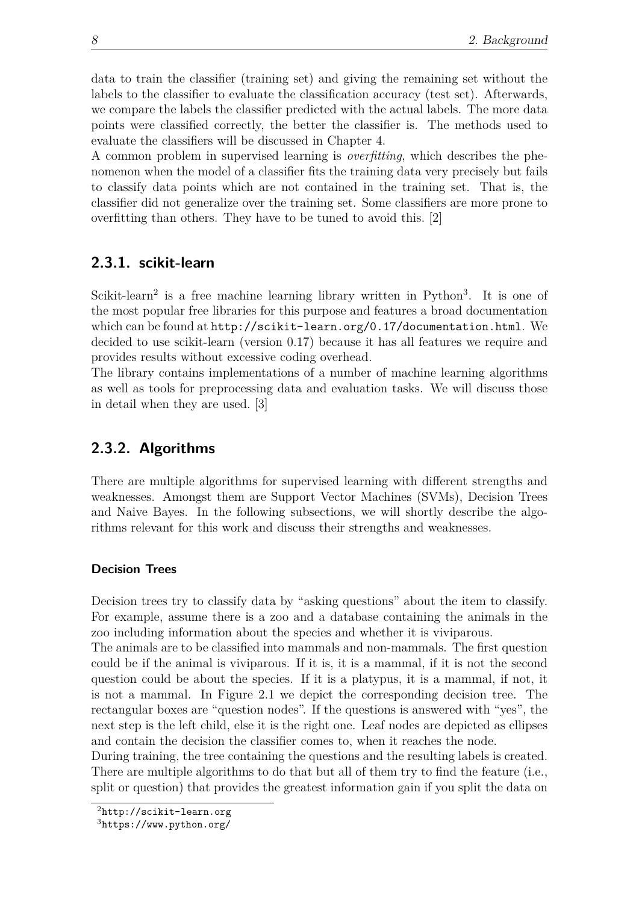data to train the classifier (training set) and giving the remaining set without the labels to the classifier to evaluate the classification accuracy (test set). Afterwards, we compare the labels the classifier predicted with the actual labels. The more data points were classified correctly, the better the classifier is. The methods used to evaluate the classifiers will be discussed in Chapter 4.

A common problem in supervised learning is *overfitting*, which describes the phenomenon when the model of a classifier fits the training data very precisely but fails to classify data points which are not contained in the training set. That is, the classifier did not generalize over the training set. Some classifiers are more prone to overfitting than others. They have to be tuned to avoid this. [2]

### 2.3.1. scikit-learn

Scikit-learn[2] is a free machine learning library written in Python[3]. It is one of the most popular free libraries for this purpose and features a broad documentation which can be found at `http://scikit-learn.org/0.17/documentation.html`. We decided to use scikit-learn (version 0.17) because it has all features we require and provides results without excessive coding overhead.

The library contains implementations of a number of machine learning algorithms as well as tools for preprocessing data and evaluation tasks. We will discuss those in detail when they are used. [3]

### 2.3.2. Algorithms

There are multiple algorithms for supervised learning with different strengths and weaknesses. Amongst them are Support Vector Machines (SVMs), Decision Trees and Naive Bayes. In the following subsections, we will shortly describe the algorithms relevant for this work and discuss their strengths and weaknesses.

#### Decision Trees

Decision trees try to classify data by "asking questions" about the item to classify. For example, assume there is a zoo and a database containing the animals in the zoo including information about the species and whether it is viviparous.

The animals are to be classified into mammals and non-mammals. The first question could be if the animal is viviparous. If it is, it is a mammal, if it is not the second question could be about the species. If it is a platypus, it is a mammal, if not, it is not a mammal. In Figure 2.1 we depict the corresponding decision tree. The rectangular boxes are "question nodes". If the questions is answered with "yes", the next step is the left child, else it is the right one. Leaf nodes are depicted as ellipses and contain the decision the classifier comes to, when it reaches the node.

During training, the tree containing the questions and the resulting labels is created. There are multiple algorithms to do that but all of them try to find the feature (i.e., split or question) that provides the greatest information gain if you split the data on

[2] `http://scikit-learn.org`

[3] `https://www.python.org/`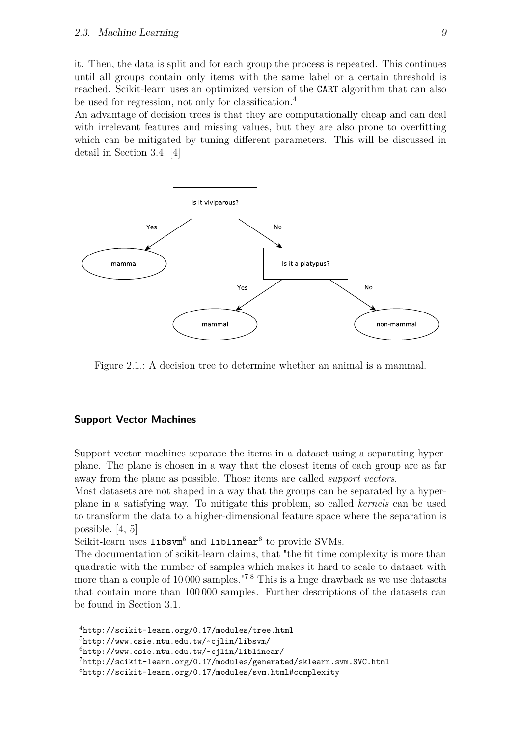it. Then, the data is split and for each group the process is repeated. This continues until all groups contain only items with the same label or a certain threshold is reached. Scikit-learn uses an optimized version of the `CART` algorithm that can also be used for regression, not only for classification.[4]

An advantage of decision trees is that they are computationally cheap and can deal with irrelevant features and missing values, but they are also prone to overfitting which can be mitigated by tuning different parameters. This will be discussed in detail in Section 3.4. [4]

Figure 2.1.: A decision tree to determine whether an animal is a mammal.

#### Support Vector Machines

Support vector machines separate the items in a dataset using a separating hyperplane. The plane is chosen in a way that the closest items of each group are as far away from the plane as possible. Those items are called *support vectors*.

Most datasets are not shaped in a way that the groups can be separated by a hyperplane in a satisfying way. To mitigate this problem, so called *kernels* can be used to transform the data to a higher-dimensional feature space where the separation is possible. [4, 5]

Scikit-learn uses `libsvm`[5] and `liblinear`[6] to provide SVMs.

The documentation of scikit-learn claims, that "the fit time complexity is more than quadratic with the number of samples which makes it hard to scale to dataset with more than a couple of 10 000 samples."[7 8] This is a huge drawback as we use datasets that contain more than 100 000 samples. Further descriptions of the datasets can be found in Section 3.1.

---

[4] `http://scikit-learn.org/0.17/modules/tree.html`

[5] `http://www.csie.ntu.edu.tw/~cjlin/libsvm/`

[6] `http://www.csie.ntu.edu.tw/~cjlin/liblinear/`

[7] `http://scikit-learn.org/0.17/modules/generated/sklearn.svm.SVC.html`

[8] `http://scikit-learn.org/0.17/modules/svm.html#complexity`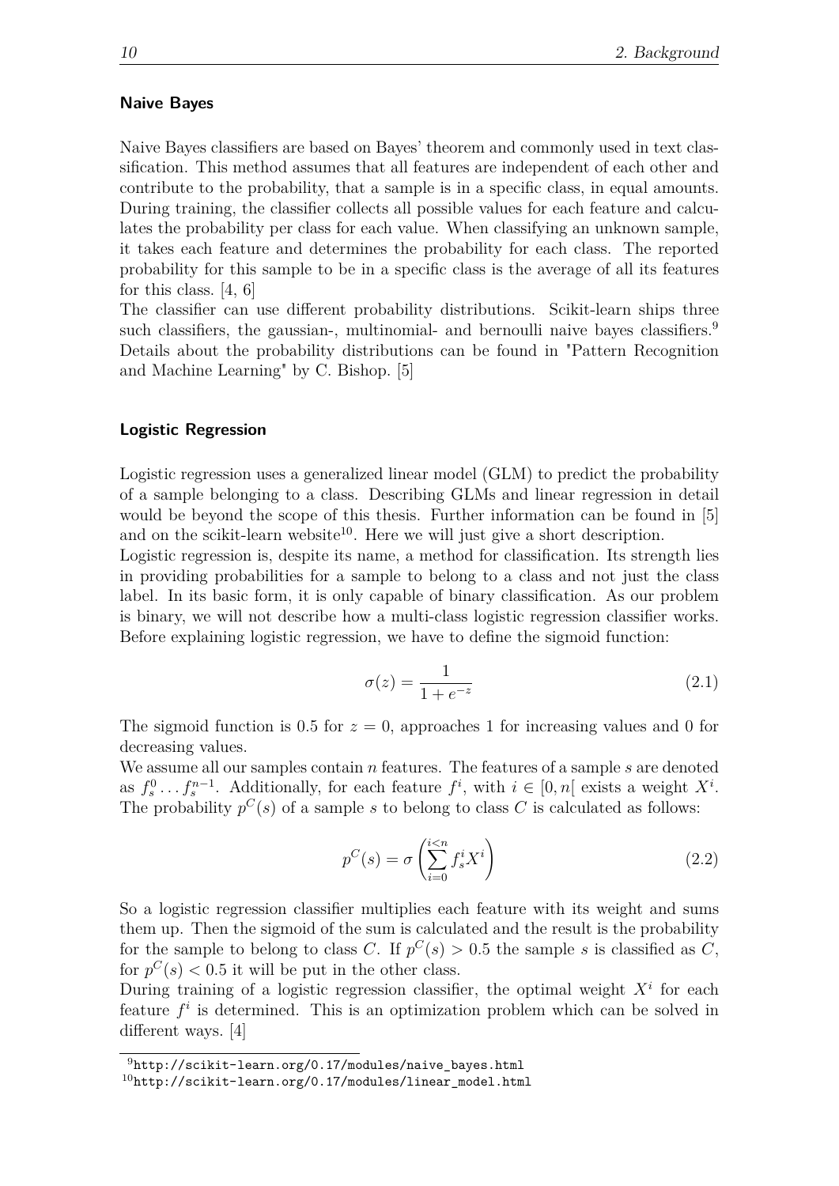### Naive Bayes

Naive Bayes classifiers are based on Bayes' theorem and commonly used in text classification. This method assumes that all features are independent of each other and contribute to the probability, that a sample is in a specific class, in equal amounts. During training, the classifier collects all possible values for each feature and calculates the probability per class for each value. When classifying an unknown sample, it takes each feature and determines the probability for each class. The reported probability for this sample to be in a specific class is the average of all its features for this class. [4, 6]
The classifier can use different probability distributions. Scikit-learn ships three such classifiers, the gaussian-, multinomial- and bernoulli naive bayes classifiers.[9] Details about the probability distributions can be found in "Pattern Recognition and Machine Learning" by C. Bishop. [5]

### Logistic Regression

Logistic regression uses a generalized linear model (GLM) to predict the probability of a sample belonging to a class. Describing GLMs and linear regression in detail would be beyond the scope of this thesis. Further information can be found in [5] and on the scikit-learn website[10]. Here we will just give a short description.
Logistic regression is, despite its name, a method for classification. Its strength lies in providing probabilities for a sample to belong to a class and not just the class label. In its basic form, it is only capable of binary classification. As our problem is binary, we will not describe how a multi-class logistic regression classifier works. Before explaining logistic regression, we have to define the sigmoid function:

$$\sigma(z) = \frac{1}{1 + e^{-z}} \tag{2.1}$$

The sigmoid function is 0.5 for $z = 0$, approaches 1 for increasing values and 0 for decreasing values.
We assume all our samples contain $n$ features. The features of a sample $s$ are denoted as $f_s^0 \dots f_s^{n-1}$. Additionally, for each feature $f^i$, with $i \in [0, n[$ exists a weight $X^i$. The probability $p^C(s)$ of a sample $s$ to belong to class $C$ is calculated as follows:

$$p^C(s) = \sigma\left(\sum_{i=0}^{i<n} f_s^i X^i\right) \tag{2.2}$$

So a logistic regression classifier multiplies each feature with its weight and sums them up. Then the sigmoid of the sum is calculated and the result is the probability for the sample to belong to class $C$. If $p^C(s) > 0.5$ the sample $s$ is classified as $C$, for $p^C(s) < 0.5$ it will be put in the other class.
During training of a logistic regression classifier, the optimal weight $X^i$ for each feature $f^i$ is determined. This is an optimization problem which can be solved in different ways. [4]

[9] http://scikit-learn.org/0.17/modules/naive_bayes.html
[10] http://scikit-learn.org/0.17/modules/linear_model.html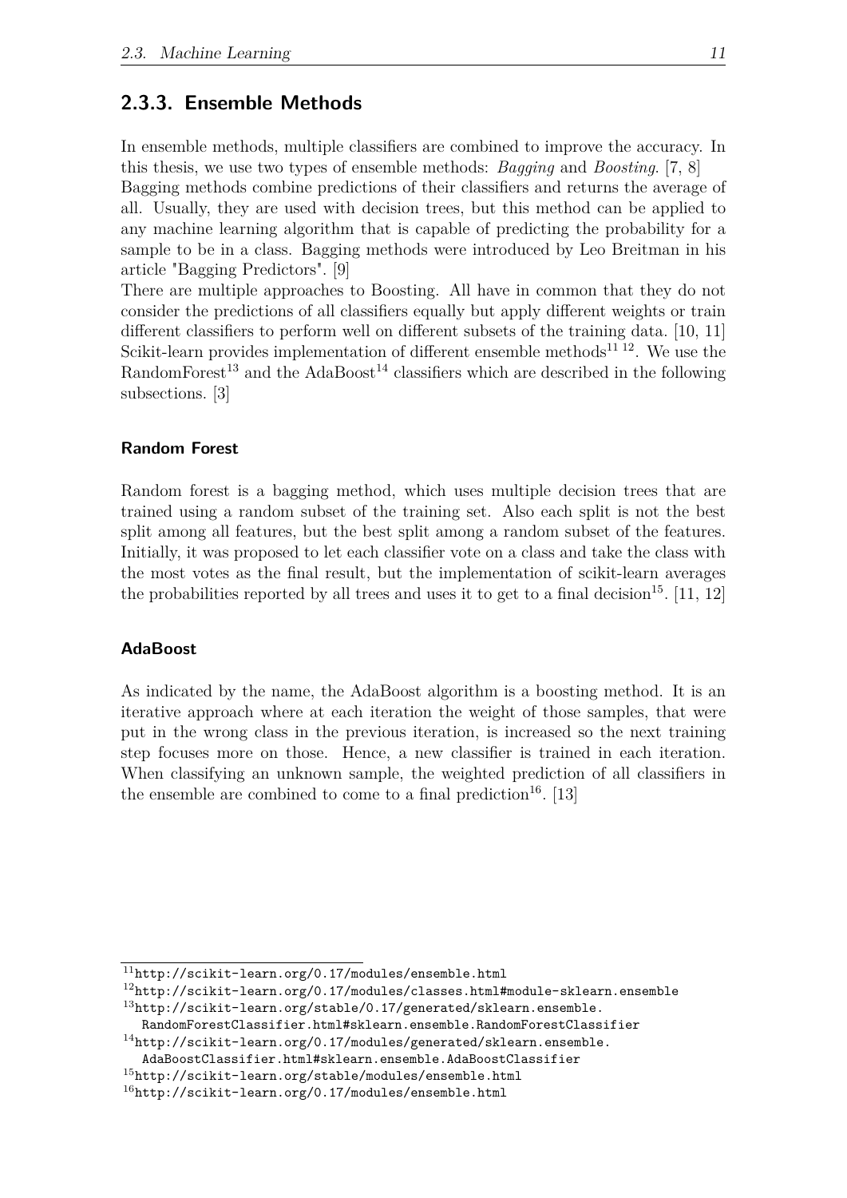### 2.3.3. Ensemble Methods

In ensemble methods, multiple classifiers are combined to improve the accuracy. In this thesis, we use two types of ensemble methods: *Bagging* and *Boosting*. [7, 8]
Bagging methods combine predictions of their classifiers and returns the average of all. Usually, they are used with decision trees, but this method can be applied to any machine learning algorithm that is capable of predicting the probability for a sample to be in a class. Bagging methods were introduced by Leo Breitman in his article "Bagging Predictors". [9]
There are multiple approaches to Boosting. All have in common that they do not consider the predictions of all classifiers equally but apply different weights or train different classifiers to perform well on different subsets of the training data. [10, 11]
Scikit-learn provides implementation of different ensemble methods[11] [12]. We use the RandomForest[13] and the AdaBoost[14] classifiers which are described in the following subsections. [3]

#### Random Forest

Random forest is a bagging method, which uses multiple decision trees that are trained using a random subset of the training set. Also each split is not the best split among all features, but the best split among a random subset of the features. Initially, it was proposed to let each classifier vote on a class and take the class with the most votes as the final result, but the implementation of scikit-learn averages the probabilities reported by all trees and uses it to get to a final decision[15]. [11, 12]

#### AdaBoost

As indicated by the name, the AdaBoost algorithm is a boosting method. It is an iterative approach where at each iteration the weight of those samples, that were put in the wrong class in the previous iteration, is increased so the next training step focuses more on those. Hence, a new classifier is trained in each iteration. When classifying an unknown sample, the weighted prediction of all classifiers in the ensemble are combined to come to a final prediction[16]. [13]

---

[11] http://scikit-learn.org/0.17/modules/ensemble.html
[12] http://scikit-learn.org/0.17/modules/classes.html#module-sklearn.ensemble
[13] http://scikit-learn.org/stable/0.17/generated/sklearn.ensemble.RandomForestClassifier.html#sklearn.ensemble.RandomForestClassifier
[14] http://scikit-learn.org/0.17/modules/generated/sklearn.ensemble.AdaBoostClassifier.html#sklearn.ensemble.AdaBoostClassifier
[15] http://scikit-learn.org/stable/modules/ensemble.html
[16] http://scikit-learn.org/0.17/modules/ensemble.html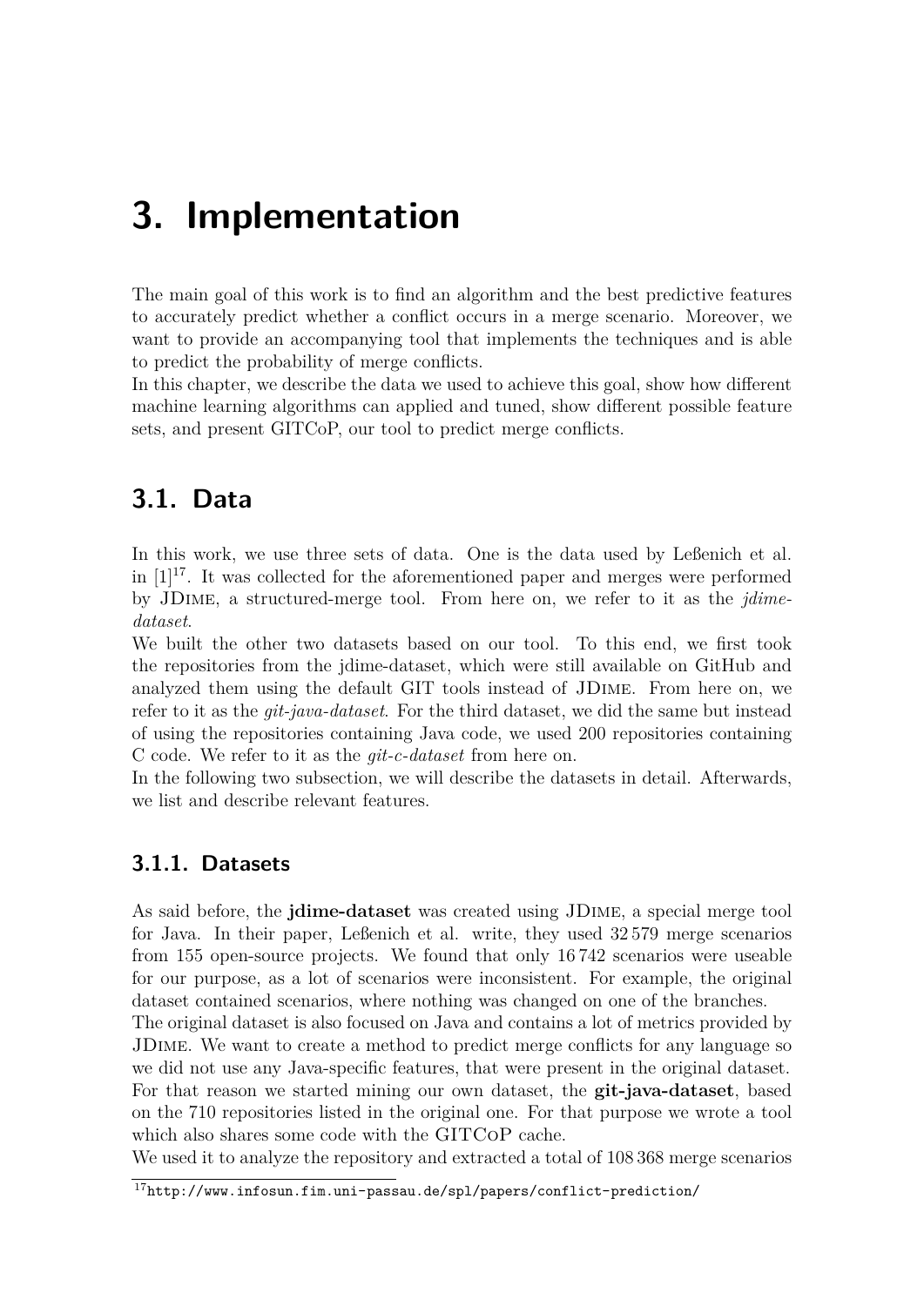# 3. Implementation

The main goal of this work is to find an algorithm and the best predictive features to accurately predict whether a conflict occurs in a merge scenario. Moreover, we want to provide an accompanying tool that implements the techniques and is able to predict the probability of merge conflicts.
In this chapter, we describe the data we used to achieve this goal, show how different machine learning algorithms can applied and tuned, show different possible feature sets, and present GITCoP, our tool to predict merge conflicts.

## 3.1. Data

In this work, we use three sets of data. One is the data used by Leßenich et al. in [1][17]. It was collected for the aforementioned paper and merges were performed by JDime, a structured-merge tool. From here on, we refer to it as the *jdime-dataset*.
We built the other two datasets based on our tool. To this end, we first took the repositories from the jdime-dataset, which were still available on GitHub and analyzed them using the default GIT tools instead of JDime. From here on, we refer to it as the *git-java-dataset*. For the third dataset, we did the same but instead of using the repositories containing Java code, we used 200 repositories containing C code. We refer to it as the *git-c-dataset* from here on.
In the following two subsection, we will describe the datasets in detail. Afterwards, we list and describe relevant features.

### 3.1.1. Datasets

As said before, the **jdime-dataset** was created using JDime, a special merge tool for Java. In their paper, Leßenich et al. write, they used 32 579 merge scenarios from 155 open-source projects. We found that only 16 742 scenarios were useable for our purpose, as a lot of scenarios were inconsistent. For example, the original dataset contained scenarios, where nothing was changed on one of the branches.
The original dataset is also focused on Java and contains a lot of metrics provided by JDime. We want to create a method to predict merge conflicts for any language so we did not use any Java-specific features, that were present in the original dataset. For that reason we started mining our own dataset, the **git-java-dataset**, based on the 710 repositories listed in the original one. For that purpose we wrote a tool which also shares some code with the GITCoP cache.
We used it to analyze the repository and extracted a total of 108 368 merge scenarios

[17] http://www.infosun.fim.uni-passau.de/spl/papers/conflict-prediction/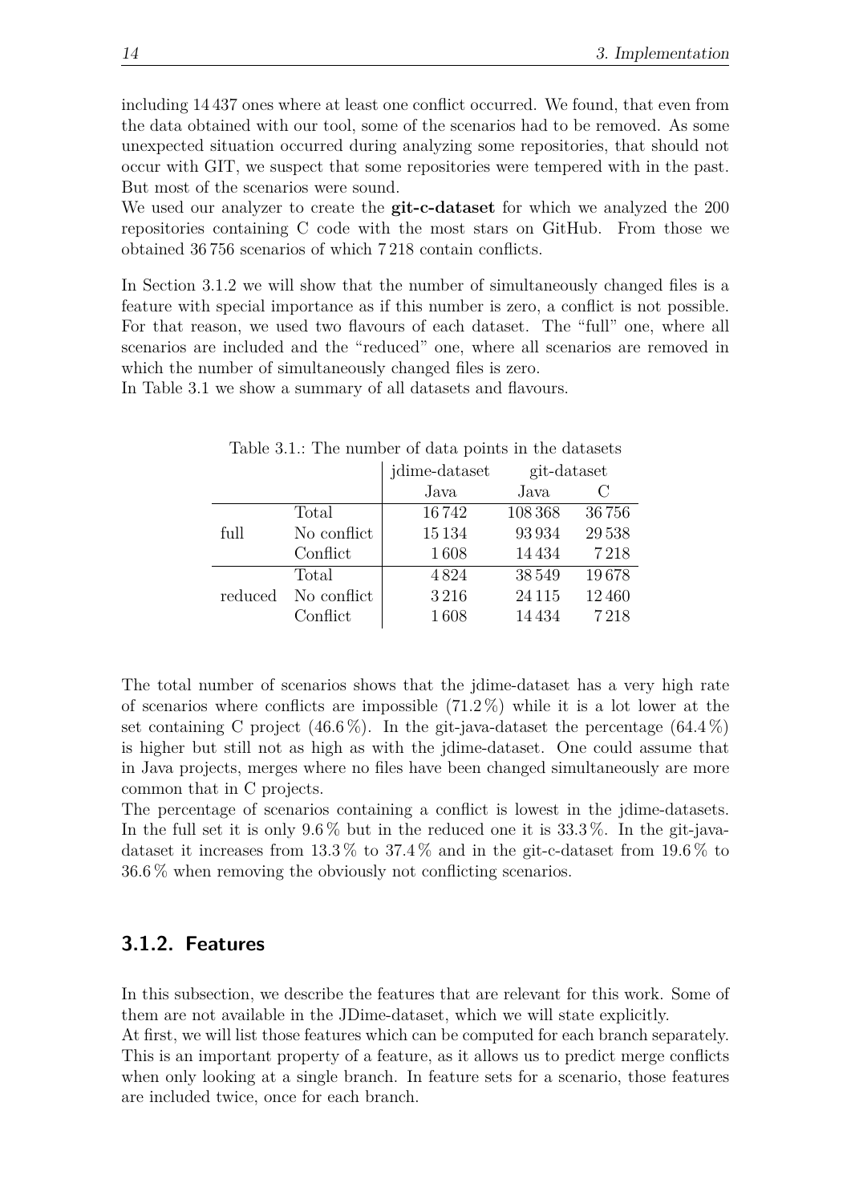including 14 437 ones where at least one conflict occurred. We found, that even from the data obtained with our tool, some of the scenarios had to be removed. As some unexpected situation occurred during analyzing some repositories, that should not occur with GIT, we suspect that some repositories were tempered with in the past. But most of the scenarios were sound.

We used our analyzer to create the **git-c-dataset** for which we analyzed the 200 repositories containing C code with the most stars on GitHub. From those we obtained 36 756 scenarios of which 7 218 contain conflicts.

In Section 3.1.2 we will show that the number of simultaneously changed files is a feature with special importance as if this number is zero, a conflict is not possible. For that reason, we used two flavours of each dataset. The "full" one, where all scenarios are included and the "reduced" one, where all scenarios are removed in which the number of simultaneously changed files is zero.

In Table 3.1 we show a summary of all datasets and flavours.

Table 3.1.: The number of data points in the datasets

| | | jdime-dataset | git-dataset | |
|---|---|---|---|---|
| | | Java | Java | C |
| full | Total | 16 742 | 108 368 | 36 756 |
| | No conflict | 15 134 | 93 934 | 29 538 |
| | Conflict | 1 608 | 14 434 | 7 218 |
| reduced | Total | 4 824 | 38 549 | 19 678 |
| | No conflict | 3 216 | 24 115 | 12 460 |
| | Conflict | 1 608 | 14 434 | 7 218 |

The total number of scenarios shows that the jdime-dataset has a very high rate of scenarios where conflicts are impossible (71.2 %) while it is a lot lower at the set containing C project (46.6 %). In the git-java-dataset the percentage (64.4 %) is higher but still not as high as with the jdime-dataset. One could assume that in Java projects, merges where no files have been changed simultaneously are more common that in C projects.

The percentage of scenarios containing a conflict is lowest in the jdime-datasets. In the full set it is only 9.6 % but in the reduced one it is 33.3 %. In the git-java-dataset it increases from 13.3 % to 37.4 % and in the git-c-dataset from 19.6 % to 36.6 % when removing the obviously not conflicting scenarios.

### 3.1.2. Features

In this subsection, we describe the features that are relevant for this work. Some of them are not available in the JDime-dataset, which we will state explicitly.

At first, we will list those features which can be computed for each branch separately. This is an important property of a feature, as it allows us to predict merge conflicts when only looking at a single branch. In feature sets for a scenario, those features are included twice, once for each branch.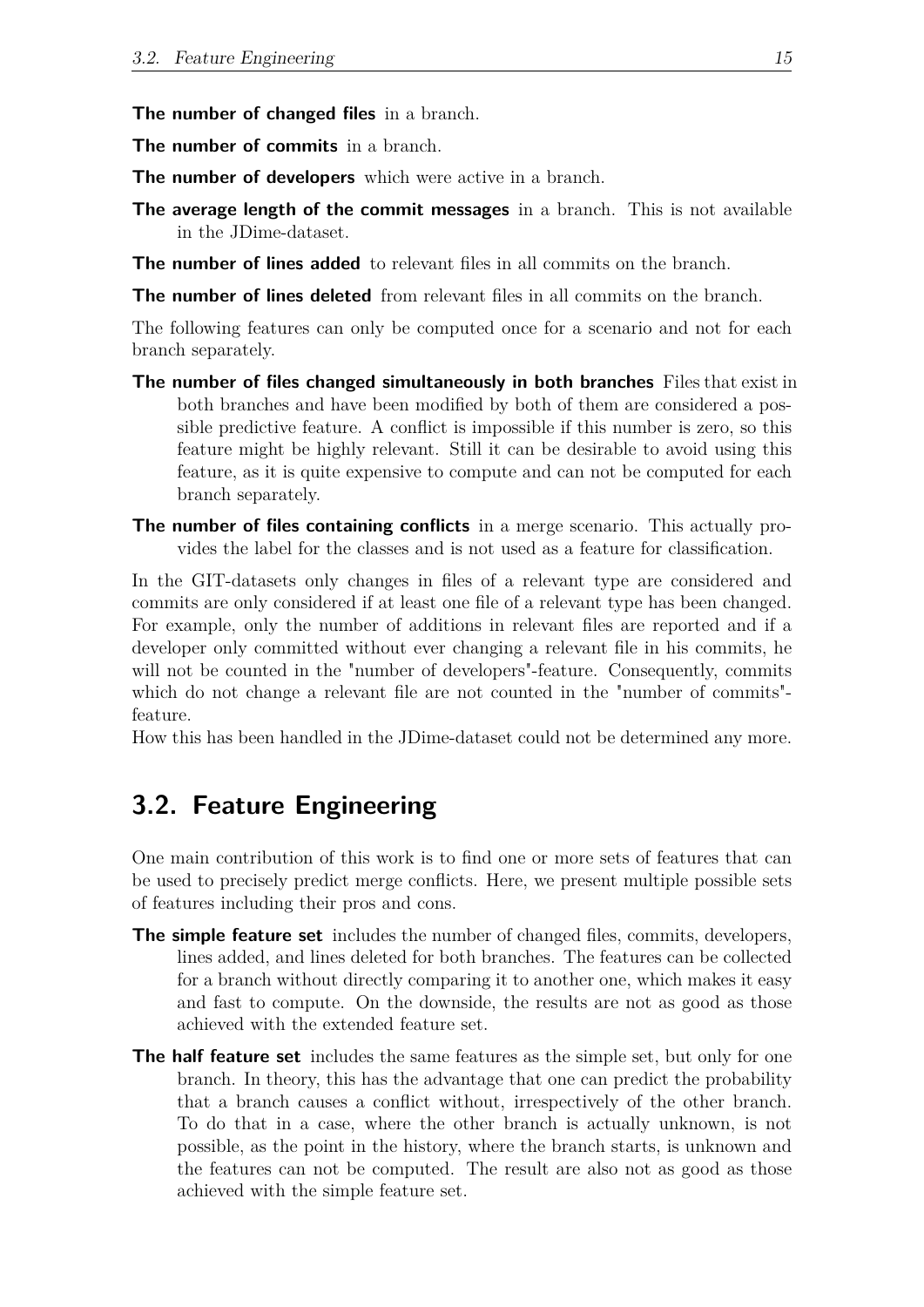**The number of changed files** in a branch.

**The number of commits** in a branch.

**The number of developers** which were active in a branch.

**The average length of the commit messages** in a branch. This is not available in the JDime-dataset.

**The number of lines added** to relevant files in all commits on the branch.

**The number of lines deleted** from relevant files in all commits on the branch.

The following features can only be computed once for a scenario and not for each branch separately.

**The number of files changed simultaneously in both branches** Files that exist in both branches and have been modified by both of them are considered a possible predictive feature. A conflict is impossible if this number is zero, so this feature might be highly relevant. Still it can be desirable to avoid using this feature, as it is quite expensive to compute and can not be computed for each branch separately.

**The number of files containing conflicts** in a merge scenario. This actually provides the label for the classes and is not used as a feature for classification.

In the GIT-datasets only changes in files of a relevant type are considered and commits are only considered if at least one file of a relevant type has been changed. For example, only the number of additions in relevant files are reported and if a developer only committed without ever changing a relevant file in his commits, he will not be counted in the "number of developers"-feature. Consequently, commits which do not change a relevant file are not counted in the "number of commits"-feature.
How this has been handled in the JDime-dataset could not be determined any more.

## 3.2. Feature Engineering

One main contribution of this work is to find one or more sets of features that can be used to precisely predict merge conflicts. Here, we present multiple possible sets of features including their pros and cons.

**The simple feature set** includes the number of changed files, commits, developers, lines added, and lines deleted for both branches. The features can be collected for a branch without directly comparing it to another one, which makes it easy and fast to compute. On the downside, the results are not as good as those achieved with the extended feature set.

**The half feature set** includes the same features as the simple set, but only for one branch. In theory, this has the advantage that one can predict the probability that a branch causes a conflict without, irrespectively of the other branch. To do that in a case, where the other branch is actually unknown, is not possible, as the point in the history, where the branch starts, is unknown and the features can not be computed. The result are also not as good as those achieved with the simple feature set.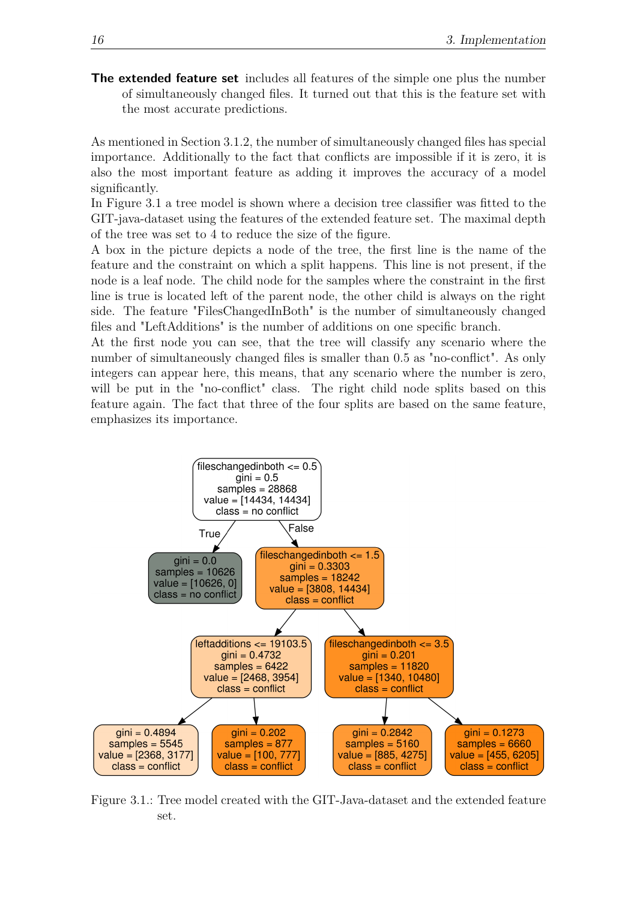**The extended feature set** includes all features of the simple one plus the number of simultaneously changed files. It turned out that this is the feature set with the most accurate predictions.

As mentioned in Section 3.1.2, the number of simultaneously changed files has special importance. Additionally to the fact that conflicts are impossible if it is zero, it is also the most important feature as adding it improves the accuracy of a model significantly.
In Figure 3.1 a tree model is shown where a decision tree classifier was fitted to the GIT-java-dataset using the features of the extended feature set. The maximal depth of the tree was set to 4 to reduce the size of the figure.
A box in the picture depicts a node of the tree, the first line is the name of the feature and the constraint on which a split happens. This line is not present, if the node is a leaf node. The child node for the samples where the constraint in the first line is true is located left of the parent node, the other child is always on the right side. The feature "FilesChangedInBoth" is the number of simultaneously changed files and "LeftAdditions" is the number of additions on one specific branch.
At the first node you can see, that the tree will classify any scenario where the number of simultaneously changed files is smaller than 0.5 as "no-conflict". As only integers can appear here, this means, that any scenario where the number is zero, will be put in the "no-conflict" class. The right child node splits based on this feature again. The fact that three of the four splits are based on the same feature, emphasizes its importance.

```
fileschangedinboth <= 0.5
gini = 0.5
samples = 28868
value = [14434, 14434]
class = no conflict
├── True:
│   gini = 0.0
│   samples = 10626
│   value = [10626, 0]
│   class = no conflict
└── False:
    fileschangedinboth <= 1.5
    gini = 0.3303
    samples = 18242
    value = [3808, 14434]
    class = conflict
    ├── leftadditions <= 19103.5
    │   gini = 0.4732
    │   samples = 6422
    │   value = [2468, 3954]
    │   class = conflict
    │   ├── gini = 0.4894
    │   │   samples = 5545
    │   │   value = [2368, 3177]
    │   │   class = conflict
    │   └── gini = 0.202
    │       samples = 877
    │       value = [100, 777]
    │       class = conflict
    └── fileschangedinboth <= 3.5
        gini = 0.201
        samples = 11820
        value = [1340, 10480]
        class = conflict
        ├── gini = 0.2842
        │   samples = 5160
        │   value = [885, 4275]
        │   class = conflict
        └── gini = 0.1273
            samples = 6660
            value = [455, 6205]
            class = conflict
```

Figure 3.1.: Tree model created with the GIT-Java-dataset and the extended feature set.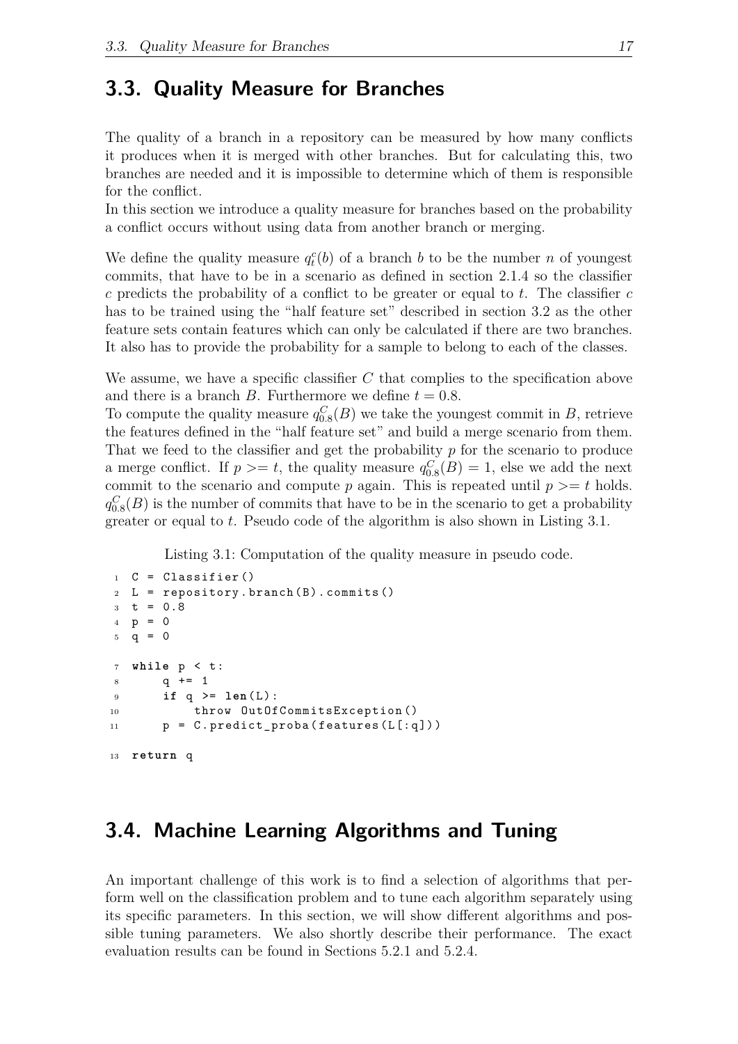## 3.3. Quality Measure for Branches

The quality of a branch in a repository can be measured by how many conflicts it produces when it is merged with other branches. But for calculating this, two branches are needed and it is impossible to determine which of them is responsible for the conflict.

In this section we introduce a quality measure for branches based on the probability a conflict occurs without using data from another branch or merging.

We define the quality measure $q_t^c(b)$ of a branch $b$ to be the number $n$ of youngest commits, that have to be in a scenario as defined in section 2.1.4 so the classifier $c$ predicts the probability of a conflict to be greater or equal to $t$. The classifier $c$ has to be trained using the "half feature set" described in section 3.2 as the other feature sets contain features which can only be calculated if there are two branches. It also has to provide the probability for a sample to belong to each of the classes.

We assume, we have a specific classifier $C$ that complies to the specification above and there is a branch $B$. Furthermore we define $t = 0.8$.

To compute the quality measure $q_{0.8}^C(B)$ we take the youngest commit in $B$, retrieve the features defined in the "half feature set" and build a merge scenario from them. That we feed to the classifier and get the probability $p$ for the scenario to produce a merge conflict. If $p >= t$, the quality measure $q_{0.8}^C(B) = 1$, else we add the next commit to the scenario and compute $p$ again. This is repeated until $p >= t$ holds. $q_{0.8}^C(B)$ is the number of commits that have to be in the scenario to get a probability greater or equal to $t$. Pseudo code of the algorithm is also shown in Listing 3.1.

Listing 3.1: Computation of the quality measure in pseudo code.

```
C = Classifier()
L = repository.branch(B).commits()
t = 0.8
p = 0
q = 0

while p < t:
    q += 1
    if q >= len(L):
        throw OutOfCommitsException()
    p = C.predict_proba(features(L[:q]))

return q
```

## 3.4. Machine Learning Algorithms and Tuning

An important challenge of this work is to find a selection of algorithms that perform well on the classification problem and to tune each algorithm separately using its specific parameters. In this section, we will show different algorithms and possible tuning parameters. We also shortly describe their performance. The exact evaluation results can be found in Sections 5.2.1 and 5.2.4.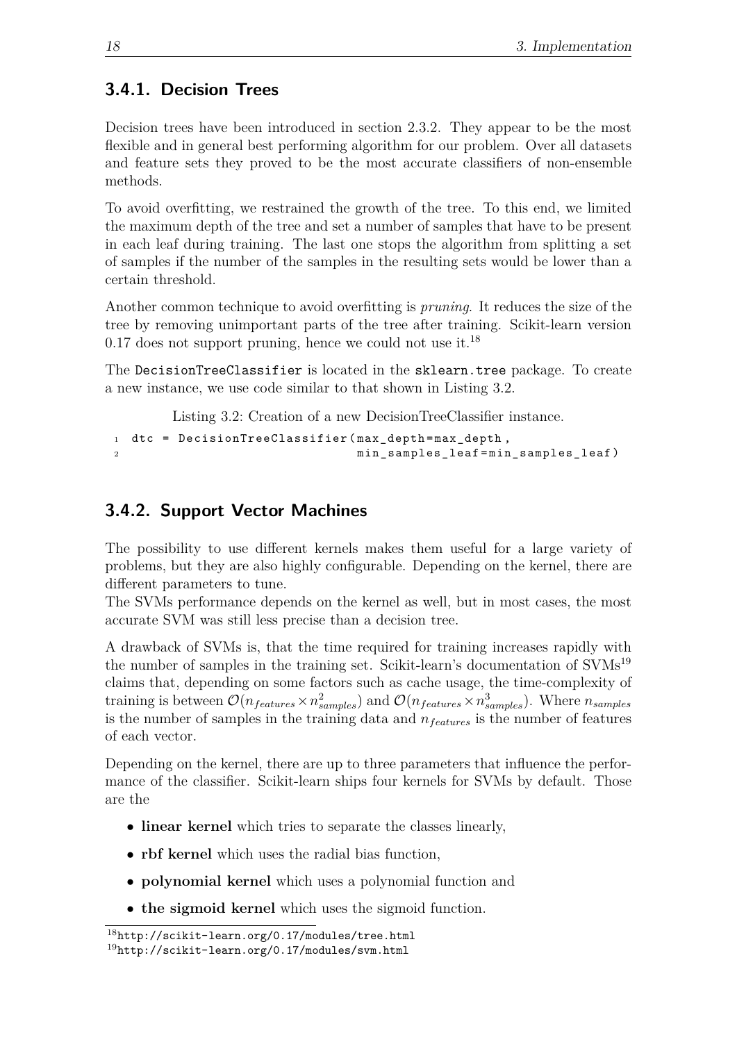### 3.4.1. Decision Trees

Decision trees have been introduced in section 2.3.2. They appear to be the most flexible and in general best performing algorithm for our problem. Over all datasets and feature sets they proved to be the most accurate classifiers of non-ensemble methods.

To avoid overfitting, we restrained the growth of the tree. To this end, we limited the maximum depth of the tree and set a number of samples that have to be present in each leaf during training. The last one stops the algorithm from splitting a set of samples if the number of the samples in the resulting sets would be lower than a certain threshold.

Another common technique to avoid overfitting is *pruning*. It reduces the size of the tree by removing unimportant parts of the tree after training. Scikit-learn version 0.17 does not support pruning, hence we could not use it.[18]

The `DecisionTreeClassifier` is located in the `sklearn.tree` package. To create a new instance, we use code similar to that shown in Listing 3.2.

Listing 3.2: Creation of a new DecisionTreeClassifier instance.

```
dtc = DecisionTreeClassifier(max_depth=max_depth,
                             min_samples_leaf=min_samples_leaf)
```

### 3.4.2. Support Vector Machines

The possibility to use different kernels makes them useful for a large variety of problems, but they are also highly configurable. Depending on the kernel, there are different parameters to tune.
The SVMs performance depends on the kernel as well, but in most cases, the most accurate SVM was still less precise than a decision tree.

A drawback of SVMs is, that the time required for training increases rapidly with the number of samples in the training set. Scikit-learn's documentation of SVMs[19] claims that, depending on some factors such as cache usage, the time-complexity of training is between $\mathcal{O}(n_{features} \times n_{samples}^2)$ and $\mathcal{O}(n_{features} \times n_{samples}^3)$. Where $n_{samples}$ is the number of samples in the training data and $n_{features}$ is the number of features of each vector.

Depending on the kernel, there are up to three parameters that influence the performance of the classifier. Scikit-learn ships four kernels for SVMs by default. Those are the

- **linear kernel** which tries to separate the classes linearly,
- **rbf kernel** which uses the radial bias function,
- **polynomial kernel** which uses a polynomial function and
- **the sigmoid kernel** which uses the sigmoid function.

[18] http://scikit-learn.org/0.17/modules/tree.html
[19] http://scikit-learn.org/0.17/modules/svm.html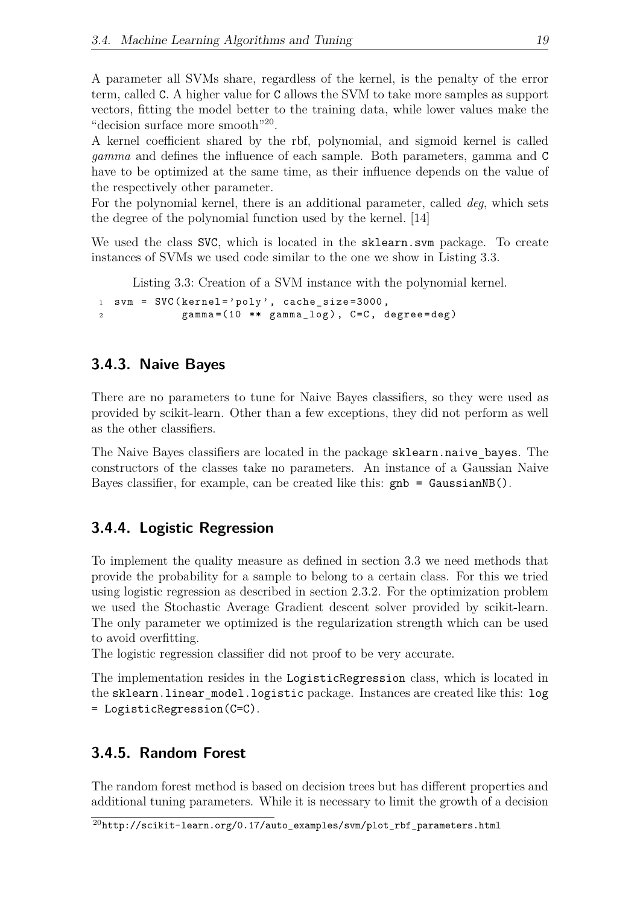A parameter all SVMs share, regardless of the kernel, is the penalty of the error term, called `C`. A higher value for `C` allows the SVM to take more samples as support vectors, fitting the model better to the training data, while lower values make the "decision surface more smooth"[20].

A kernel coefficient shared by the rbf, polynomial, and sigmoid kernel is called *gamma* and defines the influence of each sample. Both parameters, gamma and `C` have to be optimized at the same time, as their influence depends on the value of the respectively other parameter.

For the polynomial kernel, there is an additional parameter, called *deg*, which sets the degree of the polynomial function used by the kernel. [14]

We used the class `SVC`, which is located in the `sklearn.svm` package. To create instances of SVMs we used code similar to the one we show in Listing 3.3.

Listing 3.3: Creation of a SVM instance with the polynomial kernel.

```
svm = SVC(kernel='poly', cache_size=3000,
          gamma=(10 ** gamma_log), C=C, degree=deg)
```

### 3.4.3. Naive Bayes

There are no parameters to tune for Naive Bayes classifiers, so they were used as provided by scikit-learn. Other than a few exceptions, they did not perform as well as the other classifiers.

The Naive Bayes classifiers are located in the package `sklearn.naive_bayes`. The constructors of the classes take no parameters. An instance of a Gaussian Naive Bayes classifier, for example, can be created like this: `gnb = GaussianNB()`.

### 3.4.4. Logistic Regression

To implement the quality measure as defined in section 3.3 we need methods that provide the probability for a sample to belong to a certain class. For this we tried using logistic regression as described in section 2.3.2. For the optimization problem we used the Stochastic Average Gradient descent solver provided by scikit-learn. The only parameter we optimized is the regularization strength which can be used to avoid overfitting.

The logistic regression classifier did not proof to be very accurate.

The implementation resides in the `LogisticRegression` class, which is located in the `sklearn.linear_model.logistic` package. Instances are created like this: `log = LogisticRegression(C=C)`.

### 3.4.5. Random Forest

The random forest method is based on decision trees but has different properties and additional tuning parameters. While it is necessary to limit the growth of a decision

[20] http://scikit-learn.org/0.17/auto_examples/svm/plot_rbf_parameters.html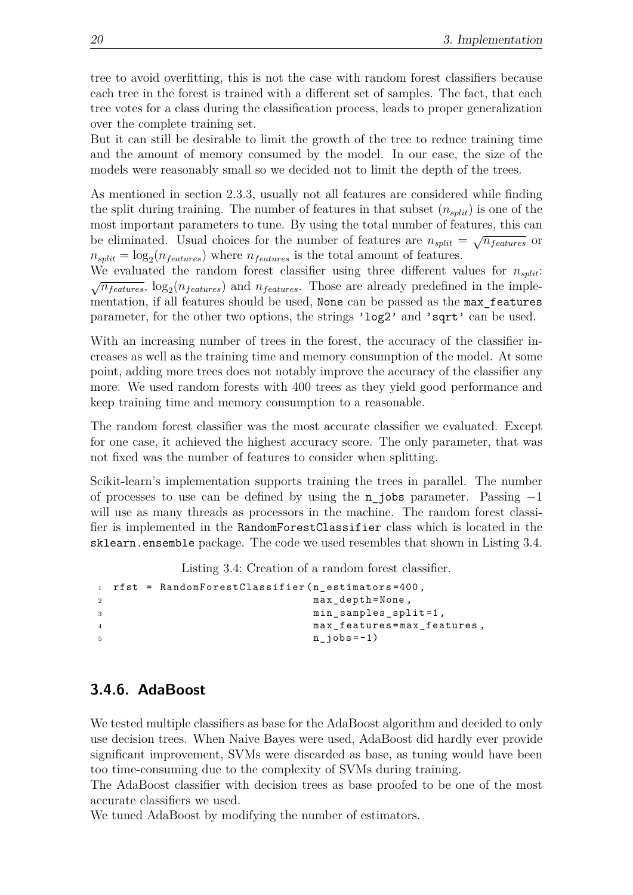tree to avoid overfitting, this is not the case with random forest classifiers because each tree in the forest is trained with a different set of samples. The fact, that each tree votes for a class during the classification process, leads to proper generalization over the complete training set.
But it can still be desirable to limit the growth of the tree to reduce training time and the amount of memory consumed by the model. In our case, the size of the models were reasonably small so we decided not to limit the depth of the trees.

As mentioned in section 2.3.3, usually not all features are considered while finding the split during training. The number of features in that subset ($n_{split}$) is one of the most important parameters to tune. By using the total number of features, this can be eliminated. Usual choices for the number of features are $n_{split} = \sqrt{n_{features}}$ or $n_{split} = \log_2(n_{features})$ where $n_{features}$ is the total amount of features.
We evaluated the random forest classifier using three different values for $n_{split}$: $\sqrt{n_{features}}$, $\log_2(n_{features})$ and $n_{features}$. Those are already predefined in the implementation, if all features should be used, `None` can be passed as the `max_features` parameter, for the other two options, the strings `'log2'` and `'sqrt'` can be used.

With an increasing number of trees in the forest, the accuracy of the classifier increases as well as the training time and memory consumption of the model. At some point, adding more trees does not notably improve the accuracy of the classifier any more. We used random forests with 400 trees as they yield good performance and keep training time and memory consumption to a reasonable.

The random forest classifier was the most accurate classifier we evaluated. Except for one case, it achieved the highest accuracy score. The only parameter, that was not fixed was the number of features to consider when splitting.

Scikit-learn's implementation supports training the trees in parallel. The number of processes to use can be defined by using the `n_jobs` parameter. Passing $-1$ will use as many threads as processors in the machine. The random forest classifier is implemented in the `RandomForestClassifier` class which is located in the `sklearn.ensemble` package. The code we used resembles that shown in Listing 3.4.

Listing 3.4: Creation of a random forest classifier.

```
rfst = RandomForestClassifier(n_estimators=400,
                              max_depth=None,
                              min_samples_split=1,
                              max_features=max_features,
                              n_jobs=-1)
```

### 3.4.6. AdaBoost

We tested multiple classifiers as base for the AdaBoost algorithm and decided to only use decision trees. When Naive Bayes were used, AdaBoost did hardly ever provide significant improvement, SVMs were discarded as base, as tuning would have been too time-consuming due to the complexity of SVMs during training.
The AdaBoost classifier with decision trees as base proofed to be one of the most accurate classifiers we used.
We tuned AdaBoost by modifying the number of estimators.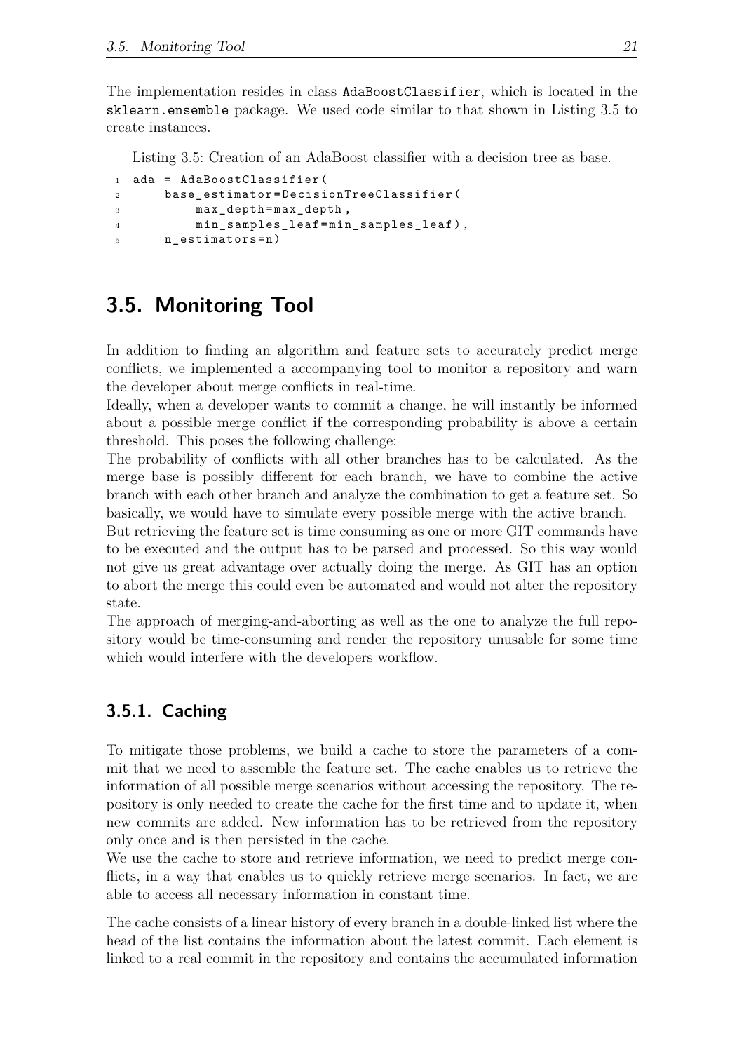The implementation resides in class `AdaBoostClassifier`, which is located in the `sklearn.ensemble` package. We used code similar to that shown in Listing 3.5 to create instances.

Listing 3.5: Creation of an AdaBoost classifier with a decision tree as base.

```
ada = AdaBoostClassifier(
    base_estimator=DecisionTreeClassifier(
        max_depth=max_depth,
        min_samples_leaf=min_samples_leaf),
    n_estimators=n)
```

## 3.5. Monitoring Tool

In addition to finding an algorithm and feature sets to accurately predict merge conflicts, we implemented a accompanying tool to monitor a repository and warn the developer about merge conflicts in real-time.

Ideally, when a developer wants to commit a change, he will instantly be informed about a possible merge conflict if the corresponding probability is above a certain threshold. This poses the following challenge:

The probability of conflicts with all other branches has to be calculated. As the merge base is possibly different for each branch, we have to combine the active branch with each other branch and analyze the combination to get a feature set. So basically, we would have to simulate every possible merge with the active branch.

But retrieving the feature set is time consuming as one or more GIT commands have to be executed and the output has to be parsed and processed. So this way would not give us great advantage over actually doing the merge. As GIT has an option to abort the merge this could even be automated and would not alter the repository state.

The approach of merging-and-aborting as well as the one to analyze the full repository would be time-consuming and render the repository unusable for some time which would interfere with the developers workflow.

### 3.5.1. Caching

To mitigate those problems, we build a cache to store the parameters of a commit that we need to assemble the feature set. The cache enables us to retrieve the information of all possible merge scenarios without accessing the repository. The repository is only needed to create the cache for the first time and to update it, when new commits are added. New information has to be retrieved from the repository only once and is then persisted in the cache.

We use the cache to store and retrieve information, we need to predict merge conflicts, in a way that enables us to quickly retrieve merge scenarios. In fact, we are able to access all necessary information in constant time.

The cache consists of a linear history of every branch in a double-linked list where the head of the list contains the information about the latest commit. Each element is linked to a real commit in the repository and contains the accumulated information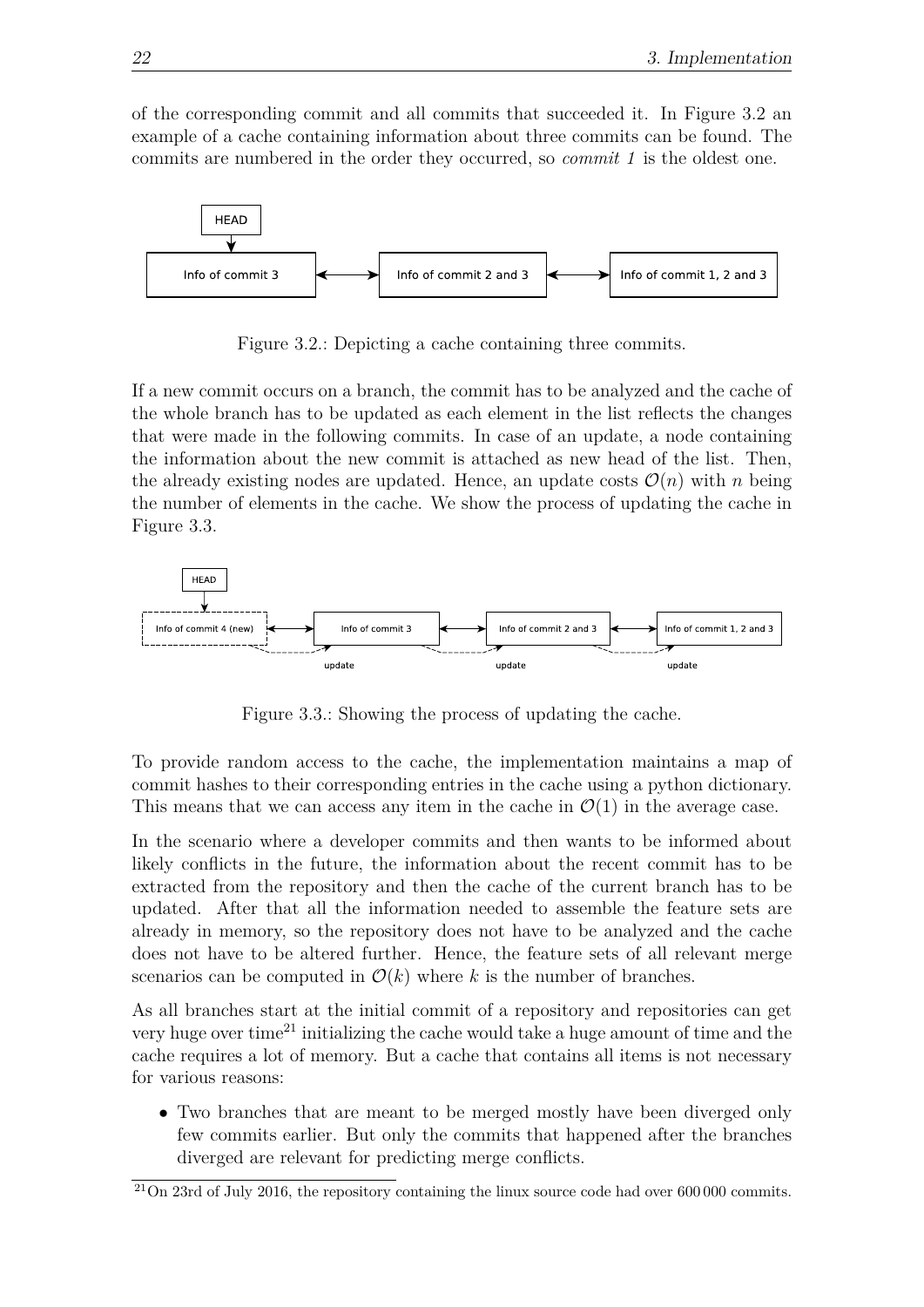of the corresponding commit and all commits that succeeded it. In Figure 3.2 an example of a cache containing information about three commits can be found. The commits are numbered in the order they occurred, so *commit 1* is the oldest one.

Figure 3.2.: Depicting a cache containing three commits.

If a new commit occurs on a branch, the commit has to be analyzed and the cache of the whole branch has to be updated as each element in the list reflects the changes that were made in the following commits. In case of an update, a node containing the information about the new commit is attached as new head of the list. Then, the already existing nodes are updated. Hence, an update costs $\mathcal{O}(n)$ with $n$ being the number of elements in the cache. We show the process of updating the cache in Figure 3.3.

Figure 3.3.: Showing the process of updating the cache.

To provide random access to the cache, the implementation maintains a map of commit hashes to their corresponding entries in the cache using a python dictionary. This means that we can access any item in the cache in $\mathcal{O}(1)$ in the average case.

In the scenario where a developer commits and then wants to be informed about likely conflicts in the future, the information about the recent commit has to be extracted from the repository and then the cache of the current branch has to be updated. After that all the information needed to assemble the feature sets are already in memory, so the repository does not have to be analyzed and the cache does not have to be altered further. Hence, the feature sets of all relevant merge scenarios can be computed in $\mathcal{O}(k)$ where $k$ is the number of branches.

As all branches start at the initial commit of a repository and repositories can get very huge over time[21] initializing the cache would take a huge amount of time and the cache requires a lot of memory. But a cache that contains all items is not necessary for various reasons:

- Two branches that are meant to be merged mostly have been diverged only few commits earlier. But only the commits that happened after the branches diverged are relevant for predicting merge conflicts.

[21]On 23rd of July 2016, the repository containing the linux source code had over 600 000 commits.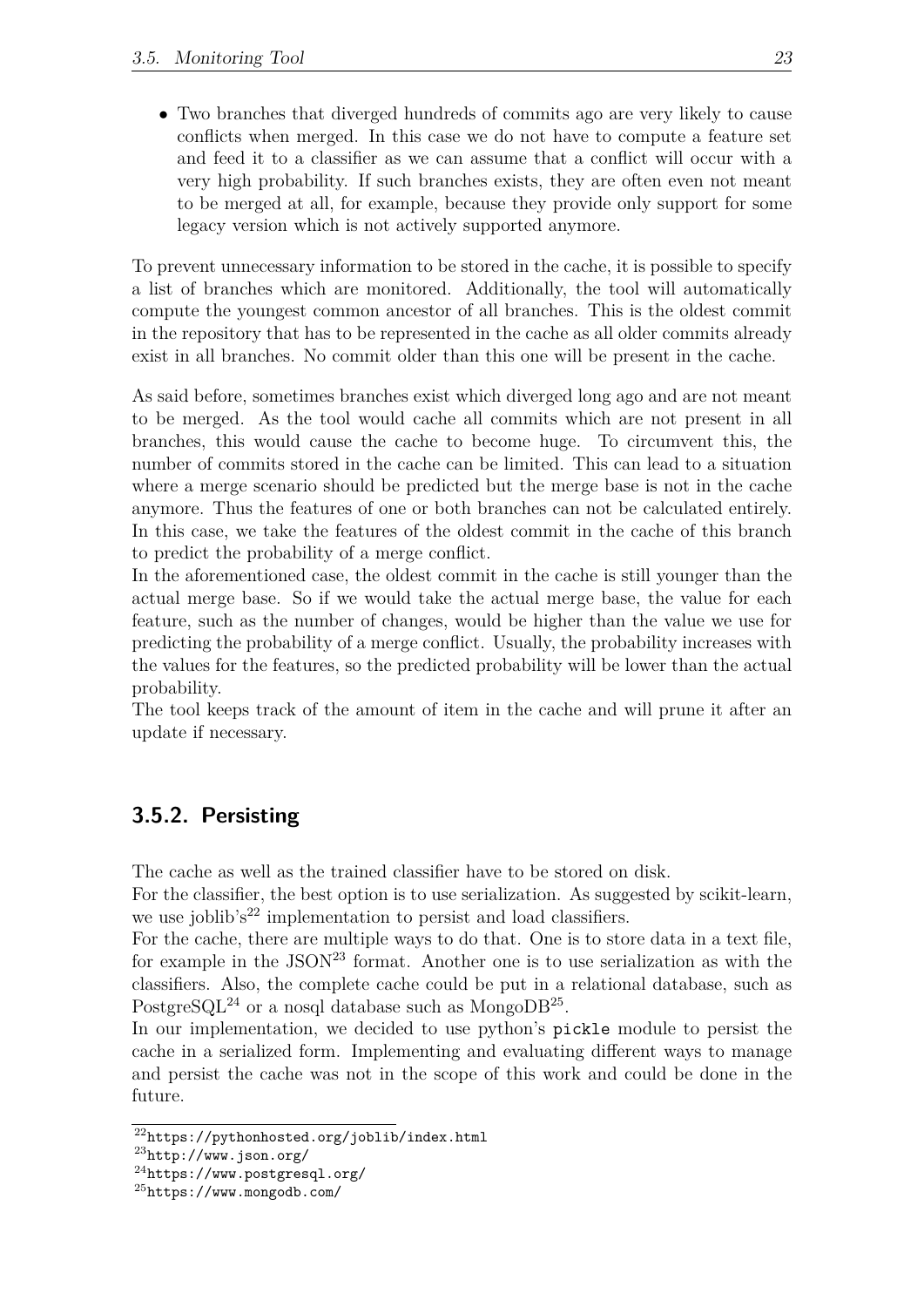- Two branches that diverged hundreds of commits ago are very likely to cause conflicts when merged. In this case we do not have to compute a feature set and feed it to a classifier as we can assume that a conflict will occur with a very high probability. If such branches exists, they are often even not meant to be merged at all, for example, because they provide only support for some legacy version which is not actively supported anymore.

To prevent unnecessary information to be stored in the cache, it is possible to specify a list of branches which are monitored. Additionally, the tool will automatically compute the youngest common ancestor of all branches. This is the oldest commit in the repository that has to be represented in the cache as all older commits already exist in all branches. No commit older than this one will be present in the cache.

As said before, sometimes branches exist which diverged long ago and are not meant to be merged. As the tool would cache all commits which are not present in all branches, this would cause the cache to become huge. To circumvent this, the number of commits stored in the cache can be limited. This can lead to a situation where a merge scenario should be predicted but the merge base is not in the cache anymore. Thus the features of one or both branches can not be calculated entirely. In this case, we take the features of the oldest commit in the cache of this branch to predict the probability of a merge conflict.
In the aforementioned case, the oldest commit in the cache is still younger than the actual merge base. So if we would take the actual merge base, the value for each feature, such as the number of changes, would be higher than the value we use for predicting the probability of a merge conflict. Usually, the probability increases with the values for the features, so the predicted probability will be lower than the actual probability.
The tool keeps track of the amount of item in the cache and will prune it after an update if necessary.

### 3.5.2. Persisting

The cache as well as the trained classifier have to be stored on disk.
For the classifier, the best option is to use serialization. As suggested by scikit-learn, we use joblib's[22] implementation to persist and load classifiers.
For the cache, there are multiple ways to do that. One is to store data in a text file, for example in the JSON[23] format. Another one is to use serialization as with the classifiers. Also, the complete cache could be put in a relational database, such as PostgreSQL[24] or a nosql database such as MongoDB[25].
In our implementation, we decided to use python's `pickle` module to persist the cache in a serialized form. Implementing and evaluating different ways to manage and persist the cache was not in the scope of this work and could be done in the future.

[22] https://pythonhosted.org/joblib/index.html
[23] http://www.json.org/
[24] https://www.postgresql.org/
[25] https://www.mongodb.com/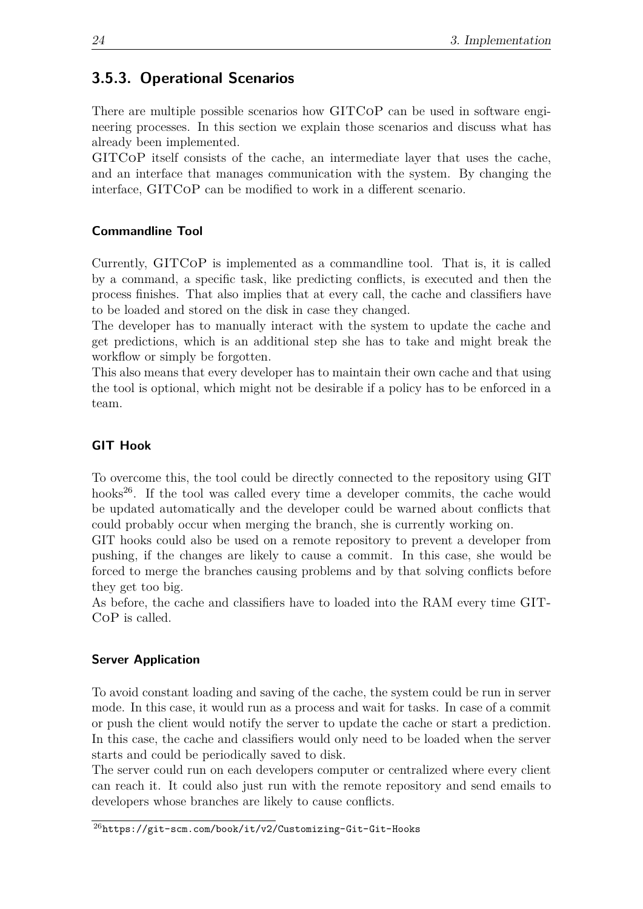### 3.5.3. Operational Scenarios

There are multiple possible scenarios how GITCoP can be used in software engineering processes. In this section we explain those scenarios and discuss what has already been implemented.

GITCoP itself consists of the cache, an intermediate layer that uses the cache, and an interface that manages communication with the system. By changing the interface, GITCoP can be modified to work in a different scenario.

#### Commandline Tool

Currently, GITCoP is implemented as a commandline tool. That is, it is called by a command, a specific task, like predicting conflicts, is executed and then the process finishes. That also implies that at every call, the cache and classifiers have to be loaded and stored on the disk in case they changed.

The developer has to manually interact with the system to update the cache and get predictions, which is an additional step she has to take and might break the workflow or simply be forgotten.

This also means that every developer has to maintain their own cache and that using the tool is optional, which might not be desirable if a policy has to be enforced in a team.

#### GIT Hook

To overcome this, the tool could be directly connected to the repository using GIT hooks[26]. If the tool was called every time a developer commits, the cache would be updated automatically and the developer could be warned about conflicts that could probably occur when merging the branch, she is currently working on.

GIT hooks could also be used on a remote repository to prevent a developer from pushing, if the changes are likely to cause a commit. In this case, she would be forced to merge the branches causing problems and by that solving conflicts before they get too big.

As before, the cache and classifiers have to loaded into the RAM every time GITCoP is called.

#### Server Application

To avoid constant loading and saving of the cache, the system could be run in server mode. In this case, it would run as a process and wait for tasks. In case of a commit or push the client would notify the server to update the cache or start a prediction. In this case, the cache and classifiers would only need to be loaded when the server starts and could be periodically saved to disk.

The server could run on each developers computer or centralized where every client can reach it. It could also just run with the remote repository and send emails to developers whose branches are likely to cause conflicts.

[26]https://git-scm.com/book/it/v2/Customizing-Git-Git-Hooks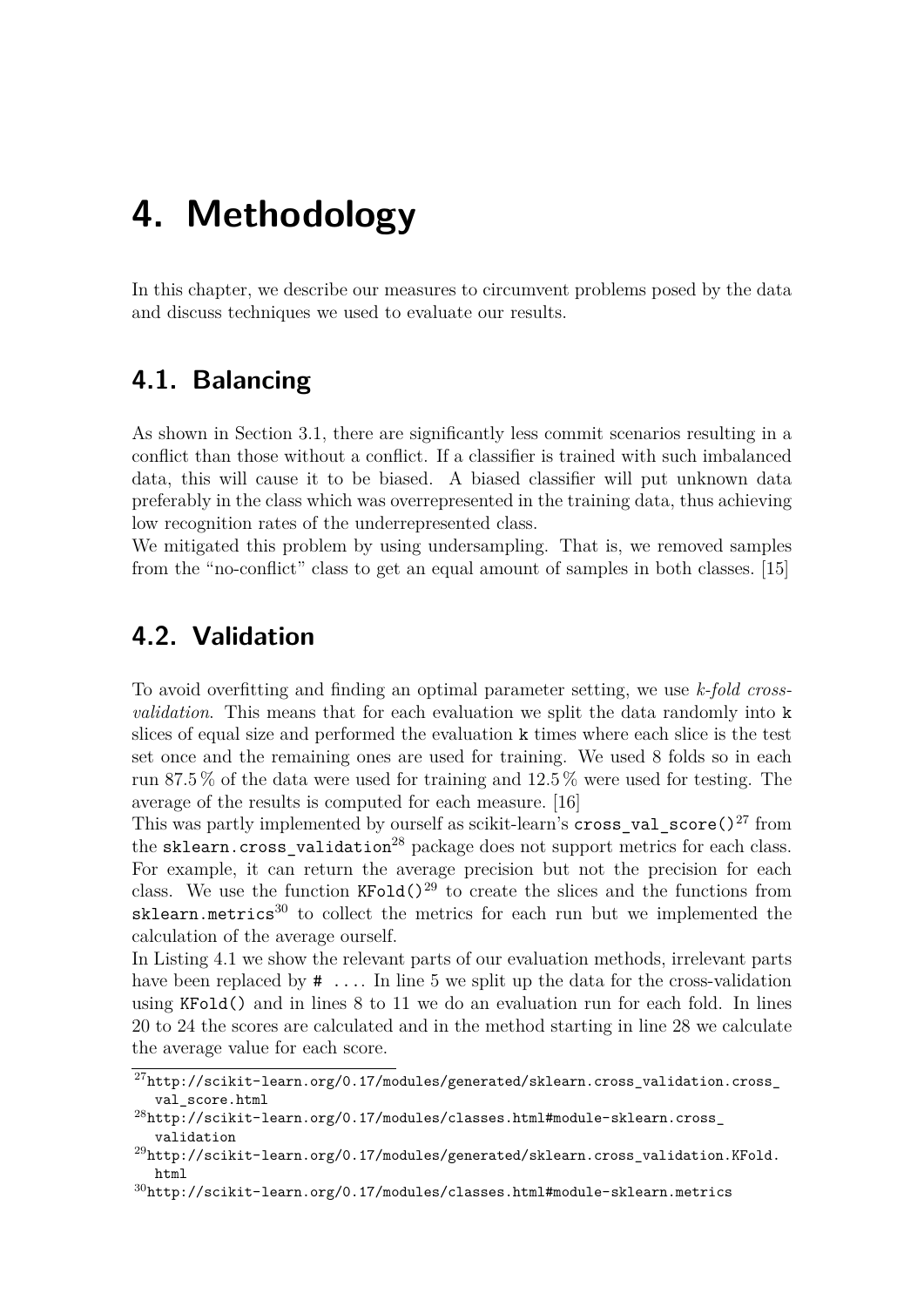# 4. Methodology

In this chapter, we describe our measures to circumvent problems posed by the data and discuss techniques we used to evaluate our results.

## 4.1. Balancing

As shown in Section 3.1, there are significantly less commit scenarios resulting in a conflict than those without a conflict. If a classifier is trained with such imbalanced data, this will cause it to be biased. A biased classifier will put unknown data preferably in the class which was overrepresented in the training data, thus achieving low recognition rates of the underrepresented class.

We mitigated this problem by using undersampling. That is, we removed samples from the "no-conflict" class to get an equal amount of samples in both classes. [15]

## 4.2. Validation

To avoid overfitting and finding an optimal parameter setting, we use *k-fold cross-validation*. This means that for each evaluation we split the data randomly into `k` slices of equal size and performed the evaluation `k` times where each slice is the test set once and the remaining ones are used for training. We used 8 folds so in each run 87.5 % of the data were used for training and 12.5 % were used for testing. The average of the results is computed for each measure. [16]

This was partly implemented by ourself as scikit-learn's `cross_val_score()`[27] from the `sklearn.cross_validation`[28] package does not support metrics for each class. For example, it can return the average precision but not the precision for each class. We use the function `KFold()`[29] to create the slices and the functions from `sklearn.metrics`[30] to collect the metrics for each run but we implemented the calculation of the average ourself.

In Listing 4.1 we show the relevant parts of our evaluation methods, irrelevant parts have been replaced by `# ...`. In line 5 we split up the data for the cross-validation using `KFold()` and in lines 8 to 11 we do an evaluation run for each fold. In lines 20 to 24 the scores are calculated and in the method starting in line 28 we calculate the average value for each score.

[27] http://scikit-learn.org/0.17/modules/generated/sklearn.cross_validation.cross_val_score.html

[28] http://scikit-learn.org/0.17/modules/classes.html#module-sklearn.cross_validation

[29] http://scikit-learn.org/0.17/modules/generated/sklearn.cross_validation.KFold.html

[30] http://scikit-learn.org/0.17/modules/classes.html#module-sklearn.metrics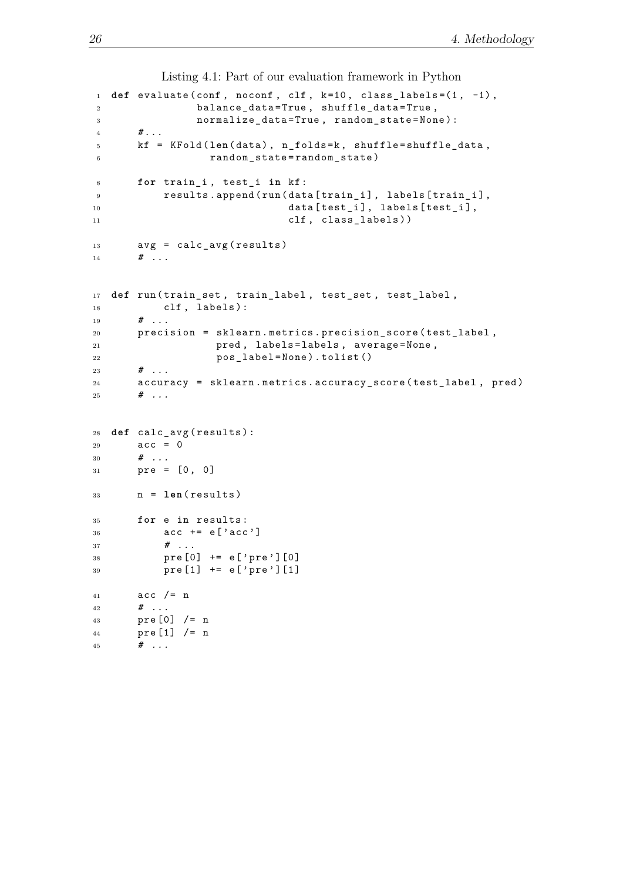Listing 4.1: Part of our evaluation framework in Python

```python
def evaluate(conf, noconf, clf, k=10, class_labels=(1, -1),
             balance_data=True, shuffle_data=True,
             normalize_data=True, random_state=None):
    #...
    kf = KFold(len(data), n_folds=k, shuffle=shuffle_data,
               random_state=random_state)

    for train_i, test_i in kf:
        results.append(run(data[train_i], labels[train_i],
                           data[test_i], labels[test_i],
                           clf, class_labels))

    avg = calc_avg(results)
    # ...


def run(train_set, train_label, test_set, test_label,
        clf, labels):
    # ...
    precision = sklearn.metrics.precision_score(test_label,
                pred, labels=labels, average=None,
                pos_label=None).tolist()
    # ...
    accuracy = sklearn.metrics.accuracy_score(test_label, pred)
    # ...


def calc_avg(results):
    acc = 0
    # ...
    pre = [0, 0]

    n = len(results)

    for e in results:
        acc += e['acc']
        # ...
        pre[0] += e['pre'][0]
        pre[1] += e['pre'][1]

    acc /= n
    # ...
    pre[0] /= n
    pre[1] /= n
    # ...
```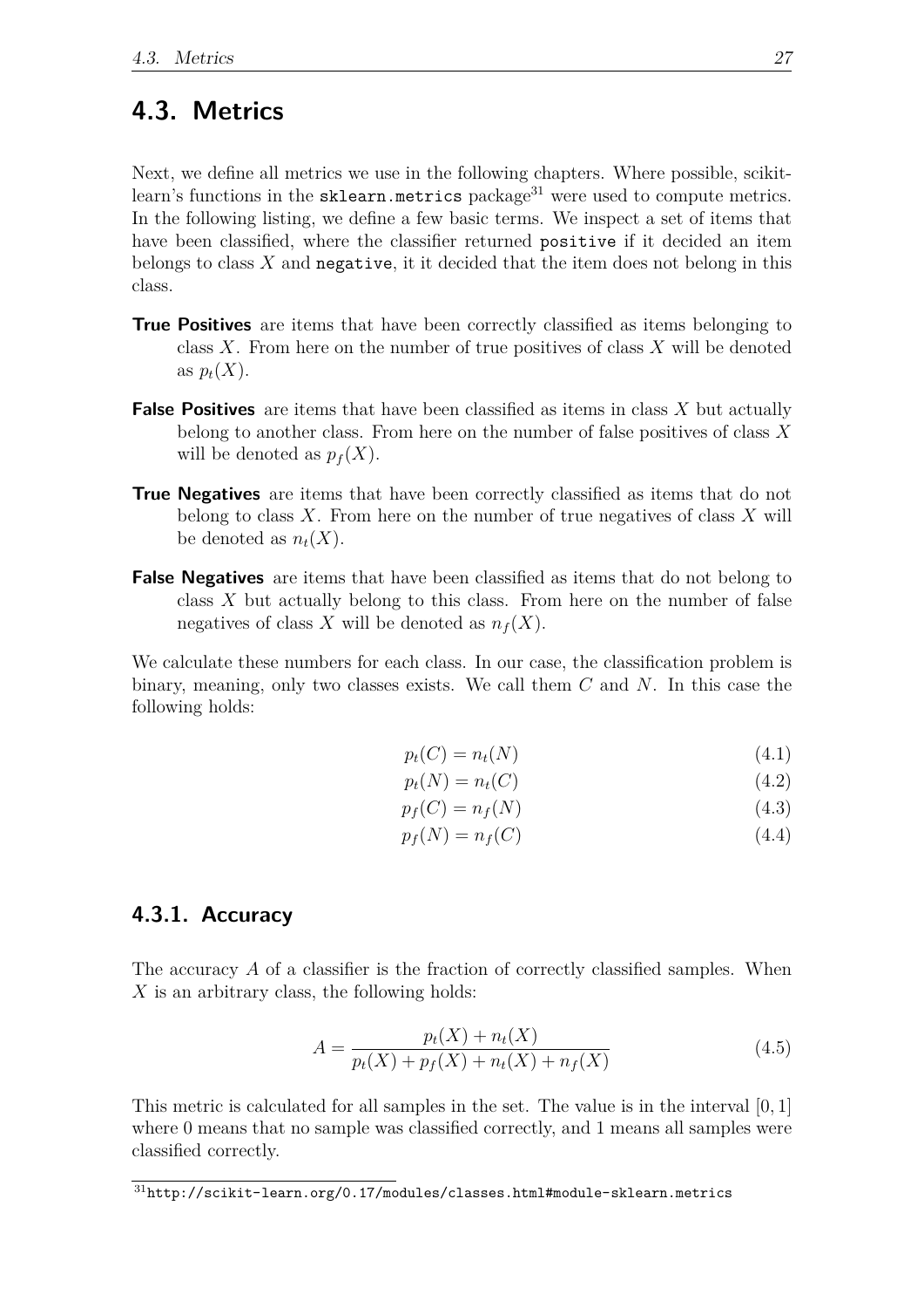## 4.3. Metrics

Next, we define all metrics we use in the following chapters. Where possible, scikit-learn's functions in the `sklearn.metrics` package[31] were used to compute metrics. In the following listing, we define a few basic terms. We inspect a set of items that have been classified, where the classifier returned `positive` if it decided an item belongs to class $X$ and `negative`, it it decided that the item does not belong in this class.

**True Positives** are items that have been correctly classified as items belonging to class $X$. From here on the number of true positives of class $X$ will be denoted as $p_t(X)$.

**False Positives** are items that have been classified as items in class $X$ but actually belong to another class. From here on the number of false positives of class $X$ will be denoted as $p_f(X)$.

**True Negatives** are items that have been correctly classified as items that do not belong to class $X$. From here on the number of true negatives of class $X$ will be denoted as $n_t(X)$.

**False Negatives** are items that have been classified as items that do not belong to class $X$ but actually belong to this class. From here on the number of false negatives of class $X$ will be denoted as $n_f(X)$.

We calculate these numbers for each class. In our case, the classification problem is binary, meaning, only two classes exists. We call them $C$ and $N$. In this case the following holds:

$$p_t(C) = n_t(N) \tag{4.1}$$

$$p_t(N) = n_t(C) \tag{4.2}$$

$$p_f(C) = n_f(N) \tag{4.3}$$

$$p_f(N) = n_f(C) \tag{4.4}$$

### 4.3.1. Accuracy

The accuracy $A$ of a classifier is the fraction of correctly classified samples. When $X$ is an arbitrary class, the following holds:

$$A = \frac{p_t(X) + n_t(X)}{p_t(X) + p_f(X) + n_t(X) + n_f(X)} \tag{4.5}$$

This metric is calculated for all samples in the set. The value is in the interval $[0, 1]$ where 0 means that no sample was classified correctly, and 1 means all samples were classified correctly.

[31] http://scikit-learn.org/0.17/modules/classes.html#module-sklearn.metrics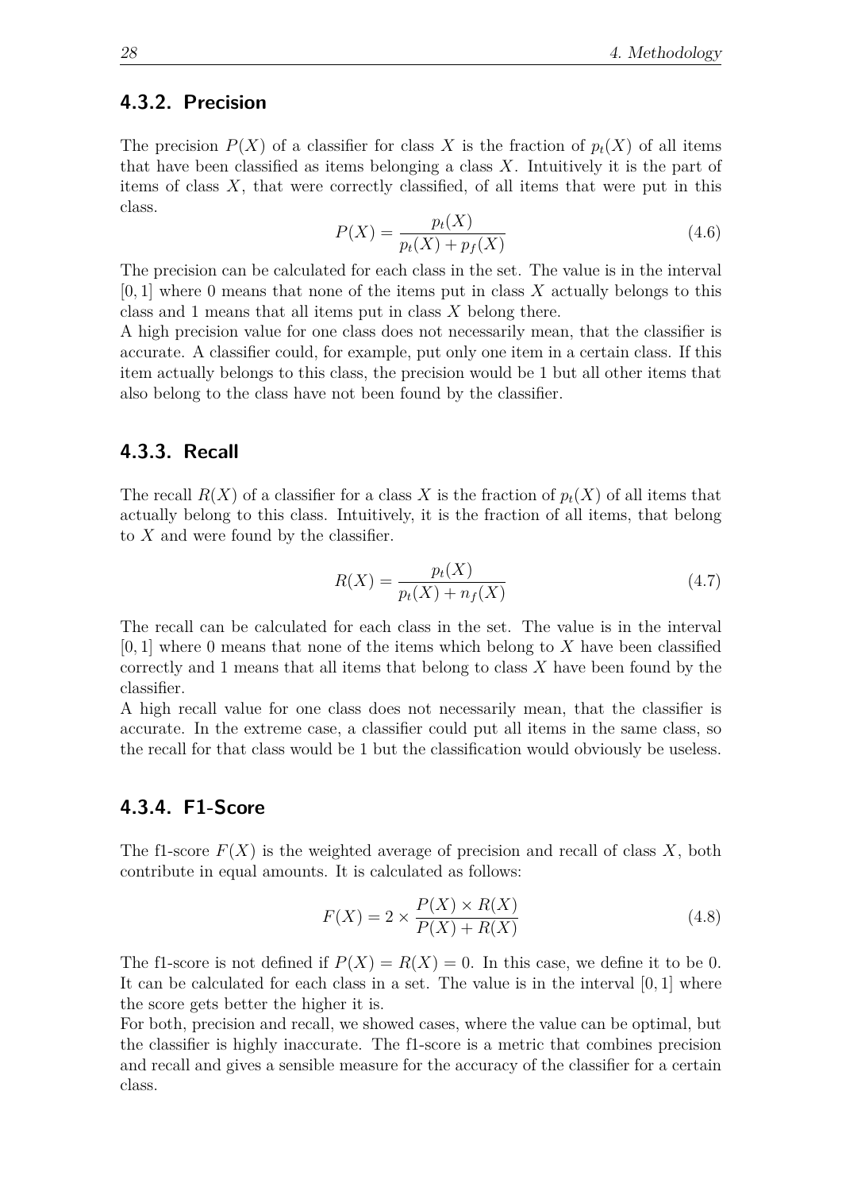### 4.3.2. Precision

The precision $P(X)$ of a classifier for class $X$ is the fraction of $p_t(X)$ of all items that have been classified as items belonging a class $X$. Intuitively it is the part of items of class $X$, that were correctly classified, of all items that were put in this class.

$$P(X) = \frac{p_t(X)}{p_t(X) + p_f(X)} \tag{4.6}$$

The precision can be calculated for each class in the set. The value is in the interval $[0, 1]$ where 0 means that none of the items put in class $X$ actually belongs to this class and 1 means that all items put in class $X$ belong there.

A high precision value for one class does not necessarily mean, that the classifier is accurate. A classifier could, for example, put only one item in a certain class. If this item actually belongs to this class, the precision would be 1 but all other items that also belong to the class have not been found by the classifier.

### 4.3.3. Recall

The recall $R(X)$ of a classifier for a class $X$ is the fraction of $p_t(X)$ of all items that actually belong to this class. Intuitively, it is the fraction of all items, that belong to $X$ and were found by the classifier.

$$R(X) = \frac{p_t(X)}{p_t(X) + n_f(X)} \tag{4.7}$$

The recall can be calculated for each class in the set. The value is in the interval $[0, 1]$ where 0 means that none of the items which belong to $X$ have been classified correctly and 1 means that all items that belong to class $X$ have been found by the classifier.

A high recall value for one class does not necessarily mean, that the classifier is accurate. In the extreme case, a classifier could put all items in the same class, so the recall for that class would be 1 but the classification would obviously be useless.

### 4.3.4. F1-Score

The f1-score $F(X)$ is the weighted average of precision and recall of class $X$, both contribute in equal amounts. It is calculated as follows:

$$F(X) = 2 \times \frac{P(X) \times R(X)}{P(X) + R(X)} \tag{4.8}$$

The f1-score is not defined if $P(X) = R(X) = 0$. In this case, we define it to be 0. It can be calculated for each class in a set. The value is in the interval $[0, 1]$ where the score gets better the higher it is.

For both, precision and recall, we showed cases, where the value can be optimal, but the classifier is highly inaccurate. The f1-score is a metric that combines precision and recall and gives a sensible measure for the accuracy of the classifier for a certain class.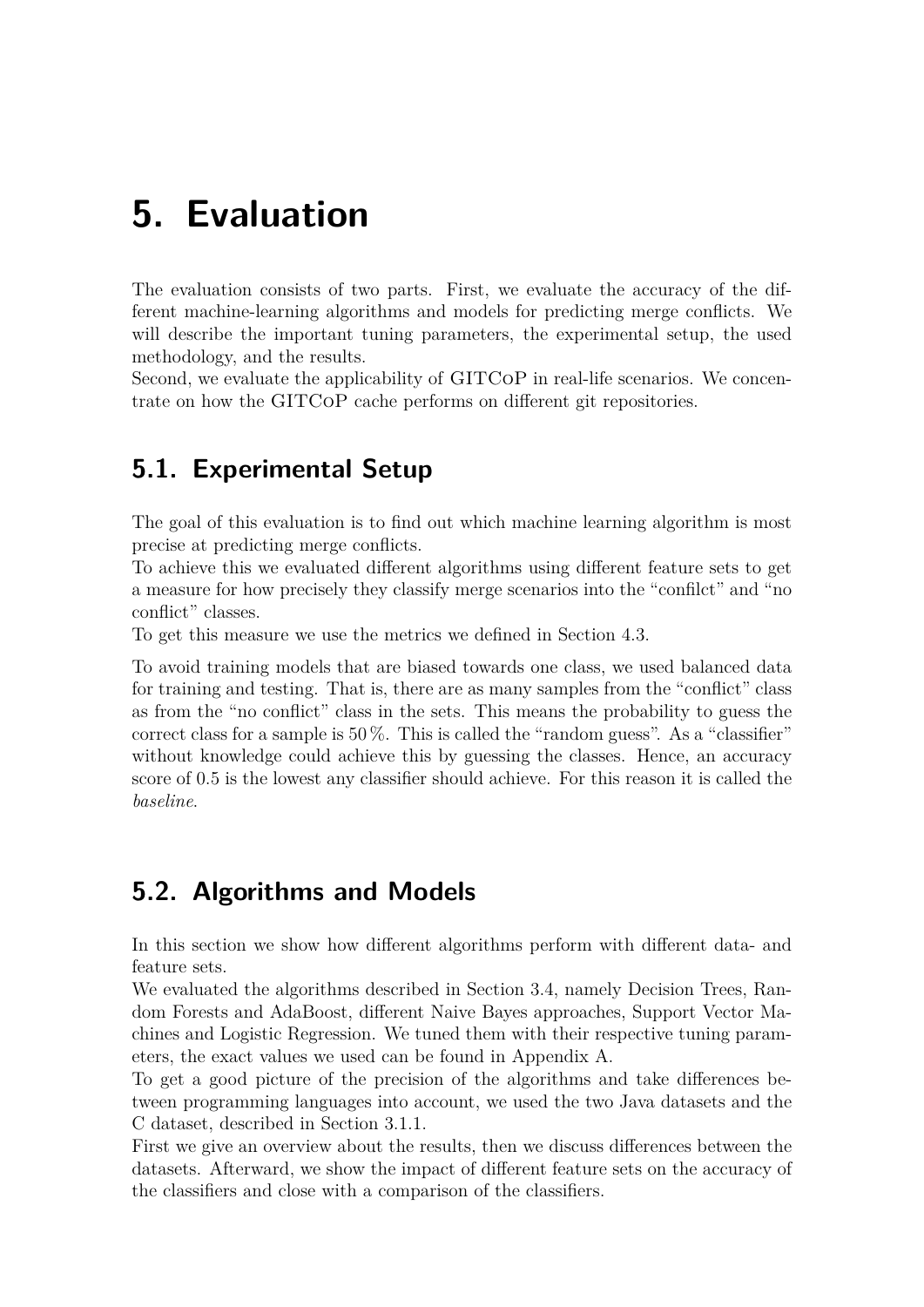# 5. Evaluation

The evaluation consists of two parts. First, we evaluate the accuracy of the different machine-learning algorithms and models for predicting merge conflicts. We will describe the important tuning parameters, the experimental setup, the used methodology, and the results.
Second, we evaluate the applicability of GITCoP in real-life scenarios. We concentrate on how the GITCoP cache performs on different git repositories.

## 5.1. Experimental Setup

The goal of this evaluation is to find out which machine learning algorithm is most precise at predicting merge conflicts.
To achieve this we evaluated different algorithms using different feature sets to get a measure for how precisely they classify merge scenarios into the "confilct" and "no conflict" classes.
To get this measure we use the metrics we defined in Section 4.3.

To avoid training models that are biased towards one class, we used balanced data for training and testing. That is, there are as many samples from the "conflict" class as from the "no conflict" class in the sets. This means the probability to guess the correct class for a sample is 50 %. This is called the "random guess". As a "classifier" without knowledge could achieve this by guessing the classes. Hence, an accuracy score of 0.5 is the lowest any classifier should achieve. For this reason it is called the *baseline*.

## 5.2. Algorithms and Models

In this section we show how different algorithms perform with different data- and feature sets.
We evaluated the algorithms described in Section 3.4, namely Decision Trees, Random Forests and AdaBoost, different Naive Bayes approaches, Support Vector Machines and Logistic Regression. We tuned them with their respective tuning parameters, the exact values we used can be found in Appendix A.
To get a good picture of the precision of the algorithms and take differences between programming languages into account, we used the two Java datasets and the C dataset, described in Section 3.1.1.
First we give an overview about the results, then we discuss differences between the datasets. Afterward, we show the impact of different feature sets on the accuracy of the classifiers and close with a comparison of the classifiers.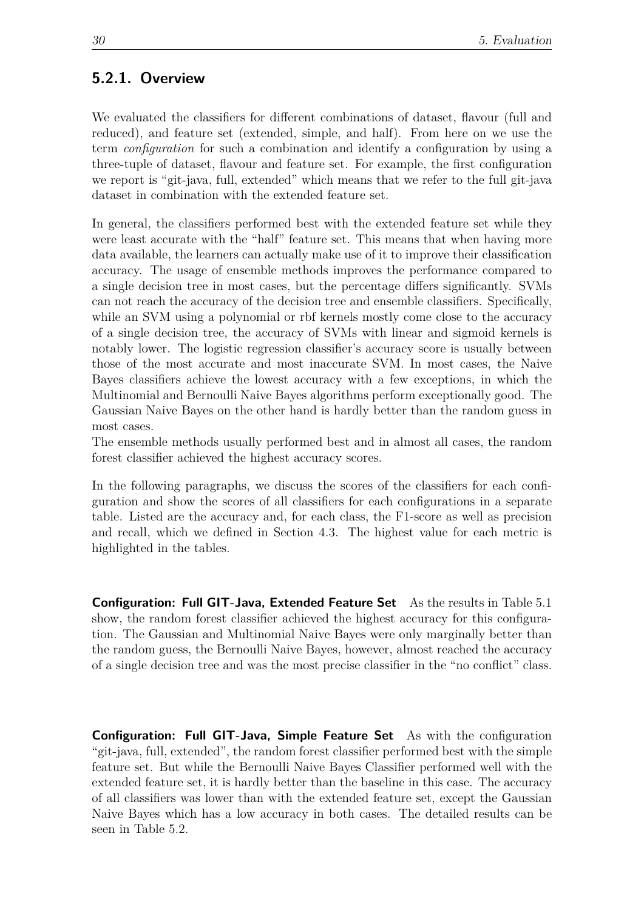### 5.2.1. Overview

We evaluated the classifiers for different combinations of dataset, flavour (full and reduced), and feature set (extended, simple, and half). From here on we use the term *configuration* for such a combination and identify a configuration by using a three-tuple of dataset, flavour and feature set. For example, the first configuration we report is "git-java, full, extended" which means that we refer to the full git-java dataset in combination with the extended feature set.

In general, the classifiers performed best with the extended feature set while they were least accurate with the "half" feature set. This means that when having more data available, the learners can actually make use of it to improve their classification accuracy. The usage of ensemble methods improves the performance compared to a single decision tree in most cases, but the percentage differs significantly. SVMs can not reach the accuracy of the decision tree and ensemble classifiers. Specifically, while an SVM using a polynomial or rbf kernels mostly come close to the accuracy of a single decision tree, the accuracy of SVMs with linear and sigmoid kernels is notably lower. The logistic regression classifier's accuracy score is usually between those of the most accurate and most inaccurate SVM. In most cases, the Naive Bayes classifiers achieve the lowest accuracy with a few exceptions, in which the Multinomial and Bernoulli Naive Bayes algorithms perform exceptionally good. The Gaussian Naive Bayes on the other hand is hardly better than the random guess in most cases.
The ensemble methods usually performed best and in almost all cases, the random forest classifier achieved the highest accuracy scores.

In the following paragraphs, we discuss the scores of the classifiers for each configuration and show the scores of all classifiers for each configurations in a separate table. Listed are the accuracy and, for each class, the F1-score as well as precision and recall, which we defined in Section 4.3. The highest value for each metric is highlighted in the tables.

**Configuration: Full GIT-Java, Extended Feature Set** As the results in Table 5.1 show, the random forest classifier achieved the highest accuracy for this configuration. The Gaussian and Multinomial Naive Bayes were only marginally better than the random guess, the Bernoulli Naive Bayes, however, almost reached the accuracy of a single decision tree and was the most precise classifier in the "no conflict" class.

**Configuration: Full GIT-Java, Simple Feature Set** As with the configuration "git-java, full, extended", the random forest classifier performed best with the simple feature set. But while the Bernoulli Naive Bayes Classifier performed well with the extended feature set, it is hardly better than the baseline in this case. The accuracy of all classifiers was lower than with the extended feature set, except the Gaussian Naive Bayes which has a low accuracy in both cases. The detailed results can be seen in Table 5.2.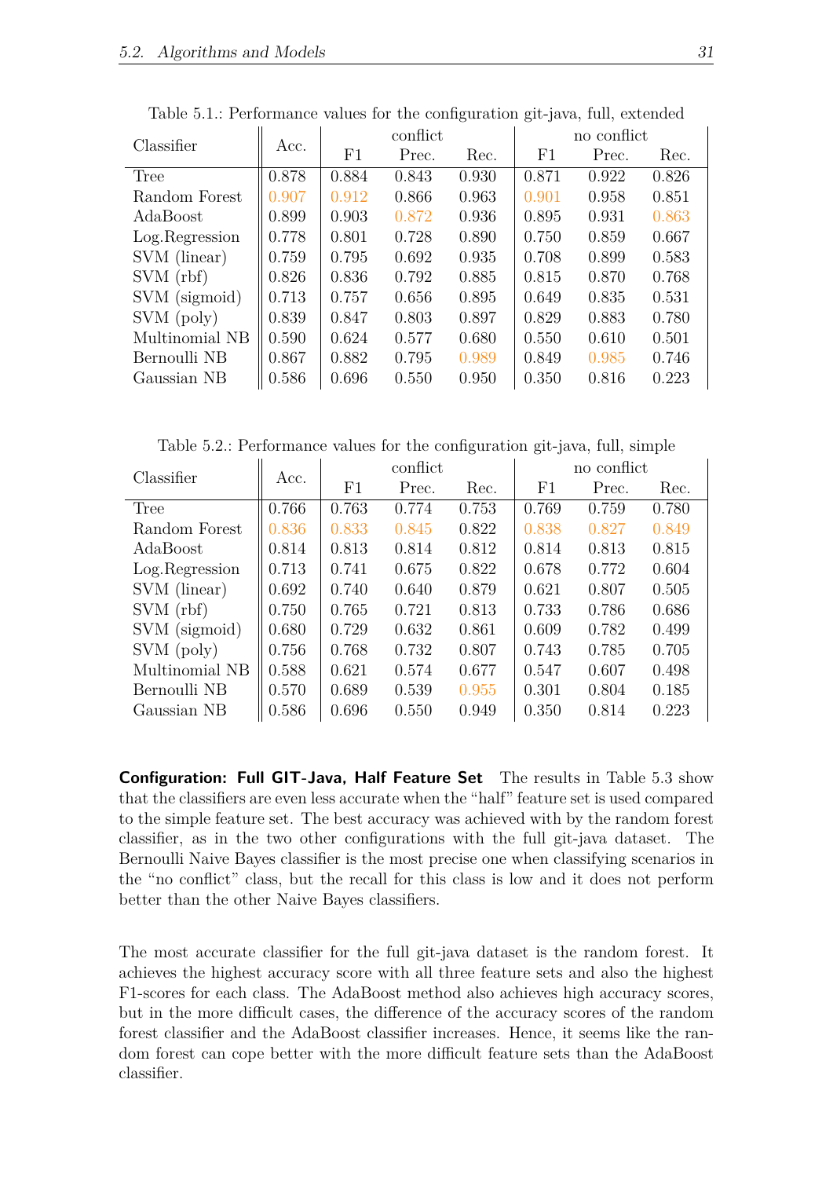Table 5.1.: Performance values for the configuration git-java, full, extended

| Classifier | Acc. | conflict | | | no conflict | | |
|---|---|---|---|---|---|---|---|
| | | F1 | Prec. | Rec. | F1 | Prec. | Rec. |
| Tree | 0.878 | 0.884 | 0.843 | 0.930 | 0.871 | 0.922 | 0.826 |
| Random Forest | 0.907 | 0.912 | 0.866 | 0.963 | 0.901 | 0.958 | 0.851 |
| AdaBoost | 0.899 | 0.903 | 0.872 | 0.936 | 0.895 | 0.931 | 0.863 |
| Log.Regression | 0.778 | 0.801 | 0.728 | 0.890 | 0.750 | 0.859 | 0.667 |
| SVM (linear) | 0.759 | 0.795 | 0.692 | 0.935 | 0.708 | 0.899 | 0.583 |
| SVM (rbf) | 0.826 | 0.836 | 0.792 | 0.885 | 0.815 | 0.870 | 0.768 |
| SVM (sigmoid) | 0.713 | 0.757 | 0.656 | 0.895 | 0.649 | 0.835 | 0.531 |
| SVM (poly) | 0.839 | 0.847 | 0.803 | 0.897 | 0.829 | 0.883 | 0.780 |
| Multinomial NB | 0.590 | 0.624 | 0.577 | 0.680 | 0.550 | 0.610 | 0.501 |
| Bernoulli NB | 0.867 | 0.882 | 0.795 | 0.989 | 0.849 | 0.985 | 0.746 |
| Gaussian NB | 0.586 | 0.696 | 0.550 | 0.950 | 0.350 | 0.816 | 0.223 |

Table 5.2.: Performance values for the configuration git-java, full, simple

| Classifier | Acc. | conflict | | | no conflict | | |
|---|---|---|---|---|---|---|---|
| | | F1 | Prec. | Rec. | F1 | Prec. | Rec. |
| Tree | 0.766 | 0.763 | 0.774 | 0.753 | 0.769 | 0.759 | 0.780 |
| Random Forest | 0.836 | 0.833 | 0.845 | 0.822 | 0.838 | 0.827 | 0.849 |
| AdaBoost | 0.814 | 0.813 | 0.814 | 0.812 | 0.814 | 0.813 | 0.815 |
| Log.Regression | 0.713 | 0.741 | 0.675 | 0.822 | 0.678 | 0.772 | 0.604 |
| SVM (linear) | 0.692 | 0.740 | 0.640 | 0.879 | 0.621 | 0.807 | 0.505 |
| SVM (rbf) | 0.750 | 0.765 | 0.721 | 0.813 | 0.733 | 0.786 | 0.686 |
| SVM (sigmoid) | 0.680 | 0.729 | 0.632 | 0.861 | 0.609 | 0.782 | 0.499 |
| SVM (poly) | 0.756 | 0.768 | 0.732 | 0.807 | 0.743 | 0.785 | 0.705 |
| Multinomial NB | 0.588 | 0.621 | 0.574 | 0.677 | 0.547 | 0.607 | 0.498 |
| Bernoulli NB | 0.570 | 0.689 | 0.539 | 0.955 | 0.301 | 0.804 | 0.185 |
| Gaussian NB | 0.586 | 0.696 | 0.550 | 0.949 | 0.350 | 0.814 | 0.223 |

**Configuration: Full GIT-Java, Half Feature Set** The results in Table 5.3 show that the classifiers are even less accurate when the "half" feature set is used compared to the simple feature set. The best accuracy was achieved with by the random forest classifier, as in the two other configurations with the full git-java dataset. The Bernoulli Naive Bayes classifier is the most precise one when classifying scenarios in the "no conflict" class, but the recall for this class is low and it does not perform better than the other Naive Bayes classifiers.

The most accurate classifier for the full git-java dataset is the random forest. It achieves the highest accuracy score with all three feature sets and also the highest F1-scores for each class. The AdaBoost method also achieves high accuracy scores, but in the more difficult cases, the difference of the accuracy scores of the random forest classifier and the AdaBoost classifier increases. Hence, it seems like the random forest can cope better with the more difficult feature sets than the AdaBoost classifier.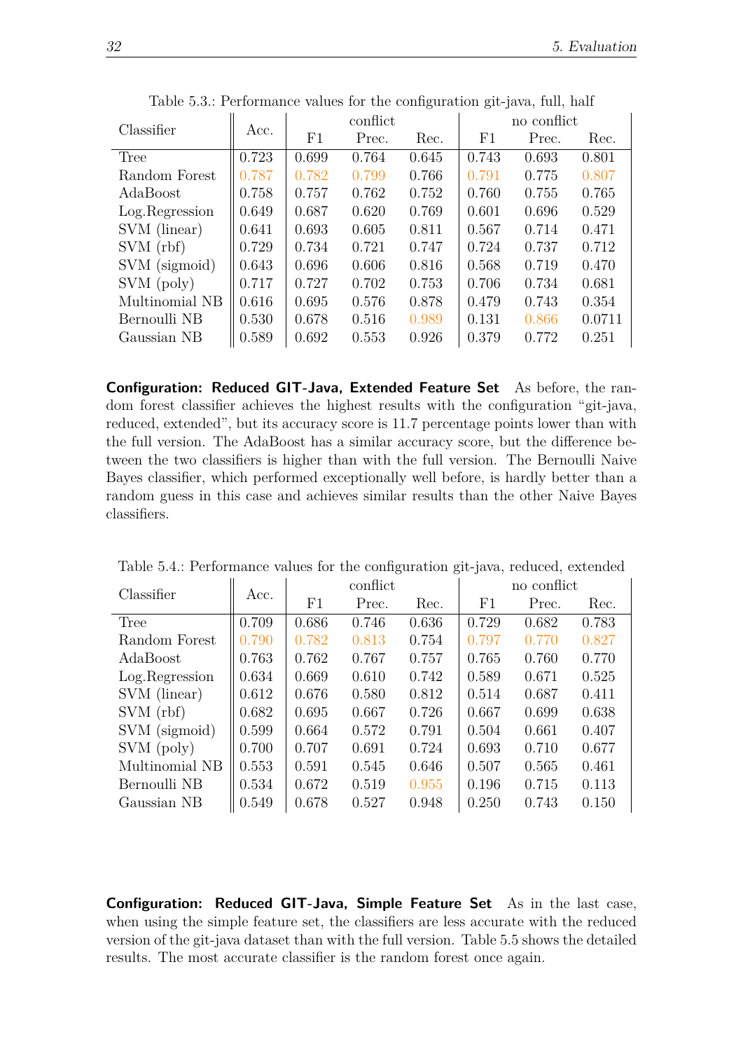Table 5.3.: Performance values for the configuration git-java, full, half

| Classifier | Acc. | conflict | | | no conflict | | |
|---|---|---|---|---|---|---|---|
| | | F1 | Prec. | Rec. | F1 | Prec. | Rec. |
| Tree | 0.723 | 0.699 | 0.764 | 0.645 | 0.743 | 0.693 | 0.801 |
| Random Forest | 0.787 | 0.782 | 0.799 | 0.766 | 0.791 | 0.775 | 0.807 |
| AdaBoost | 0.758 | 0.757 | 0.762 | 0.752 | 0.760 | 0.755 | 0.765 |
| Log.Regression | 0.649 | 0.687 | 0.620 | 0.769 | 0.601 | 0.696 | 0.529 |
| SVM (linear) | 0.641 | 0.693 | 0.605 | 0.811 | 0.567 | 0.714 | 0.471 |
| SVM (rbf) | 0.729 | 0.734 | 0.721 | 0.747 | 0.724 | 0.737 | 0.712 |
| SVM (sigmoid) | 0.643 | 0.696 | 0.606 | 0.816 | 0.568 | 0.719 | 0.470 |
| SVM (poly) | 0.717 | 0.727 | 0.702 | 0.753 | 0.706 | 0.734 | 0.681 |
| Multinomial NB | 0.616 | 0.695 | 0.576 | 0.878 | 0.479 | 0.743 | 0.354 |
| Bernoulli NB | 0.530 | 0.678 | 0.516 | 0.989 | 0.131 | 0.866 | 0.0711 |
| Gaussian NB | 0.589 | 0.692 | 0.553 | 0.926 | 0.379 | 0.772 | 0.251 |

**Configuration: Reduced GIT-Java, Extended Feature Set** As before, the random forest classifier achieves the highest results with the configuration "git-java, reduced, extended", but its accuracy score is 11.7 percentage points lower than with the full version. The AdaBoost has a similar accuracy score, but the difference between the two classifiers is higher than with the full version. The Bernoulli Naive Bayes classifier, which performed exceptionally well before, is hardly better than a random guess in this case and achieves similar results than the other Naive Bayes classifiers.

Table 5.4.: Performance values for the configuration git-java, reduced, extended

| Classifier | Acc. | conflict | | | no conflict | | |
|---|---|---|---|---|---|---|---|
| | | F1 | Prec. | Rec. | F1 | Prec. | Rec. |
| Tree | 0.709 | 0.686 | 0.746 | 0.636 | 0.729 | 0.682 | 0.783 |
| Random Forest | 0.790 | 0.782 | 0.813 | 0.754 | 0.797 | 0.770 | 0.827 |
| AdaBoost | 0.763 | 0.762 | 0.767 | 0.757 | 0.765 | 0.760 | 0.770 |
| Log.Regression | 0.634 | 0.669 | 0.610 | 0.742 | 0.589 | 0.671 | 0.525 |
| SVM (linear) | 0.612 | 0.676 | 0.580 | 0.812 | 0.514 | 0.687 | 0.411 |
| SVM (rbf) | 0.682 | 0.695 | 0.667 | 0.726 | 0.667 | 0.699 | 0.638 |
| SVM (sigmoid) | 0.599 | 0.664 | 0.572 | 0.791 | 0.504 | 0.661 | 0.407 |
| SVM (poly) | 0.700 | 0.707 | 0.691 | 0.724 | 0.693 | 0.710 | 0.677 |
| Multinomial NB | 0.553 | 0.591 | 0.545 | 0.646 | 0.507 | 0.565 | 0.461 |
| Bernoulli NB | 0.534 | 0.672 | 0.519 | 0.955 | 0.196 | 0.715 | 0.113 |
| Gaussian NB | 0.549 | 0.678 | 0.527 | 0.948 | 0.250 | 0.743 | 0.150 |

**Configuration: Reduced GIT-Java, Simple Feature Set** As in the last case, when using the simple feature set, the classifiers are less accurate with the reduced version of the git-java dataset than with the full version. Table 5.5 shows the detailed results. The most accurate classifier is the random forest once again.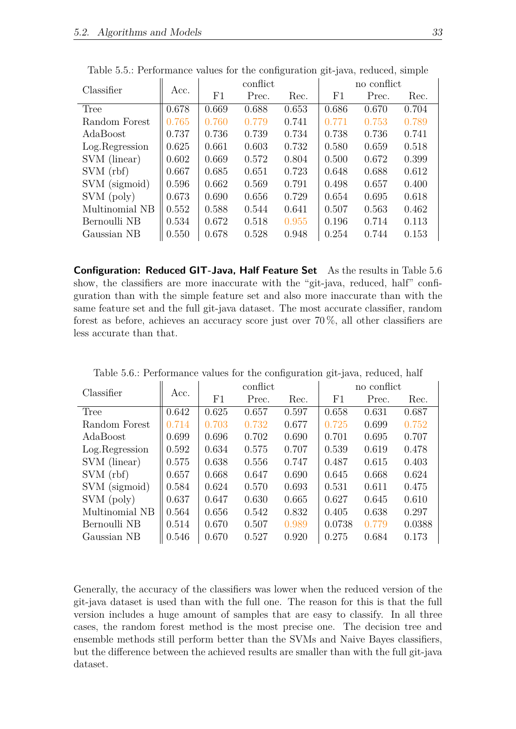Table 5.5.: Performance values for the configuration git-java, reduced, simple

| Classifier | Acc. | conflict | | | no conflict | | |
|---|---|---|---|---|---|---|---|
| | | F1 | Prec. | Rec. | F1 | Prec. | Rec. |
| Tree | 0.678 | 0.669 | 0.688 | 0.653 | 0.686 | 0.670 | 0.704 |
| Random Forest | 0.765 | 0.760 | 0.779 | 0.741 | 0.771 | 0.753 | 0.789 |
| AdaBoost | 0.737 | 0.736 | 0.739 | 0.734 | 0.738 | 0.736 | 0.741 |
| Log.Regression | 0.625 | 0.661 | 0.603 | 0.732 | 0.580 | 0.659 | 0.518 |
| SVM (linear) | 0.602 | 0.669 | 0.572 | 0.804 | 0.500 | 0.672 | 0.399 |
| SVM (rbf) | 0.667 | 0.685 | 0.651 | 0.723 | 0.648 | 0.688 | 0.612 |
| SVM (sigmoid) | 0.596 | 0.662 | 0.569 | 0.791 | 0.498 | 0.657 | 0.400 |
| SVM (poly) | 0.673 | 0.690 | 0.656 | 0.729 | 0.654 | 0.695 | 0.618 |
| Multinomial NB | 0.552 | 0.588 | 0.544 | 0.641 | 0.507 | 0.563 | 0.462 |
| Bernoulli NB | 0.534 | 0.672 | 0.518 | 0.955 | 0.196 | 0.714 | 0.113 |
| Gaussian NB | 0.550 | 0.678 | 0.528 | 0.948 | 0.254 | 0.744 | 0.153 |

**Configuration: Reduced GIT-Java, Half Feature Set** As the results in Table 5.6 show, the classifiers are more inaccurate with the "git-java, reduced, half" configuration than with the simple feature set and also more inaccurate than with the same feature set and the full git-java dataset. The most accurate classifier, random forest as before, achieves an accuracy score just over 70 %, all other classifiers are less accurate than that.

Table 5.6.: Performance values for the configuration git-java, reduced, half

| Classifier | Acc. | conflict | | | no conflict | | |
|---|---|---|---|---|---|---|---|
| | | F1 | Prec. | Rec. | F1 | Prec. | Rec. |
| Tree | 0.642 | 0.625 | 0.657 | 0.597 | 0.658 | 0.631 | 0.687 |
| Random Forest | 0.714 | 0.703 | 0.732 | 0.677 | 0.725 | 0.699 | 0.752 |
| AdaBoost | 0.699 | 0.696 | 0.702 | 0.690 | 0.701 | 0.695 | 0.707 |
| Log.Regression | 0.592 | 0.634 | 0.575 | 0.707 | 0.539 | 0.619 | 0.478 |
| SVM (linear) | 0.575 | 0.638 | 0.556 | 0.747 | 0.487 | 0.615 | 0.403 |
| SVM (rbf) | 0.657 | 0.668 | 0.647 | 0.690 | 0.645 | 0.668 | 0.624 |
| SVM (sigmoid) | 0.584 | 0.624 | 0.570 | 0.693 | 0.531 | 0.611 | 0.475 |
| SVM (poly) | 0.637 | 0.647 | 0.630 | 0.665 | 0.627 | 0.645 | 0.610 |
| Multinomial NB | 0.564 | 0.656 | 0.542 | 0.832 | 0.405 | 0.638 | 0.297 |
| Bernoulli NB | 0.514 | 0.670 | 0.507 | 0.989 | 0.0738 | 0.779 | 0.0388 |
| Gaussian NB | 0.546 | 0.670 | 0.527 | 0.920 | 0.275 | 0.684 | 0.173 |

Generally, the accuracy of the classifiers was lower when the reduced version of the git-java dataset is used than with the full one. The reason for this is that the full version includes a huge amount of samples that are easy to classify. In all three cases, the random forest method is the most precise one. The decision tree and ensemble methods still perform better than the SVMs and Naive Bayes classifiers, but the difference between the achieved results are smaller than with the full git-java dataset.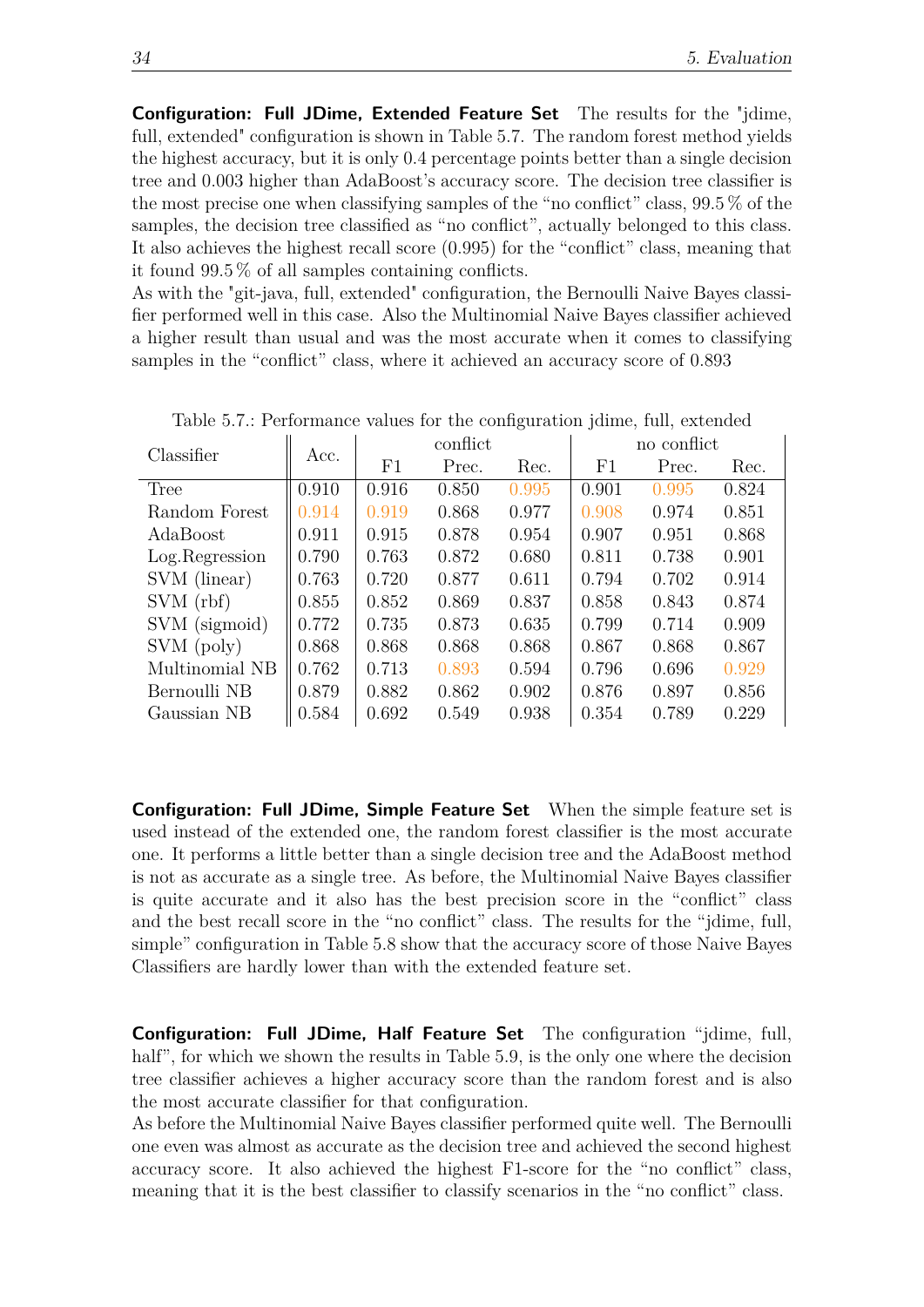**Configuration: Full JDime, Extended Feature Set** The results for the "jdime, full, extended" configuration is shown in Table 5.7. The random forest method yields the highest accuracy, but it is only 0.4 percentage points better than a single decision tree and 0.003 higher than AdaBoost's accuracy score. The decision tree classifier is the most precise one when classifying samples of the “no conflict” class, 99.5 % of the samples, the decision tree classified as “no conflict”, actually belonged to this class. It also achieves the highest recall score (0.995) for the “conflict” class, meaning that it found 99.5 % of all samples containing conflicts.
As with the "git-java, full, extended" configuration, the Bernoulli Naive Bayes classifier performed well in this case. Also the Multinomial Naive Bayes classifier achieved a higher result than usual and was the most accurate when it comes to classifying samples in the “conflict” class, where it achieved an accuracy score of 0.893

Table 5.7.: Performance values for the configuration jdime, full, extended

| Classifier | Acc. | conflict | | | no conflict | | |
|---|---|---|---|---|---|---|---|
| | | F1 | Prec. | Rec. | F1 | Prec. | Rec. |
| Tree | 0.910 | 0.916 | 0.850 | 0.995 | 0.901 | 0.995 | 0.824 |
| Random Forest | 0.914 | 0.919 | 0.868 | 0.977 | 0.908 | 0.974 | 0.851 |
| AdaBoost | 0.911 | 0.915 | 0.878 | 0.954 | 0.907 | 0.951 | 0.868 |
| Log.Regression | 0.790 | 0.763 | 0.872 | 0.680 | 0.811 | 0.738 | 0.901 |
| SVM (linear) | 0.763 | 0.720 | 0.877 | 0.611 | 0.794 | 0.702 | 0.914 |
| SVM (rbf) | 0.855 | 0.852 | 0.869 | 0.837 | 0.858 | 0.843 | 0.874 |
| SVM (sigmoid) | 0.772 | 0.735 | 0.873 | 0.635 | 0.799 | 0.714 | 0.909 |
| SVM (poly) | 0.868 | 0.868 | 0.868 | 0.868 | 0.867 | 0.868 | 0.867 |
| Multinomial NB | 0.762 | 0.713 | 0.893 | 0.594 | 0.796 | 0.696 | 0.929 |
| Bernoulli NB | 0.879 | 0.882 | 0.862 | 0.902 | 0.876 | 0.897 | 0.856 |
| Gaussian NB | 0.584 | 0.692 | 0.549 | 0.938 | 0.354 | 0.789 | 0.229 |

**Configuration: Full JDime, Simple Feature Set** When the simple feature set is used instead of the extended one, the random forest classifier is the most accurate one. It performs a little better than a single decision tree and the AdaBoost method is not as accurate as a single tree. As before, the Multinomial Naive Bayes classifier is quite accurate and it also has the best precision score in the “conflict” class and the best recall score in the “no conflict” class. The results for the “jdime, full, simple” configuration in Table 5.8 show that the accuracy score of those Naive Bayes Classifiers are hardly lower than with the extended feature set.

**Configuration: Full JDime, Half Feature Set** The configuration “jdime, full, half”, for which we shown the results in Table 5.9, is the only one where the decision tree classifier achieves a higher accuracy score than the random forest and is also the most accurate classifier for that configuration.
As before the Multinomial Naive Bayes classifier performed quite well. The Bernoulli one even was almost as accurate as the decision tree and achieved the second highest accuracy score. It also achieved the highest F1-score for the “no conflict” class, meaning that it is the best classifier to classify scenarios in the “no conflict” class.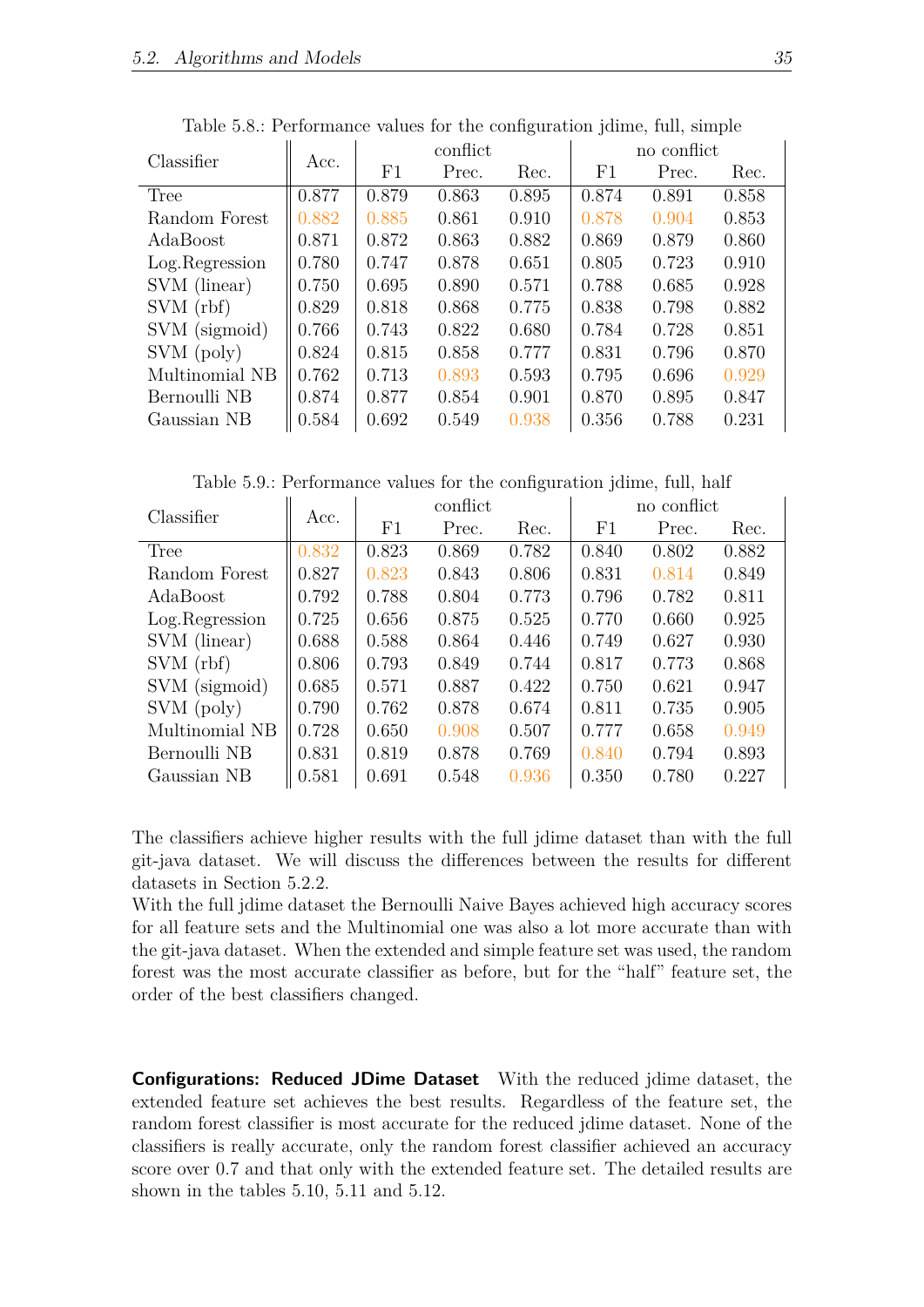Table 5.8.: Performance values for the configuration jdime, full, simple

| Classifier | Acc. | conflict | | | no conflict | | |
|---|---|---|---|---|---|---|---|
| | | F1 | Prec. | Rec. | F1 | Prec. | Rec. |
| Tree | 0.877 | 0.879 | 0.863 | 0.895 | 0.874 | 0.891 | 0.858 |
| Random Forest | 0.882 | 0.885 | 0.861 | 0.910 | 0.878 | 0.904 | 0.853 |
| AdaBoost | 0.871 | 0.872 | 0.863 | 0.882 | 0.869 | 0.879 | 0.860 |
| Log.Regression | 0.780 | 0.747 | 0.878 | 0.651 | 0.805 | 0.723 | 0.910 |
| SVM (linear) | 0.750 | 0.695 | 0.890 | 0.571 | 0.788 | 0.685 | 0.928 |
| SVM (rbf) | 0.829 | 0.818 | 0.868 | 0.775 | 0.838 | 0.798 | 0.882 |
| SVM (sigmoid) | 0.766 | 0.743 | 0.822 | 0.680 | 0.784 | 0.728 | 0.851 |
| SVM (poly) | 0.824 | 0.815 | 0.858 | 0.777 | 0.831 | 0.796 | 0.870 |
| Multinomial NB | 0.762 | 0.713 | 0.893 | 0.593 | 0.795 | 0.696 | 0.929 |
| Bernoulli NB | 0.874 | 0.877 | 0.854 | 0.901 | 0.870 | 0.895 | 0.847 |
| Gaussian NB | 0.584 | 0.692 | 0.549 | 0.938 | 0.356 | 0.788 | 0.231 |

Table 5.9.: Performance values for the configuration jdime, full, half

| Classifier | Acc. | conflict | | | no conflict | | |
|---|---|---|---|---|---|---|---|
| | | F1 | Prec. | Rec. | F1 | Prec. | Rec. |
| Tree | 0.832 | 0.823 | 0.869 | 0.782 | 0.840 | 0.802 | 0.882 |
| Random Forest | 0.827 | 0.823 | 0.843 | 0.806 | 0.831 | 0.814 | 0.849 |
| AdaBoost | 0.792 | 0.788 | 0.804 | 0.773 | 0.796 | 0.782 | 0.811 |
| Log.Regression | 0.725 | 0.656 | 0.875 | 0.525 | 0.770 | 0.660 | 0.925 |
| SVM (linear) | 0.688 | 0.588 | 0.864 | 0.446 | 0.749 | 0.627 | 0.930 |
| SVM (rbf) | 0.806 | 0.793 | 0.849 | 0.744 | 0.817 | 0.773 | 0.868 |
| SVM (sigmoid) | 0.685 | 0.571 | 0.887 | 0.422 | 0.750 | 0.621 | 0.947 |
| SVM (poly) | 0.790 | 0.762 | 0.878 | 0.674 | 0.811 | 0.735 | 0.905 |
| Multinomial NB | 0.728 | 0.650 | 0.908 | 0.507 | 0.777 | 0.658 | 0.949 |
| Bernoulli NB | 0.831 | 0.819 | 0.878 | 0.769 | 0.840 | 0.794 | 0.893 |
| Gaussian NB | 0.581 | 0.691 | 0.548 | 0.936 | 0.350 | 0.780 | 0.227 |

The classifiers achieve higher results with the full jdime dataset than with the full git-java dataset. We will discuss the differences between the results for different datasets in Section 5.2.2.
With the full jdime dataset the Bernoulli Naive Bayes achieved high accuracy scores for all feature sets and the Multinomial one was also a lot more accurate than with the git-java dataset. When the extended and simple feature set was used, the random forest was the most accurate classifier as before, but for the "half" feature set, the order of the best classifiers changed.

**Configurations: Reduced JDime Dataset** With the reduced jdime dataset, the extended feature set achieves the best results. Regardless of the feature set, the random forest classifier is most accurate for the reduced jdime dataset. None of the classifiers is really accurate, only the random forest classifier achieved an accuracy score over 0.7 and that only with the extended feature set. The detailed results are shown in the tables 5.10, 5.11 and 5.12.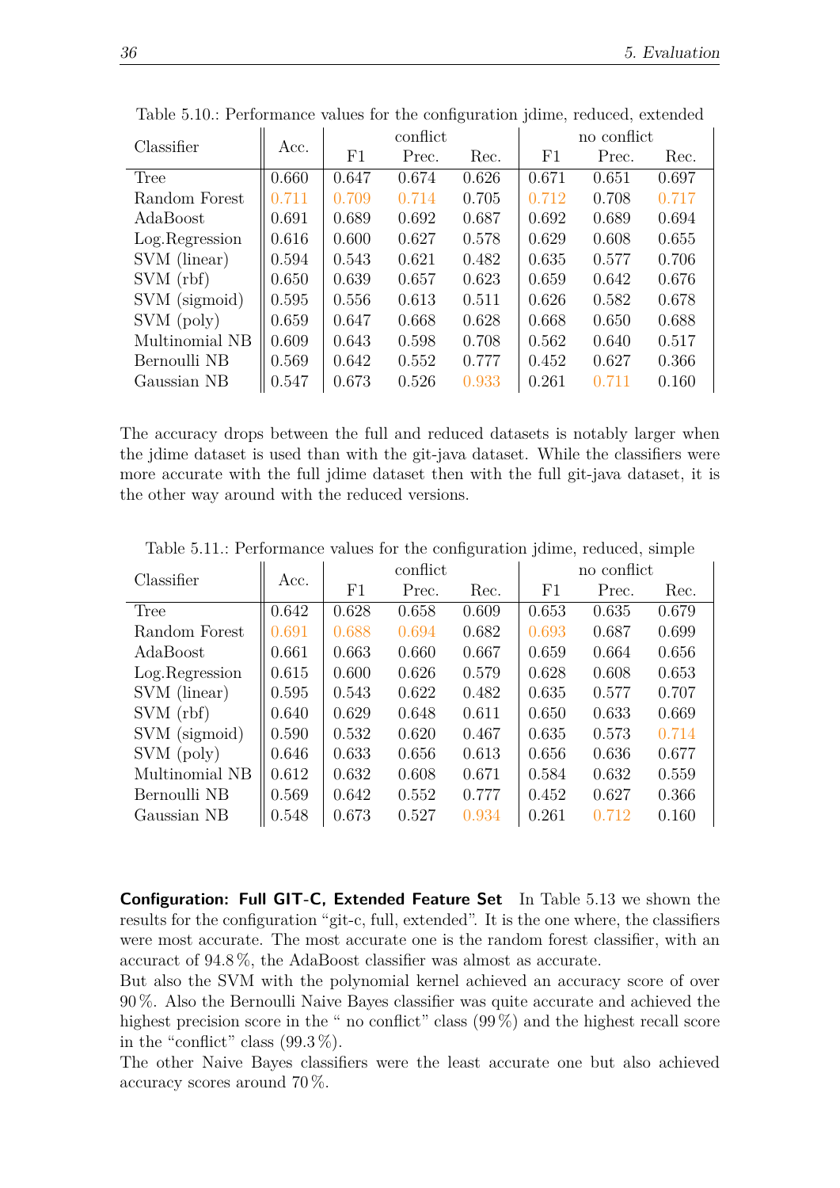Table 5.10.: Performance values for the configuration jdime, reduced, extended

| Classifier | Acc. | conflict | | | no conflict | | |
|---|---|---|---|---|---|---|---|
| | | F1 | Prec. | Rec. | F1 | Prec. | Rec. |
| Tree | 0.660 | 0.647 | 0.674 | 0.626 | 0.671 | 0.651 | 0.697 |
| Random Forest | 0.711 | 0.709 | 0.714 | 0.705 | 0.712 | 0.708 | 0.717 |
| AdaBoost | 0.691 | 0.689 | 0.692 | 0.687 | 0.692 | 0.689 | 0.694 |
| Log.Regression | 0.616 | 0.600 | 0.627 | 0.578 | 0.629 | 0.608 | 0.655 |
| SVM (linear) | 0.594 | 0.543 | 0.621 | 0.482 | 0.635 | 0.577 | 0.706 |
| SVM (rbf) | 0.650 | 0.639 | 0.657 | 0.623 | 0.659 | 0.642 | 0.676 |
| SVM (sigmoid) | 0.595 | 0.556 | 0.613 | 0.511 | 0.626 | 0.582 | 0.678 |
| SVM (poly) | 0.659 | 0.647 | 0.668 | 0.628 | 0.668 | 0.650 | 0.688 |
| Multinomial NB | 0.609 | 0.643 | 0.598 | 0.708 | 0.562 | 0.640 | 0.517 |
| Bernoulli NB | 0.569 | 0.642 | 0.552 | 0.777 | 0.452 | 0.627 | 0.366 |
| Gaussian NB | 0.547 | 0.673 | 0.526 | 0.933 | 0.261 | 0.711 | 0.160 |

The accuracy drops between the full and reduced datasets is notably larger when the jdime dataset is used than with the git-java dataset. While the classifiers were more accurate with the full jdime dataset then with the full git-java dataset, it is the other way around with the reduced versions.

Table 5.11.: Performance values for the configuration jdime, reduced, simple

| Classifier | Acc. | conflict | | | no conflict | | |
|---|---|---|---|---|---|---|---|
| | | F1 | Prec. | Rec. | F1 | Prec. | Rec. |
| Tree | 0.642 | 0.628 | 0.658 | 0.609 | 0.653 | 0.635 | 0.679 |
| Random Forest | 0.691 | 0.688 | 0.694 | 0.682 | 0.693 | 0.687 | 0.699 |
| AdaBoost | 0.661 | 0.663 | 0.660 | 0.667 | 0.659 | 0.664 | 0.656 |
| Log.Regression | 0.615 | 0.600 | 0.626 | 0.579 | 0.628 | 0.608 | 0.653 |
| SVM (linear) | 0.595 | 0.543 | 0.622 | 0.482 | 0.635 | 0.577 | 0.707 |
| SVM (rbf) | 0.640 | 0.629 | 0.648 | 0.611 | 0.650 | 0.633 | 0.669 |
| SVM (sigmoid) | 0.590 | 0.532 | 0.620 | 0.467 | 0.635 | 0.573 | 0.714 |
| SVM (poly) | 0.646 | 0.633 | 0.656 | 0.613 | 0.656 | 0.636 | 0.677 |
| Multinomial NB | 0.612 | 0.632 | 0.608 | 0.671 | 0.584 | 0.632 | 0.559 |
| Bernoulli NB | 0.569 | 0.642 | 0.552 | 0.777 | 0.452 | 0.627 | 0.366 |
| Gaussian NB | 0.548 | 0.673 | 0.527 | 0.934 | 0.261 | 0.712 | 0.160 |

**Configuration: Full GIT-C, Extended Feature Set** In Table 5.13 we shown the results for the configuration "git-c, full, extended". It is the one where, the classifiers were most accurate. The most accurate one is the random forest classifier, with an accuract of 94.8 %, the AdaBoost classifier was almost as accurate.
But also the SVM with the polynomial kernel achieved an accuracy score of over 90 %. Also the Bernoulli Naive Bayes classifier was quite accurate and achieved the highest precision score in the " no conflict" class (99 %) and the highest recall score in the "conflict" class (99.3 %).
The other Naive Bayes classifiers were the least accurate one but also achieved accuracy scores around 70 %.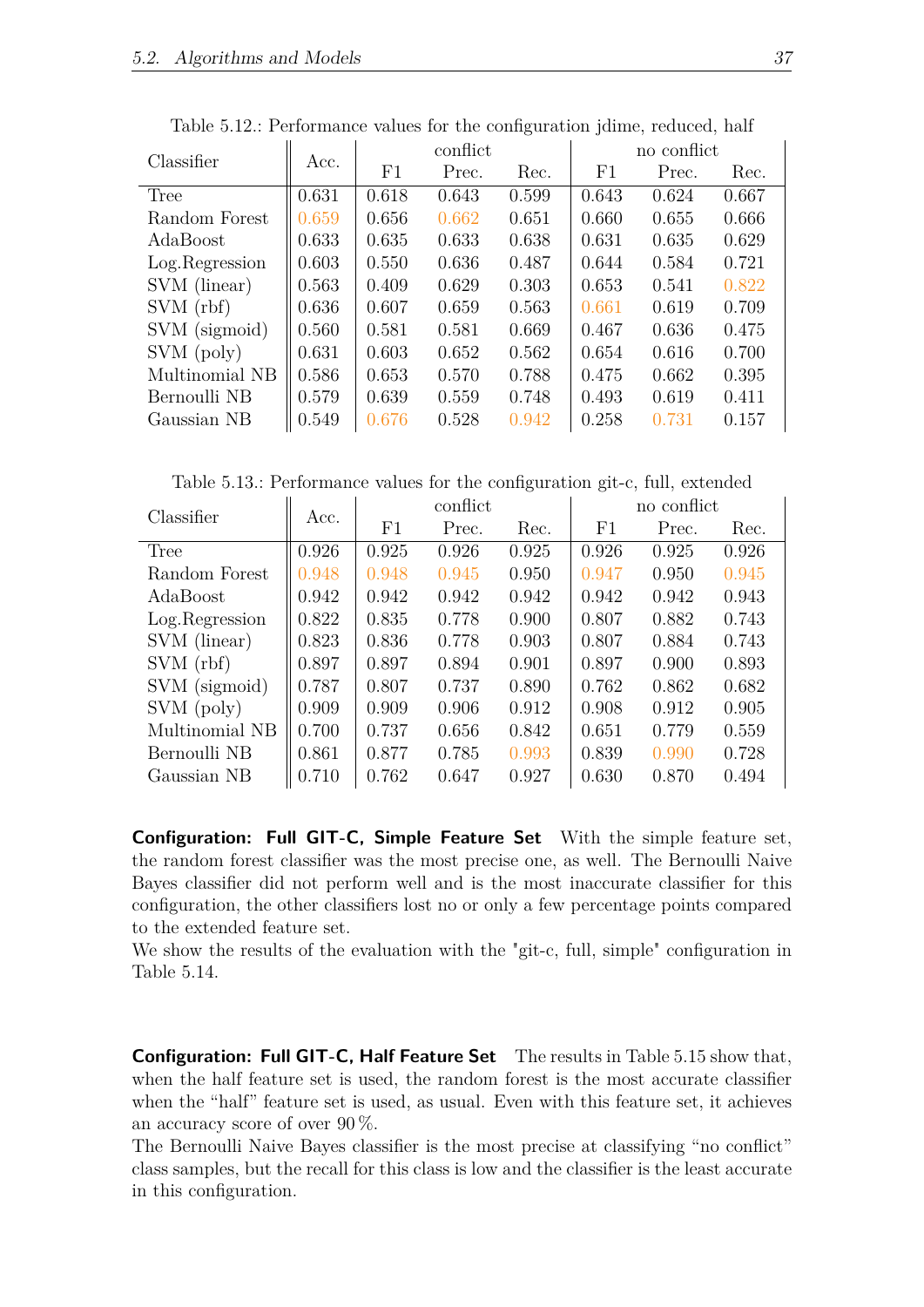Table 5.12.: Performance values for the configuration jdime, reduced, half

| Classifier | Acc. | conflict | | | no conflict | | |
|---|---|---|---|---|---|---|---|
| | | F1 | Prec. | Rec. | F1 | Prec. | Rec. |
| Tree | 0.631 | 0.618 | 0.643 | 0.599 | 0.643 | 0.624 | 0.667 |
| Random Forest | 0.659 | 0.656 | 0.662 | 0.651 | 0.660 | 0.655 | 0.666 |
| AdaBoost | 0.633 | 0.635 | 0.633 | 0.638 | 0.631 | 0.635 | 0.629 |
| Log.Regression | 0.603 | 0.550 | 0.636 | 0.487 | 0.644 | 0.584 | 0.721 |
| SVM (linear) | 0.563 | 0.409 | 0.629 | 0.303 | 0.653 | 0.541 | 0.822 |
| SVM (rbf) | 0.636 | 0.607 | 0.659 | 0.563 | 0.661 | 0.619 | 0.709 |
| SVM (sigmoid) | 0.560 | 0.581 | 0.581 | 0.669 | 0.467 | 0.636 | 0.475 |
| SVM (poly) | 0.631 | 0.603 | 0.652 | 0.562 | 0.654 | 0.616 | 0.700 |
| Multinomial NB | 0.586 | 0.653 | 0.570 | 0.788 | 0.475 | 0.662 | 0.395 |
| Bernoulli NB | 0.579 | 0.639 | 0.559 | 0.748 | 0.493 | 0.619 | 0.411 |
| Gaussian NB | 0.549 | 0.676 | 0.528 | 0.942 | 0.258 | 0.731 | 0.157 |

Table 5.13.: Performance values for the configuration git-c, full, extended

| Classifier | Acc. | conflict | | | no conflict | | |
|---|---|---|---|---|---|---|---|
| | | F1 | Prec. | Rec. | F1 | Prec. | Rec. |
| Tree | 0.926 | 0.925 | 0.926 | 0.925 | 0.926 | 0.925 | 0.926 |
| Random Forest | 0.948 | 0.948 | 0.945 | 0.950 | 0.947 | 0.950 | 0.945 |
| AdaBoost | 0.942 | 0.942 | 0.942 | 0.942 | 0.942 | 0.942 | 0.943 |
| Log.Regression | 0.822 | 0.835 | 0.778 | 0.900 | 0.807 | 0.882 | 0.743 |
| SVM (linear) | 0.823 | 0.836 | 0.778 | 0.903 | 0.807 | 0.884 | 0.743 |
| SVM (rbf) | 0.897 | 0.897 | 0.894 | 0.901 | 0.897 | 0.900 | 0.893 |
| SVM (sigmoid) | 0.787 | 0.807 | 0.737 | 0.890 | 0.762 | 0.862 | 0.682 |
| SVM (poly) | 0.909 | 0.909 | 0.906 | 0.912 | 0.908 | 0.912 | 0.905 |
| Multinomial NB | 0.700 | 0.737 | 0.656 | 0.842 | 0.651 | 0.779 | 0.559 |
| Bernoulli NB | 0.861 | 0.877 | 0.785 | 0.993 | 0.839 | 0.990 | 0.728 |
| Gaussian NB | 0.710 | 0.762 | 0.647 | 0.927 | 0.630 | 0.870 | 0.494 |

**Configuration: Full GIT-C, Simple Feature Set** With the simple feature set, the random forest classifier was the most precise one, as well. The Bernoulli Naive Bayes classifier did not perform well and is the most inaccurate classifier for this configuration, the other classifiers lost no or only a few percentage points compared to the extended feature set.
We show the results of the evaluation with the "git-c, full, simple" configuration in Table 5.14.

**Configuration: Full GIT-C, Half Feature Set** The results in Table 5.15 show that, when the half feature set is used, the random forest is the most accurate classifier when the "half" feature set is used, as usual. Even with this feature set, it achieves an accuracy score of over 90 %.
The Bernoulli Naive Bayes classifier is the most precise at classifying "no conflict" class samples, but the recall for this class is low and the classifier is the least accurate in this configuration.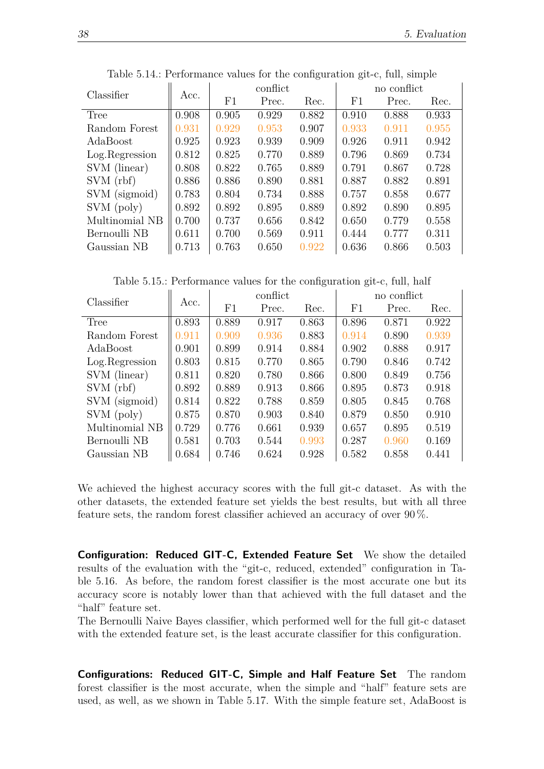Table 5.14.: Performance values for the configuration git-c, full, simple

| Classifier | Acc. | conflict | | | no conflict | | |
|---|---|---|---|---|---|---|---|
| | | F1 | Prec. | Rec. | F1 | Prec. | Rec. |
| Tree | 0.908 | 0.905 | 0.929 | 0.882 | 0.910 | 0.888 | 0.933 |
| Random Forest | 0.931 | 0.929 | 0.953 | 0.907 | 0.933 | 0.911 | 0.955 |
| AdaBoost | 0.925 | 0.923 | 0.939 | 0.909 | 0.926 | 0.911 | 0.942 |
| Log.Regression | 0.812 | 0.825 | 0.770 | 0.889 | 0.796 | 0.869 | 0.734 |
| SVM (linear) | 0.808 | 0.822 | 0.765 | 0.889 | 0.791 | 0.867 | 0.728 |
| SVM (rbf) | 0.886 | 0.886 | 0.890 | 0.881 | 0.887 | 0.882 | 0.891 |
| SVM (sigmoid) | 0.783 | 0.804 | 0.734 | 0.888 | 0.757 | 0.858 | 0.677 |
| SVM (poly) | 0.892 | 0.892 | 0.895 | 0.889 | 0.892 | 0.890 | 0.895 |
| Multinomial NB | 0.700 | 0.737 | 0.656 | 0.842 | 0.650 | 0.779 | 0.558 |
| Bernoulli NB | 0.611 | 0.700 | 0.569 | 0.911 | 0.444 | 0.777 | 0.311 |
| Gaussian NB | 0.713 | 0.763 | 0.650 | 0.922 | 0.636 | 0.866 | 0.503 |

Table 5.15.: Performance values for the configuration git-c, full, half

| Classifier | Acc. | conflict | | | no conflict | | |
|---|---|---|---|---|---|---|---|
| | | F1 | Prec. | Rec. | F1 | Prec. | Rec. |
| Tree | 0.893 | 0.889 | 0.917 | 0.863 | 0.896 | 0.871 | 0.922 |
| Random Forest | 0.911 | 0.909 | 0.936 | 0.883 | 0.914 | 0.890 | 0.939 |
| AdaBoost | 0.901 | 0.899 | 0.914 | 0.884 | 0.902 | 0.888 | 0.917 |
| Log.Regression | 0.803 | 0.815 | 0.770 | 0.865 | 0.790 | 0.846 | 0.742 |
| SVM (linear) | 0.811 | 0.820 | 0.780 | 0.866 | 0.800 | 0.849 | 0.756 |
| SVM (rbf) | 0.892 | 0.889 | 0.913 | 0.866 | 0.895 | 0.873 | 0.918 |
| SVM (sigmoid) | 0.814 | 0.822 | 0.788 | 0.859 | 0.805 | 0.845 | 0.768 |
| SVM (poly) | 0.875 | 0.870 | 0.903 | 0.840 | 0.879 | 0.850 | 0.910 |
| Multinomial NB | 0.729 | 0.776 | 0.661 | 0.939 | 0.657 | 0.895 | 0.519 |
| Bernoulli NB | 0.581 | 0.703 | 0.544 | 0.993 | 0.287 | 0.960 | 0.169 |
| Gaussian NB | 0.684 | 0.746 | 0.624 | 0.928 | 0.582 | 0.858 | 0.441 |

We achieved the highest accuracy scores with the full git-c dataset. As with the other datasets, the extended feature set yields the best results, but with all three feature sets, the random forest classifier achieved an accuracy of over 90 %.

**Configuration: Reduced GIT-C, Extended Feature Set** We show the detailed results of the evaluation with the "git-c, reduced, extended" configuration in Table 5.16. As before, the random forest classifier is the most accurate one but its accuracy score is notably lower than that achieved with the full dataset and the "half" feature set.
The Bernoulli Naive Bayes classifier, which performed well for the full git-c dataset with the extended feature set, is the least accurate classifier for this configuration.

**Configurations: Reduced GIT-C, Simple and Half Feature Set** The random forest classifier is the most accurate, when the simple and "half" feature sets are used, as well, as we shown in Table 5.17. With the simple feature set, AdaBoost is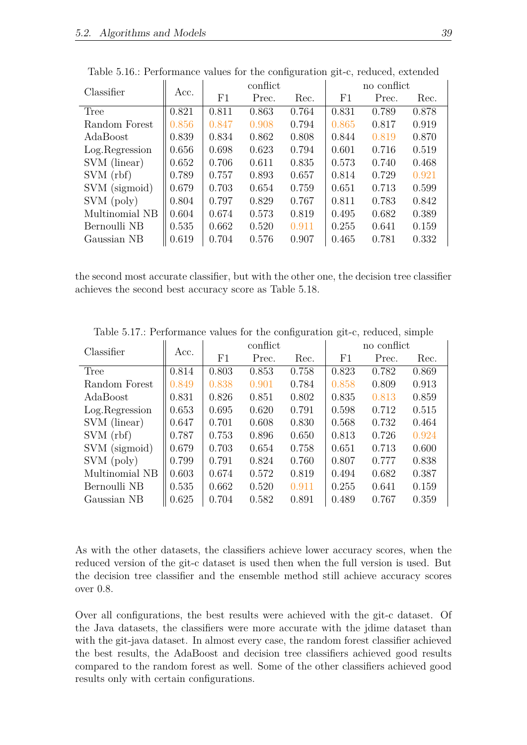Table 5.16.: Performance values for the configuration git-c, reduced, extended

| Classifier | Acc. | conflict | | | no conflict | | |
|---|---|---|---|---|---|---|---|
| | | F1 | Prec. | Rec. | F1 | Prec. | Rec. |
| Tree | 0.821 | 0.811 | 0.863 | 0.764 | 0.831 | 0.789 | 0.878 |
| Random Forest | 0.856 | 0.847 | 0.908 | 0.794 | 0.865 | 0.817 | 0.919 |
| AdaBoost | 0.839 | 0.834 | 0.862 | 0.808 | 0.844 | 0.819 | 0.870 |
| Log.Regression | 0.656 | 0.698 | 0.623 | 0.794 | 0.601 | 0.716 | 0.519 |
| SVM (linear) | 0.652 | 0.706 | 0.611 | 0.835 | 0.573 | 0.740 | 0.468 |
| SVM (rbf) | 0.789 | 0.757 | 0.893 | 0.657 | 0.814 | 0.729 | 0.921 |
| SVM (sigmoid) | 0.679 | 0.703 | 0.654 | 0.759 | 0.651 | 0.713 | 0.599 |
| SVM (poly) | 0.804 | 0.797 | 0.829 | 0.767 | 0.811 | 0.783 | 0.842 |
| Multinomial NB | 0.604 | 0.674 | 0.573 | 0.819 | 0.495 | 0.682 | 0.389 |
| Bernoulli NB | 0.535 | 0.662 | 0.520 | 0.911 | 0.255 | 0.641 | 0.159 |
| Gaussian NB | 0.619 | 0.704 | 0.576 | 0.907 | 0.465 | 0.781 | 0.332 |

the second most accurate classifier, but with the other one, the decision tree classifier achieves the second best accuracy score as Table 5.18.

Table 5.17.: Performance values for the configuration git-c, reduced, simple

| Classifier | Acc. | conflict | | | no conflict | | |
|---|---|---|---|---|---|---|---|
| | | F1 | Prec. | Rec. | F1 | Prec. | Rec. |
| Tree | 0.814 | 0.803 | 0.853 | 0.758 | 0.823 | 0.782 | 0.869 |
| Random Forest | 0.849 | 0.838 | 0.901 | 0.784 | 0.858 | 0.809 | 0.913 |
| AdaBoost | 0.831 | 0.826 | 0.851 | 0.802 | 0.835 | 0.813 | 0.859 |
| Log.Regression | 0.653 | 0.695 | 0.620 | 0.791 | 0.598 | 0.712 | 0.515 |
| SVM (linear) | 0.647 | 0.701 | 0.608 | 0.830 | 0.568 | 0.732 | 0.464 |
| SVM (rbf) | 0.787 | 0.753 | 0.896 | 0.650 | 0.813 | 0.726 | 0.924 |
| SVM (sigmoid) | 0.679 | 0.703 | 0.654 | 0.758 | 0.651 | 0.713 | 0.600 |
| SVM (poly) | 0.799 | 0.791 | 0.824 | 0.760 | 0.807 | 0.777 | 0.838 |
| Multinomial NB | 0.603 | 0.674 | 0.572 | 0.819 | 0.494 | 0.682 | 0.387 |
| Bernoulli NB | 0.535 | 0.662 | 0.520 | 0.911 | 0.255 | 0.641 | 0.159 |
| Gaussian NB | 0.625 | 0.704 | 0.582 | 0.891 | 0.489 | 0.767 | 0.359 |

As with the other datasets, the classifiers achieve lower accuracy scores, when the reduced version of the git-c dataset is used then when the full version is used. But the decision tree classifier and the ensemble method still achieve accuracy scores over 0.8.

Over all configurations, the best results were achieved with the git-c dataset. Of the Java datasets, the classifiers were more accurate with the jdime dataset than with the git-java dataset. In almost every case, the random forest classifier achieved the best results, the AdaBoost and decision tree classifiers achieved good results compared to the random forest as well. Some of the other classifiers achieved good results only with certain configurations.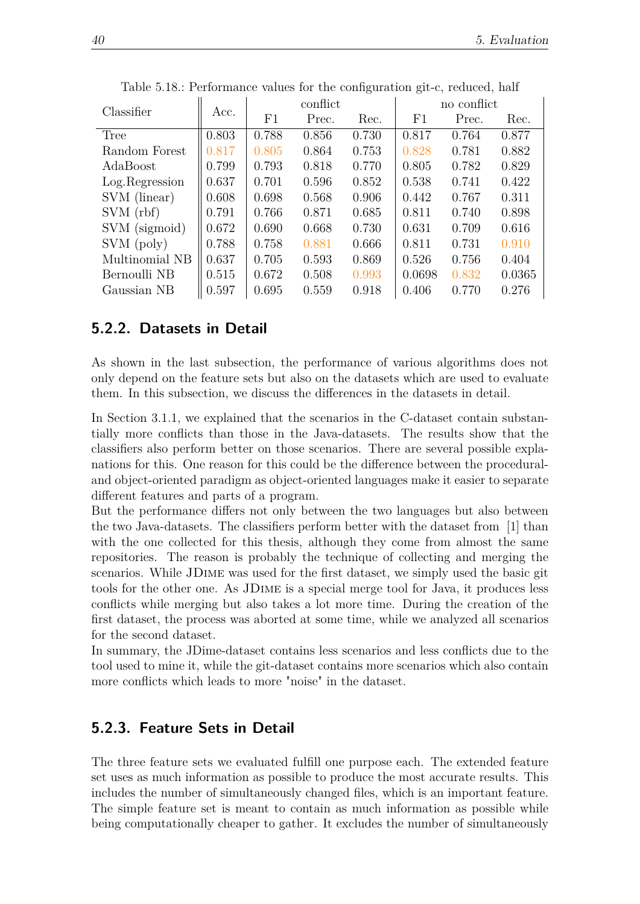Table 5.18.: Performance values for the configuration git-c, reduced, half

| Classifier | Acc. | conflict | | | no conflict | | |
|---|---|---|---|---|---|---|---|
| | | F1 | Prec. | Rec. | F1 | Prec. | Rec. |
| Tree | 0.803 | 0.788 | 0.856 | 0.730 | 0.817 | 0.764 | 0.877 |
| Random Forest | 0.817 | 0.805 | 0.864 | 0.753 | 0.828 | 0.781 | 0.882 |
| AdaBoost | 0.799 | 0.793 | 0.818 | 0.770 | 0.805 | 0.782 | 0.829 |
| Log.Regression | 0.637 | 0.701 | 0.596 | 0.852 | 0.538 | 0.741 | 0.422 |
| SVM (linear) | 0.608 | 0.698 | 0.568 | 0.906 | 0.442 | 0.767 | 0.311 |
| SVM (rbf) | 0.791 | 0.766 | 0.871 | 0.685 | 0.811 | 0.740 | 0.898 |
| SVM (sigmoid) | 0.672 | 0.690 | 0.668 | 0.730 | 0.631 | 0.709 | 0.616 |
| SVM (poly) | 0.788 | 0.758 | 0.881 | 0.666 | 0.811 | 0.731 | 0.910 |
| Multinomial NB | 0.637 | 0.705 | 0.593 | 0.869 | 0.526 | 0.756 | 0.404 |
| Bernoulli NB | 0.515 | 0.672 | 0.508 | 0.993 | 0.0698 | 0.832 | 0.0365 |
| Gaussian NB | 0.597 | 0.695 | 0.559 | 0.918 | 0.406 | 0.770 | 0.276 |

### 5.2.2. Datasets in Detail

As shown in the last subsection, the performance of various algorithms does not only depend on the feature sets but also on the datasets which are used to evaluate them. In this subsection, we discuss the differences in the datasets in detail.

In Section 3.1.1, we explained that the scenarios in the C-dataset contain substantially more conflicts than those in the Java-datasets. The results show that the classifiers also perform better on those scenarios. There are several possible explanations for this. One reason for this could be the difference between the procedural- and object-oriented paradigm as object-oriented languages make it easier to separate different features and parts of a program.
But the performance differs not only between the two languages but also between the two Java-datasets. The classifiers perform better with the dataset from [1] than with the one collected for this thesis, although they come from almost the same repositories. The reason is probably the technique of collecting and merging the scenarios. While JDime was used for the first dataset, we simply used the basic git tools for the other one. As JDime is a special merge tool for Java, it produces less conflicts while merging but also takes a lot more time. During the creation of the first dataset, the process was aborted at some time, while we analyzed all scenarios for the second dataset.
In summary, the JDime-dataset contains less scenarios and less conflicts due to the tool used to mine it, while the git-dataset contains more scenarios which also contain more conflicts which leads to more "noise" in the dataset.

### 5.2.3. Feature Sets in Detail

The three feature sets we evaluated fulfill one purpose each. The extended feature set uses as much information as possible to produce the most accurate results. This includes the number of simultaneously changed files, which is an important feature. The simple feature set is meant to contain as much information as possible while being computationally cheaper to gather. It excludes the number of simultaneously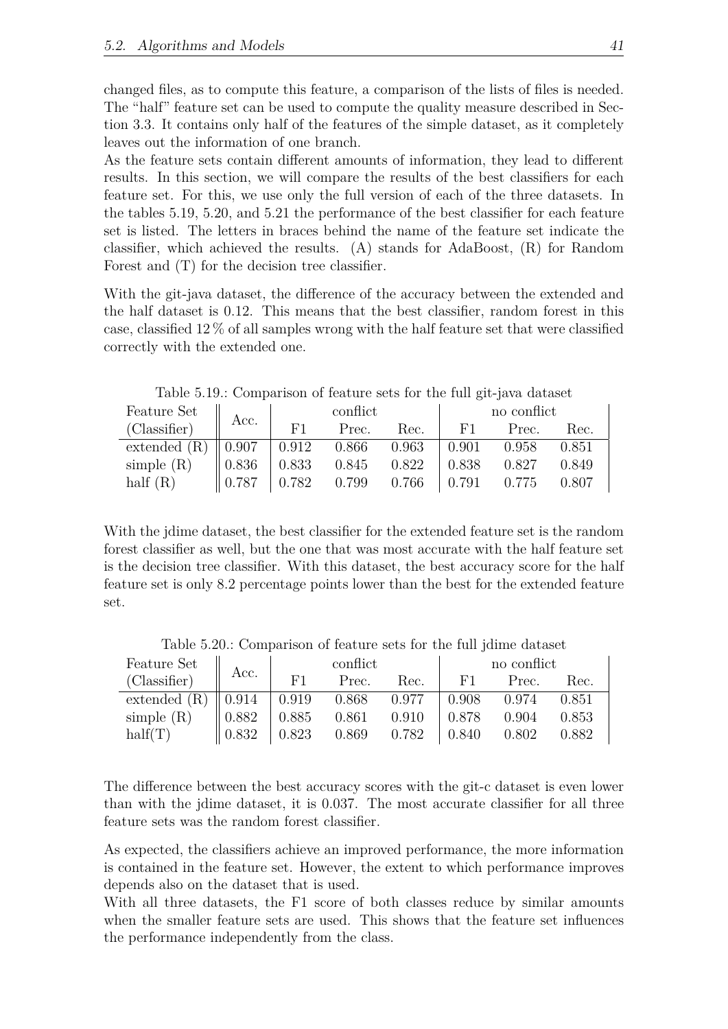changed files, as to compute this feature, a comparison of the lists of files is needed. The "half" feature set can be used to compute the quality measure described in Section 3.3. It contains only half of the features of the simple dataset, as it completely leaves out the information of one branch.

As the feature sets contain different amounts of information, they lead to different results. In this section, we will compare the results of the best classifiers for each feature set. For this, we use only the full version of each of the three datasets. In the tables 5.19, 5.20, and 5.21 the performance of the best classifier for each feature set is listed. The letters in braces behind the name of the feature set indicate the classifier, which achieved the results. (A) stands for AdaBoost, (R) for Random Forest and (T) for the decision tree classifier.

With the git-java dataset, the difference of the accuracy between the extended and the half dataset is 0.12. This means that the best classifier, random forest in this case, classified 12 % of all samples wrong with the half feature set that were classified correctly with the extended one.

Table 5.19.: Comparison of feature sets for the full git-java dataset

| Feature Set (Classifier) | Acc. | conflict | | | no conflict | | |
|---|---|---|---|---|---|---|---|
| | | F1 | Prec. | Rec. | F1 | Prec. | Rec. |
| extended (R) | 0.907 | 0.912 | 0.866 | 0.963 | 0.901 | 0.958 | 0.851 |
| simple (R) | 0.836 | 0.833 | 0.845 | 0.822 | 0.838 | 0.827 | 0.849 |
| half (R) | 0.787 | 0.782 | 0.799 | 0.766 | 0.791 | 0.775 | 0.807 |

With the jdime dataset, the best classifier for the extended feature set is the random forest classifier as well, but the one that was most accurate with the half feature set is the decision tree classifier. With this dataset, the best accuracy score for the half feature set is only 8.2 percentage points lower than the best for the extended feature set.

Table 5.20.: Comparison of feature sets for the full jdime dataset

| Feature Set (Classifier) | Acc. | conflict | | | no conflict | | |
|---|---|---|---|---|---|---|---|
| | | F1 | Prec. | Rec. | F1 | Prec. | Rec. |
| extended (R) | 0.914 | 0.919 | 0.868 | 0.977 | 0.908 | 0.974 | 0.851 |
| simple (R) | 0.882 | 0.885 | 0.861 | 0.910 | 0.878 | 0.904 | 0.853 |
| half(T) | 0.832 | 0.823 | 0.869 | 0.782 | 0.840 | 0.802 | 0.882 |

The difference between the best accuracy scores with the git-c dataset is even lower than with the jdime dataset, it is 0.037. The most accurate classifier for all three feature sets was the random forest classifier.

As expected, the classifiers achieve an improved performance, the more information is contained in the feature set. However, the extent to which performance improves depends also on the dataset that is used.

With all three datasets, the F1 score of both classes reduce by similar amounts when the smaller feature sets are used. This shows that the feature set influences the performance independently from the class.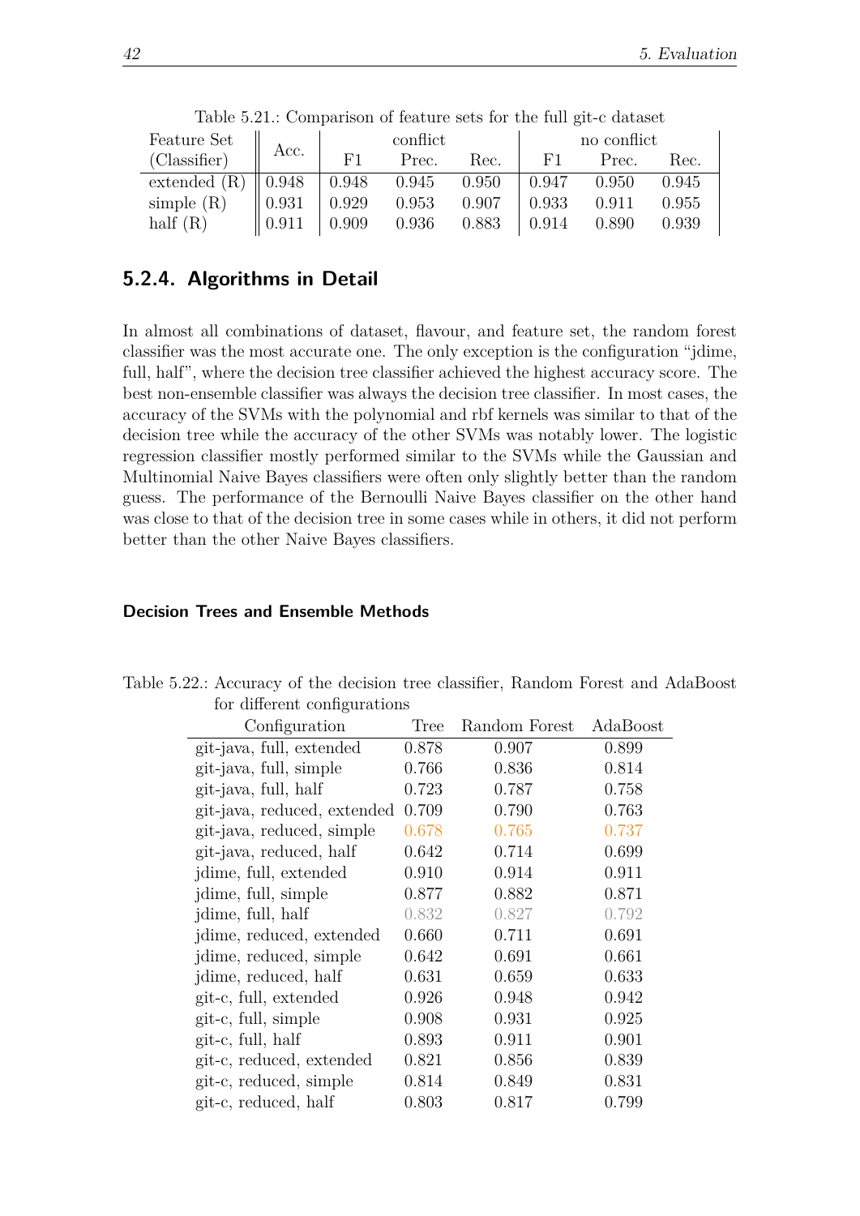Table 5.21.: Comparison of feature sets for the full git-c dataset

| Feature Set (Classifier) | Acc. | conflict | | | no conflict | | |
|---|---|---|---|---|---|---|---|
| | | F1 | Prec. | Rec. | F1 | Prec. | Rec. |
| extended (R) | 0.948 | 0.948 | 0.945 | 0.950 | 0.947 | 0.950 | 0.945 |
| simple (R) | 0.931 | 0.929 | 0.953 | 0.907 | 0.933 | 0.911 | 0.955 |
| half (R) | 0.911 | 0.909 | 0.936 | 0.883 | 0.914 | 0.890 | 0.939 |

### 5.2.4. Algorithms in Detail

In almost all combinations of dataset, flavour, and feature set, the random forest classifier was the most accurate one. The only exception is the configuration "jdime, full, half", where the decision tree classifier achieved the highest accuracy score. The best non-ensemble classifier was always the decision tree classifier. In most cases, the accuracy of the SVMs with the polynomial and rbf kernels was similar to that of the decision tree while the accuracy of the other SVMs was notably lower. The logistic regression classifier mostly performed similar to the SVMs while the Gaussian and Multinomial Naive Bayes classifiers were often only slightly better than the random guess. The performance of the Bernoulli Naive Bayes classifier on the other hand was close to that of the decision tree in some cases while in others, it did not perform better than the other Naive Bayes classifiers.

#### Decision Trees and Ensemble Methods

Table 5.22.: Accuracy of the decision tree classifier, Random Forest and AdaBoost for different configurations

| Configuration | Tree | Random Forest | AdaBoost |
|---|---|---|---|
| git-java, full, extended | 0.878 | 0.907 | 0.899 |
| git-java, full, simple | 0.766 | 0.836 | 0.814 |
| git-java, full, half | 0.723 | 0.787 | 0.758 |
| git-java, reduced, extended | 0.709 | 0.790 | 0.763 |
| git-java, reduced, simple | 0.678 | 0.765 | 0.737 |
| git-java, reduced, half | 0.642 | 0.714 | 0.699 |
| jdime, full, extended | 0.910 | 0.914 | 0.911 |
| jdime, full, simple | 0.877 | 0.882 | 0.871 |
| jdime, full, half | 0.832 | 0.827 | 0.792 |
| jdime, reduced, extended | 0.660 | 0.711 | 0.691 |
| jdime, reduced, simple | 0.642 | 0.691 | 0.661 |
| jdime, reduced, half | 0.631 | 0.659 | 0.633 |
| git-c, full, extended | 0.926 | 0.948 | 0.942 |
| git-c, full, simple | 0.908 | 0.931 | 0.925 |
| git-c, full, half | 0.893 | 0.911 | 0.901 |
| git-c, reduced, extended | 0.821 | 0.856 | 0.839 |
| git-c, reduced, simple | 0.814 | 0.849 | 0.831 |
| git-c, reduced, half | 0.803 | 0.817 | 0.799 |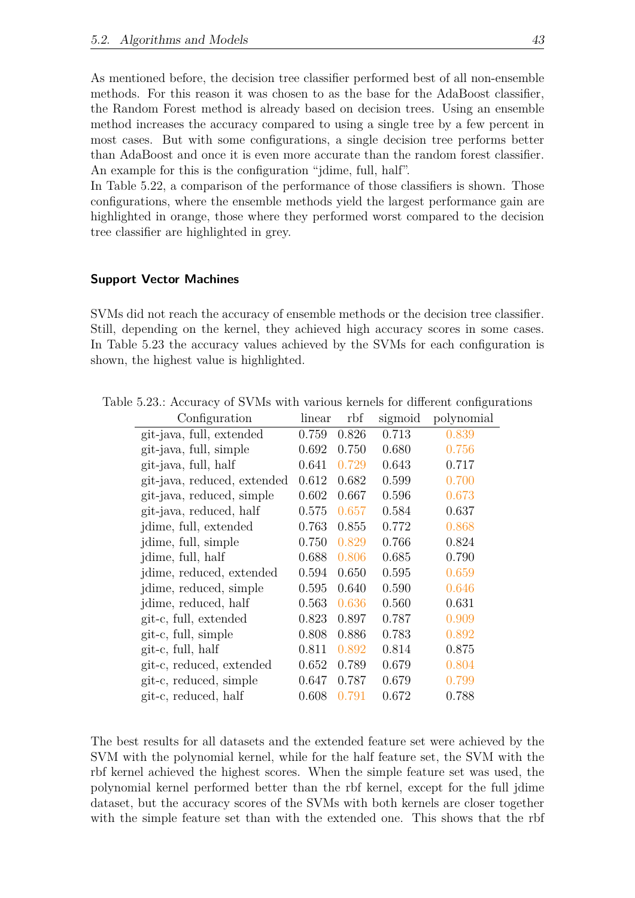As mentioned before, the decision tree classifier performed best of all non-ensemble methods. For this reason it was chosen to as the base for the AdaBoost classifier, the Random Forest method is already based on decision trees. Using an ensemble method increases the accuracy compared to using a single tree by a few percent in most cases. But with some configurations, a single decision tree performs better than AdaBoost and once it is even more accurate than the random forest classifier. An example for this is the configuration “jdime, full, half”.
In Table 5.22, a comparison of the performance of those classifiers is shown. Those configurations, where the ensemble methods yield the largest performance gain are highlighted in orange, those where they performed worst compared to the decision tree classifier are highlighted in grey.

#### Support Vector Machines

SVMs did not reach the accuracy of ensemble methods or the decision tree classifier. Still, depending on the kernel, they achieved high accuracy scores in some cases. In Table 5.23 the accuracy values achieved by the SVMs for each configuration is shown, the highest value is highlighted.

Table 5.23.: Accuracy of SVMs with various kernels for different configurations

| Configuration | linear | rbf | sigmoid | polynomial |
|---|---|---|---|---|
| git-java, full, extended | 0.759 | 0.826 | 0.713 | 0.839 |
| git-java, full, simple | 0.692 | 0.750 | 0.680 | 0.756 |
| git-java, full, half | 0.641 | 0.729 | 0.643 | 0.717 |
| git-java, reduced, extended | 0.612 | 0.682 | 0.599 | 0.700 |
| git-java, reduced, simple | 0.602 | 0.667 | 0.596 | 0.673 |
| git-java, reduced, half | 0.575 | 0.657 | 0.584 | 0.637 |
| jdime, full, extended | 0.763 | 0.855 | 0.772 | 0.868 |
| jdime, full, simple | 0.750 | 0.829 | 0.766 | 0.824 |
| jdime, full, half | 0.688 | 0.806 | 0.685 | 0.790 |
| jdime, reduced, extended | 0.594 | 0.650 | 0.595 | 0.659 |
| jdime, reduced, simple | 0.595 | 0.640 | 0.590 | 0.646 |
| jdime, reduced, half | 0.563 | 0.636 | 0.560 | 0.631 |
| git-c, full, extended | 0.823 | 0.897 | 0.787 | 0.909 |
| git-c, full, simple | 0.808 | 0.886 | 0.783 | 0.892 |
| git-c, full, half | 0.811 | 0.892 | 0.814 | 0.875 |
| git-c, reduced, extended | 0.652 | 0.789 | 0.679 | 0.804 |
| git-c, reduced, simple | 0.647 | 0.787 | 0.679 | 0.799 |
| git-c, reduced, half | 0.608 | 0.791 | 0.672 | 0.788 |

The best results for all datasets and the extended feature set were achieved by the SVM with the polynomial kernel, while for the half feature set, the SVM with the rbf kernel achieved the highest scores. When the simple feature set was used, the polynomial kernel performed better than the rbf kernel, except for the full jdime dataset, but the accuracy scores of the SVMs with both kernels are closer together with the simple feature set than with the extended one. This shows that the rbf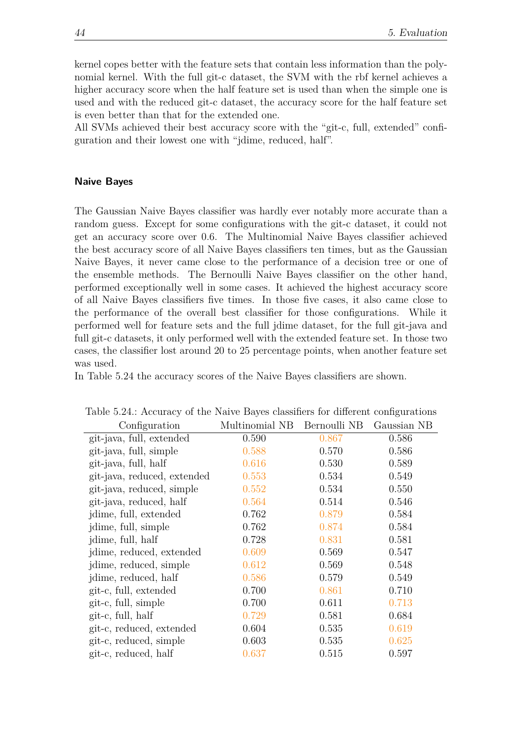kernel copes better with the feature sets that contain less information than the polynomial kernel. With the full git-c dataset, the SVM with the rbf kernel achieves a higher accuracy score when the half feature set is used than when the simple one is used and with the reduced git-c dataset, the accuracy score for the half feature set is even better than that for the extended one.
All SVMs achieved their best accuracy score with the "git-c, full, extended" configuration and their lowest one with "jdime, reduced, half".

#### Naive Bayes

The Gaussian Naive Bayes classifier was hardly ever notably more accurate than a random guess. Except for some configurations with the git-c dataset, it could not get an accuracy score over 0.6. The Multinomial Naive Bayes classifier achieved the best accuracy score of all Naive Bayes classifiers ten times, but as the Gaussian Naive Bayes, it never came close to the performance of a decision tree or one of the ensemble methods. The Bernoulli Naive Bayes classifier on the other hand, performed exceptionally well in some cases. It achieved the highest accuracy score of all Naive Bayes classifiers five times. In those five cases, it also came close to the performance of the overall best classifier for those configurations. While it performed well for feature sets and the full jdime dataset, for the full git-java and full git-c datasets, it only performed well with the extended feature set. In those two cases, the classifier lost around 20 to 25 percentage points, when another feature set was used.
In Table 5.24 the accuracy scores of the Naive Bayes classifiers are shown.

Table 5.24.: Accuracy of the Naive Bayes classifiers for different configurations

| Configuration | Multinomial NB | Bernoulli NB | Gaussian NB |
|---|---|---|---|
| git-java, full, extended | 0.590 | 0.867 | 0.586 |
| git-java, full, simple | 0.588 | 0.570 | 0.586 |
| git-java, full, half | 0.616 | 0.530 | 0.589 |
| git-java, reduced, extended | 0.553 | 0.534 | 0.549 |
| git-java, reduced, simple | 0.552 | 0.534 | 0.550 |
| git-java, reduced, half | 0.564 | 0.514 | 0.546 |
| jdime, full, extended | 0.762 | 0.879 | 0.584 |
| jdime, full, simple | 0.762 | 0.874 | 0.584 |
| jdime, full, half | 0.728 | 0.831 | 0.581 |
| jdime, reduced, extended | 0.609 | 0.569 | 0.547 |
| jdime, reduced, simple | 0.612 | 0.569 | 0.548 |
| jdime, reduced, half | 0.586 | 0.579 | 0.549 |
| git-c, full, extended | 0.700 | 0.861 | 0.710 |
| git-c, full, simple | 0.700 | 0.611 | 0.713 |
| git-c, full, half | 0.729 | 0.581 | 0.684 |
| git-c, reduced, extended | 0.604 | 0.535 | 0.619 |
| git-c, reduced, simple | 0.603 | 0.535 | 0.625 |
| git-c, reduced, half | 0.637 | 0.515 | 0.597 |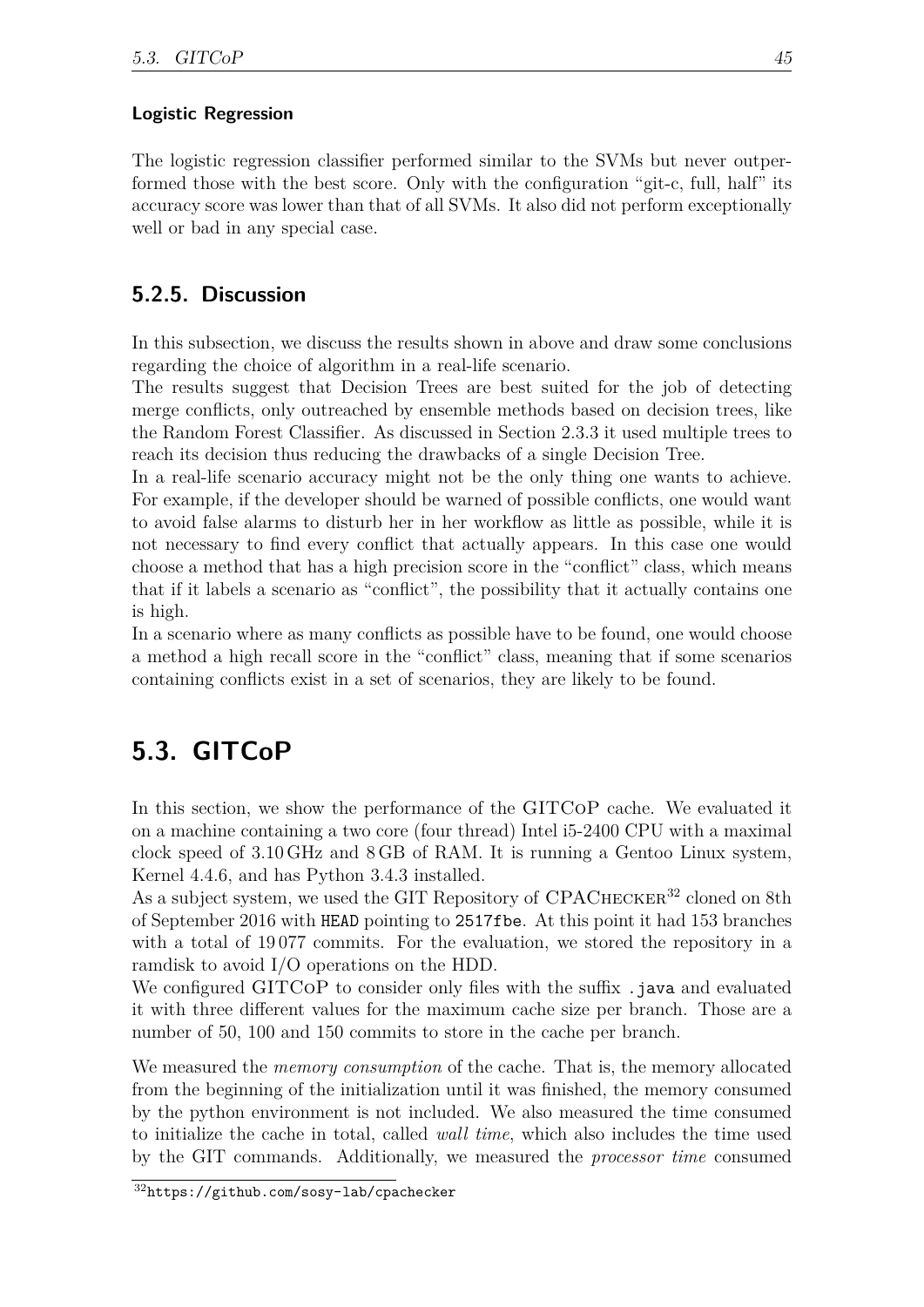#### Logistic Regression

The logistic regression classifier performed similar to the SVMs but never outperformed those with the best score. Only with the configuration "git-c, full, half" its accuracy score was lower than that of all SVMs. It also did not perform exceptionally well or bad in any special case.

### 5.2.5. Discussion

In this subsection, we discuss the results shown in above and draw some conclusions regarding the choice of algorithm in a real-life scenario.

The results suggest that Decision Trees are best suited for the job of detecting merge conflicts, only outreached by ensemble methods based on decision trees, like the Random Forest Classifier. As discussed in Section 2.3.3 it used multiple trees to reach its decision thus reducing the drawbacks of a single Decision Tree.

In a real-life scenario accuracy might not be the only thing one wants to achieve. For example, if the developer should be warned of possible conflicts, one would want to avoid false alarms to disturb her in her workflow as little as possible, while it is not necessary to find every conflict that actually appears. In this case one would choose a method that has a high precision score in the "conflict" class, which means that if it labels a scenario as "conflict", the possibility that it actually contains one is high.

In a scenario where as many conflicts as possible have to be found, one would choose a method a high recall score in the "conflict" class, meaning that if some scenarios containing conflicts exist in a set of scenarios, they are likely to be found.

## 5.3. GITCoP

In this section, we show the performance of the GITCoP cache. We evaluated it on a machine containing a two core (four thread) Intel i5-2400 CPU with a maximal clock speed of 3.10 GHz and 8 GB of RAM. It is running a Gentoo Linux system, Kernel 4.4.6, and has Python 3.4.3 installed.

As a subject system, we used the GIT Repository of CPAChecker[32] cloned on 8th of September 2016 with `HEAD` pointing to `2517fbe`. At this point it had 153 branches with a total of 19 077 commits. For the evaluation, we stored the repository in a ramdisk to avoid I/O operations on the HDD.

We configured GITCoP to consider only files with the suffix `.java` and evaluated it with three different values for the maximum cache size per branch. Those are a number of 50, 100 and 150 commits to store in the cache per branch.

We measured the *memory consumption* of the cache. That is, the memory allocated from the beginning of the initialization until it was finished, the memory consumed by the python environment is not included. We also measured the time consumed to initialize the cache in total, called *wall time*, which also includes the time used by the GIT commands. Additionally, we measured the *processor time* consumed

[32] https://github.com/sosy-lab/cpachecker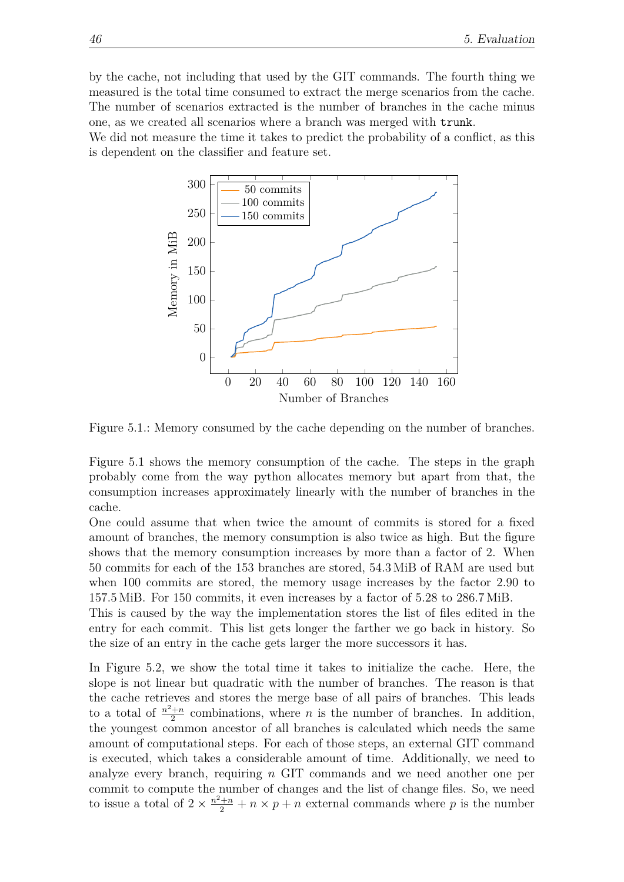by the cache, not including that used by the GIT commands. The fourth thing we measured is the total time consumed to extract the merge scenarios from the cache. The number of scenarios extracted is the number of branches in the cache minus one, as we created all scenarios where a branch was merged with `trunk`.

We did not measure the time it takes to predict the probability of a conflict, as this is dependent on the classifier and feature set.

Figure 5.1.: Memory consumed by the cache depending on the number of branches.

Figure 5.1 shows the memory consumption of the cache. The steps in the graph probably come from the way python allocates memory but apart from that, the consumption increases approximately linearly with the number of branches in the cache.

One could assume that when twice the amount of commits is stored for a fixed amount of branches, the memory consumption is also twice as high. But the figure shows that the memory consumption increases by more than a factor of 2. When 50 commits for each of the 153 branches are stored, 54.3 MiB of RAM are used but when 100 commits are stored, the memory usage increases by the factor 2.90 to 157.5 MiB. For 150 commits, it even increases by a factor of 5.28 to 286.7 MiB.

This is caused by the way the implementation stores the list of files edited in the entry for each commit. This list gets longer the farther we go back in history. So the size of an entry in the cache gets larger the more successors it has.

In Figure 5.2, we show the total time it takes to initialize the cache. Here, the slope is not linear but quadratic with the number of branches. The reason is that the cache retrieves and stores the merge base of all pairs of branches. This leads to a total of $\frac{n^2+n}{2}$ combinations, where $n$ is the number of branches. In addition, the youngest common ancestor of all branches is calculated which needs the same amount of computational steps. For each of those steps, an external GIT command is executed, which takes a considerable amount of time. Additionally, we need to analyze every branch, requiring $n$ GIT commands and we need another one per commit to compute the number of changes and the list of change files. So, we need to issue a total of $2 \times \frac{n^2+n}{2} + n \times p + n$ external commands where $p$ is the number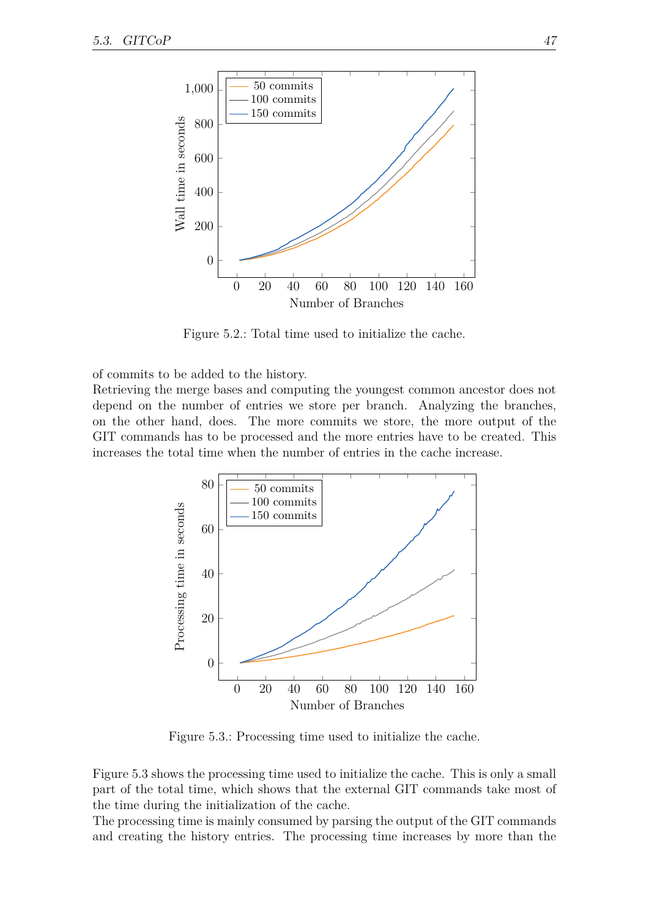Figure 5.2.: Total time used to initialize the cache.

of commits to be added to the history.

Retrieving the merge bases and computing the youngest common ancestor does not depend on the number of entries we store per branch. Analyzing the branches, on the other hand, does. The more commits we store, the more output of the GIT commands has to be processed and the more entries have to be created. This increases the total time when the number of entries in the cache increase.

Figure 5.3.: Processing time used to initialize the cache.

Figure 5.3 shows the processing time used to initialize the cache. This is only a small part of the total time, which shows that the external GIT commands take most of the time during the initialization of the cache.

The processing time is mainly consumed by parsing the output of the GIT commands and creating the history entries. The processing time increases by more than the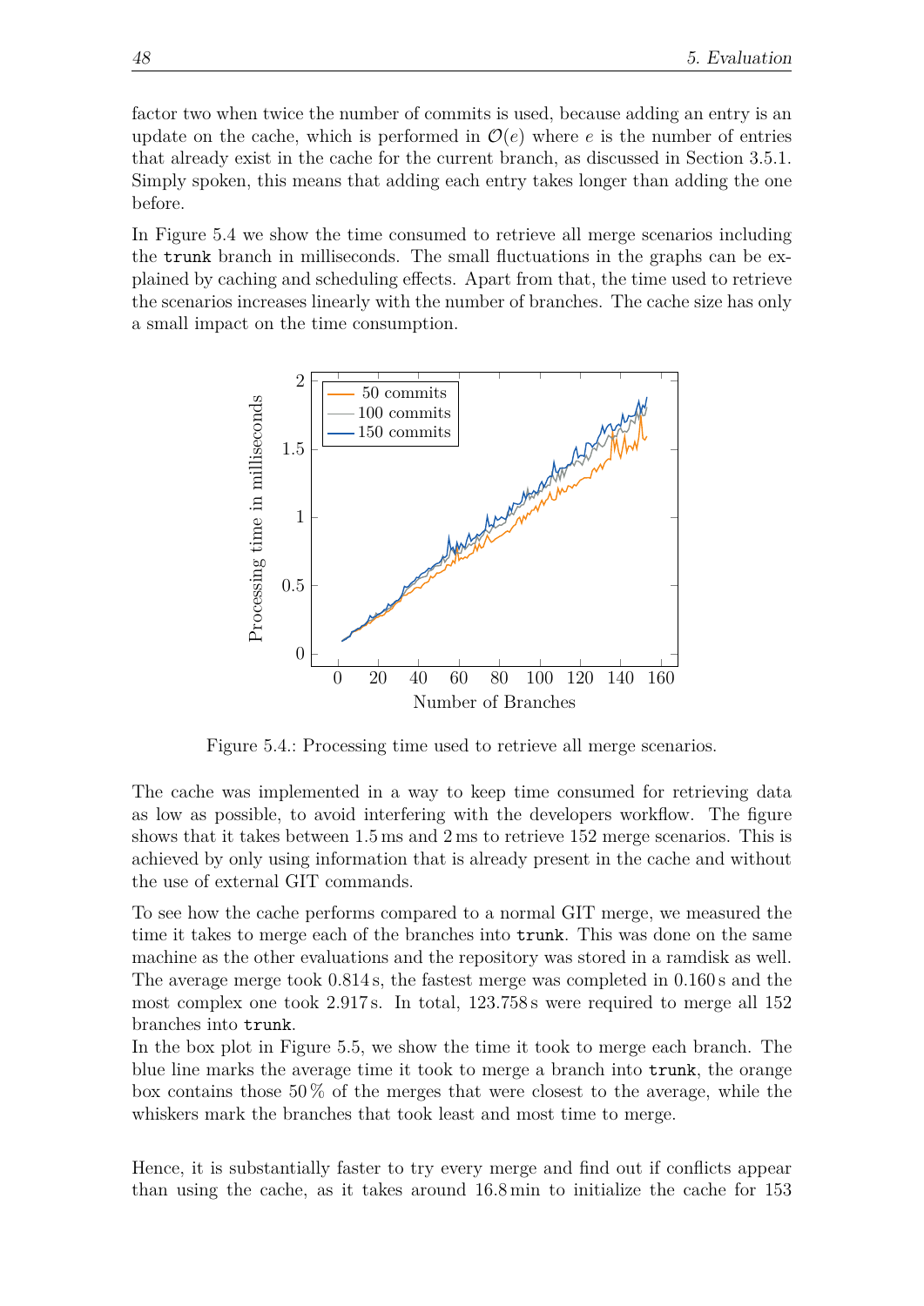factor two when twice the number of commits is used, because adding an entry is an update on the cache, which is performed in $\mathcal{O}(e)$ where $e$ is the number of entries that already exist in the cache for the current branch, as discussed in Section 3.5.1. Simply spoken, this means that adding each entry takes longer than adding the one before.

In Figure 5.4 we show the time consumed to retrieve all merge scenarios including the `trunk` branch in milliseconds. The small fluctuations in the graphs can be explained by caching and scheduling effects. Apart from that, the time used to retrieve the scenarios increases linearly with the number of branches. The cache size has only a small impact on the time consumption.

Figure 5.4.: Processing time used to retrieve all merge scenarios.

The cache was implemented in a way to keep time consumed for retrieving data as low as possible, to avoid interfering with the developers workflow. The figure shows that it takes between 1.5 ms and 2 ms to retrieve 152 merge scenarios. This is achieved by only using information that is already present in the cache and without the use of external GIT commands.

To see how the cache performs compared to a normal GIT merge, we measured the time it takes to merge each of the branches into `trunk`. This was done on the same machine as the other evaluations and the repository was stored in a ramdisk as well. The average merge took 0.814 s, the fastest merge was completed in 0.160 s and the most complex one took 2.917 s. In total, 123.758 s were required to merge all 152 branches into `trunk`.
In the box plot in Figure 5.5, we show the time it took to merge each branch. The blue line marks the average time it took to merge a branch into `trunk`, the orange box contains those 50 % of the merges that were closest to the average, while the whiskers mark the branches that took least and most time to merge.

Hence, it is substantially faster to try every merge and find out if conflicts appear than using the cache, as it takes around 16.8 min to initialize the cache for 153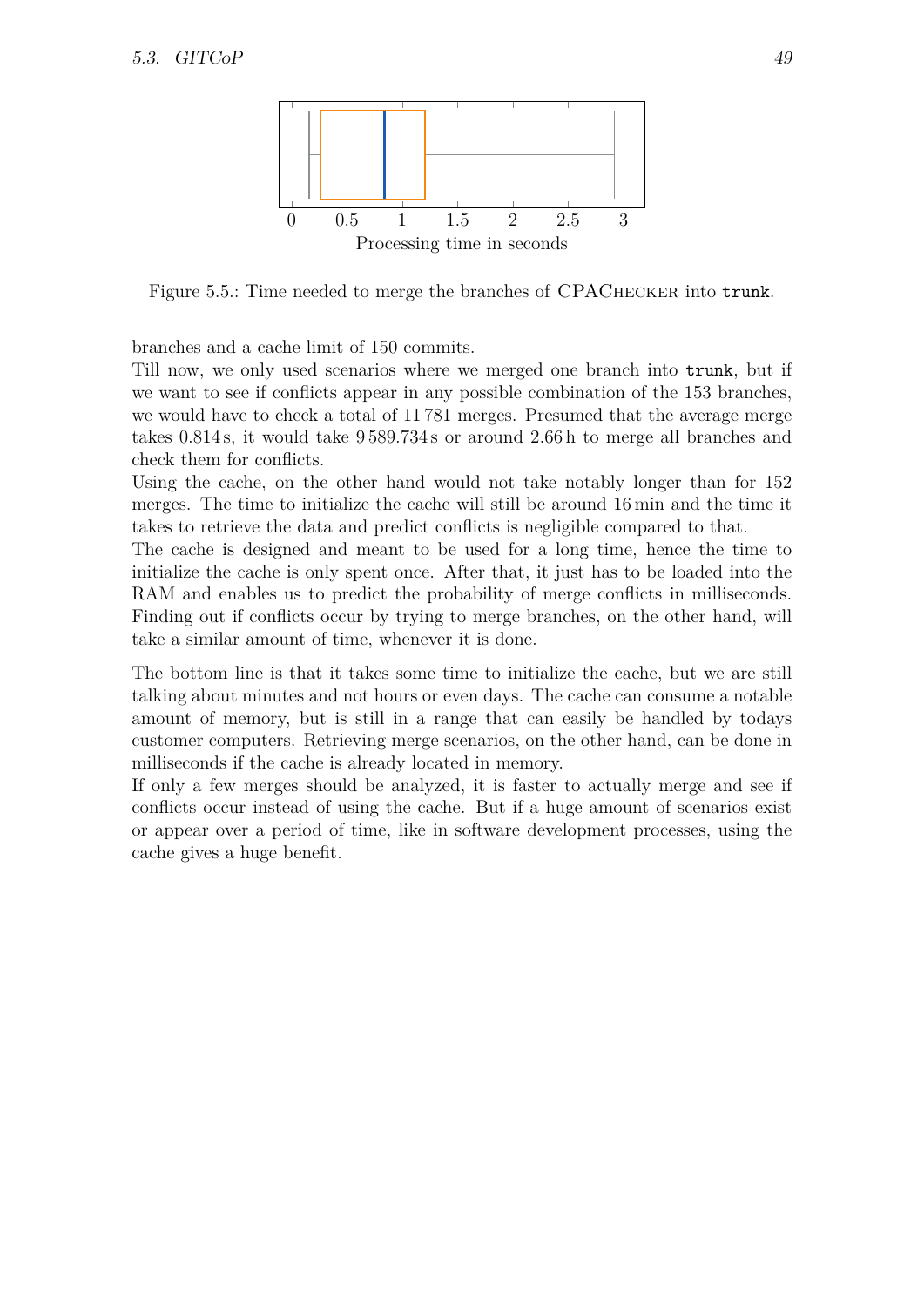Figure 5.5.: Time needed to merge the branches of CPAChecker into `trunk`.

branches and a cache limit of 150 commits.

Till now, we only used scenarios where we merged one branch into `trunk`, but if we want to see if conflicts appear in any possible combination of the 153 branches, we would have to check a total of 11 781 merges. Presumed that the average merge takes 0.814 s, it would take 9 589.734 s or around 2.66 h to merge all branches and check them for conflicts.

Using the cache, on the other hand would not take notably longer than for 152 merges. The time to initialize the cache will still be around 16 min and the time it takes to retrieve the data and predict conflicts is negligible compared to that.

The cache is designed and meant to be used for a long time, hence the time to initialize the cache is only spent once. After that, it just has to be loaded into the RAM and enables us to predict the probability of merge conflicts in milliseconds. Finding out if conflicts occur by trying to merge branches, on the other hand, will take a similar amount of time, whenever it is done.

The bottom line is that it takes some time to initialize the cache, but we are still talking about minutes and not hours or even days. The cache can consume a notable amount of memory, but is still in a range that can easily be handled by todays customer computers. Retrieving merge scenarios, on the other hand, can be done in milliseconds if the cache is already located in memory.

If only a few merges should be analyzed, it is faster to actually merge and see if conflicts occur instead of using the cache. But if a huge amount of scenarios exist or appear over a period of time, like in software development processes, using the cache gives a huge benefit.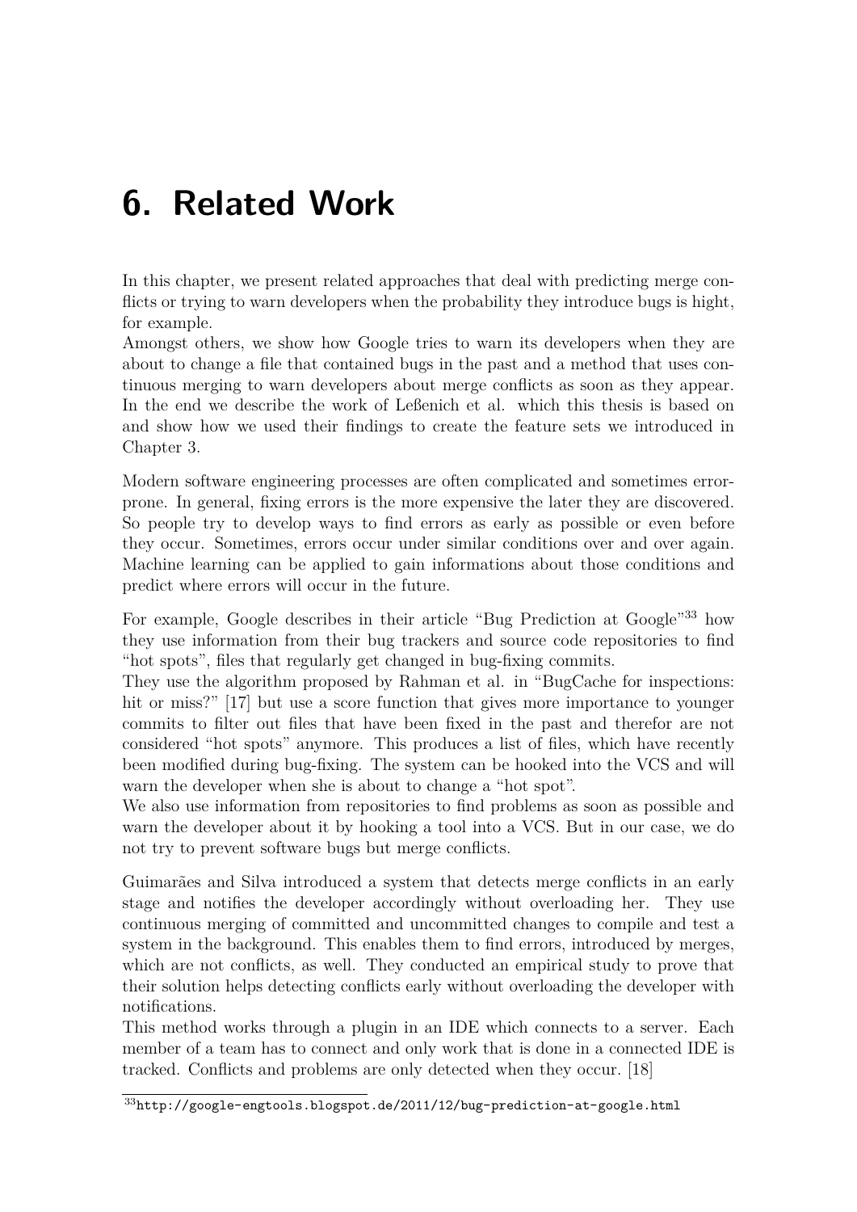# 6. Related Work

In this chapter, we present related approaches that deal with predicting merge conflicts or trying to warn developers when the probability they introduce bugs is hight, for example.
Amongst others, we show how Google tries to warn its developers when they are about to change a file that contained bugs in the past and a method that uses continuous merging to warn developers about merge conflicts as soon as they appear. In the end we describe the work of Leßenich et al. which this thesis is based on and show how we used their findings to create the feature sets we introduced in Chapter 3.

Modern software engineering processes are often complicated and sometimes error-prone. In general, fixing errors is the more expensive the later they are discovered. So people try to develop ways to find errors as early as possible or even before they occur. Sometimes, errors occur under similar conditions over and over again. Machine learning can be applied to gain informations about those conditions and predict where errors will occur in the future.

For example, Google describes in their article "Bug Prediction at Google"[33] how they use information from their bug trackers and source code repositories to find "hot spots", files that regularly get changed in bug-fixing commits.
They use the algorithm proposed by Rahman et al. in "BugCache for inspections: hit or miss?" [17] but use a score function that gives more importance to younger commits to filter out files that have been fixed in the past and therefor are not considered "hot spots" anymore. This produces a list of files, which have recently been modified during bug-fixing. The system can be hooked into the VCS and will warn the developer when she is about to change a "hot spot".
We also use information from repositories to find problems as soon as possible and warn the developer about it by hooking a tool into a VCS. But in our case, we do not try to prevent software bugs but merge conflicts.

Guimarães and Silva introduced a system that detects merge conflicts in an early stage and notifies the developer accordingly without overloading her. They use continuous merging of committed and uncommitted changes to compile and test a system in the background. This enables them to find errors, introduced by merges, which are not conflicts, as well. They conducted an empirical study to prove that their solution helps detecting conflicts early without overloading the developer with notifications.
This method works through a plugin in an IDE which connects to a server. Each member of a team has to connect and only work that is done in a connected IDE is tracked. Conflicts and problems are only detected when they occur. [18]

[33] http://google-engtools.blogspot.de/2011/12/bug-prediction-at-google.html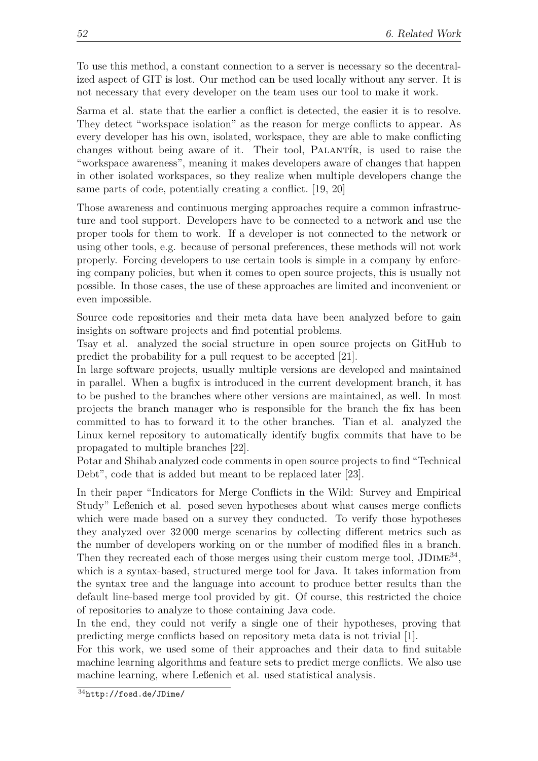To use this method, a constant connection to a server is necessary so the decentralized aspect of GIT is lost. Our method can be used locally without any server. It is not necessary that every developer on the team uses our tool to make it work.

Sarma et al. state that the earlier a conflict is detected, the easier it is to resolve. They detect "workspace isolation" as the reason for merge conflicts to appear. As every developer has his own, isolated, workspace, they are able to make conflicting changes without being aware of it. Their tool, PALANTÍR, is used to raise the "workspace awareness", meaning it makes developers aware of changes that happen in other isolated workspaces, so they realize when multiple developers change the same parts of code, potentially creating a conflict. [19, 20]

Those awareness and continuous merging approaches require a common infrastructure and tool support. Developers have to be connected to a network and use the proper tools for them to work. If a developer is not connected to the network or using other tools, e.g. because of personal preferences, these methods will not work properly. Forcing developers to use certain tools is simple in a company by enforcing company policies, but when it comes to open source projects, this is usually not possible. In those cases, the use of these approaches are limited and inconvenient or even impossible.

Source code repositories and their meta data have been analyzed before to gain insights on software projects and find potential problems.
Tsay et al. analyzed the social structure in open source projects on GitHub to predict the probability for a pull request to be accepted [21].
In large software projects, usually multiple versions are developed and maintained in parallel. When a bugfix is introduced in the current development branch, it has to be pushed to the branches where other versions are maintained, as well. In most projects the branch manager who is responsible for the branch the fix has been committed to has to forward it to the other branches. Tian et al. analyzed the Linux kernel repository to automatically identify bugfix commits that have to be propagated to multiple branches [22].
Potar and Shihab analyzed code comments in open source projects to find "Technical Debt", code that is added but meant to be replaced later [23].

In their paper "Indicators for Merge Conflicts in the Wild: Survey and Empirical Study" Leßenich et al. posed seven hypotheses about what causes merge conflicts which were made based on a survey they conducted. To verify those hypotheses they analyzed over 32 000 merge scenarios by collecting different metrics such as the number of developers working on or the number of modified files in a branch. Then they recreated each of those merges using their custom merge tool, JDIME[34], which is a syntax-based, structured merge tool for Java. It takes information from the syntax tree and the language into account to produce better results than the default line-based merge tool provided by git. Of course, this restricted the choice of repositories to analyze to those containing Java code.
In the end, they could not verify a single one of their hypotheses, proving that predicting merge conflicts based on repository meta data is not trivial [1].
For this work, we used some of their approaches and their data to find suitable machine learning algorithms and feature sets to predict merge conflicts. We also use machine learning, where Leßenich et al. used statistical analysis.

[34] http://fosd.de/JDime/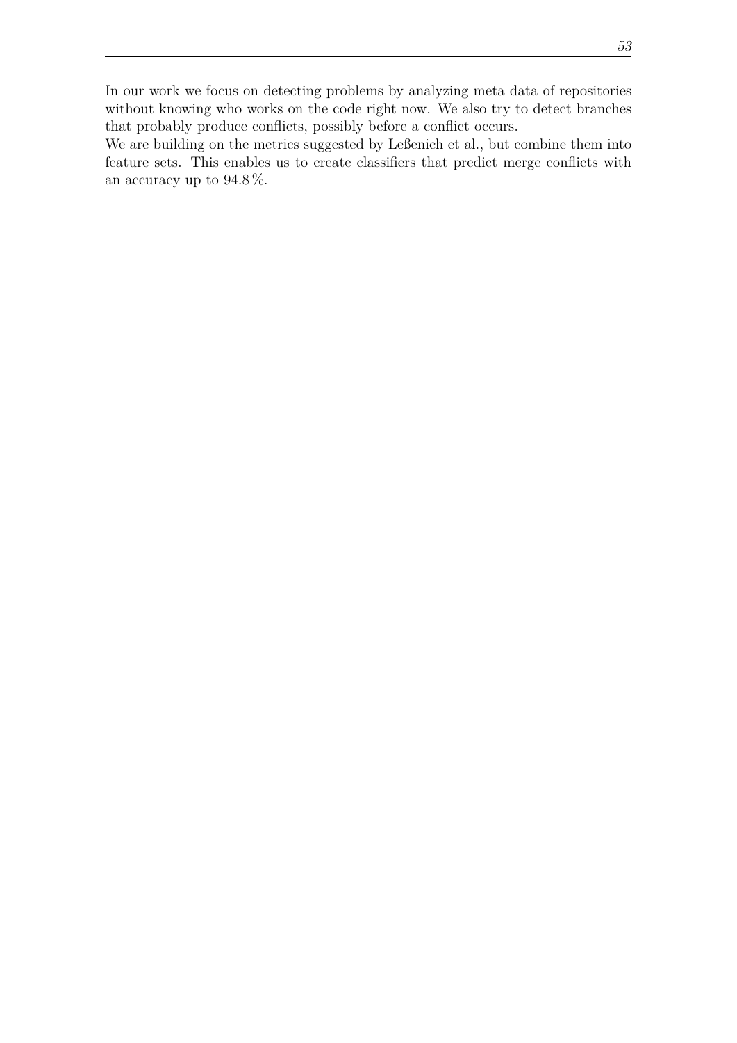In our work we focus on detecting problems by analyzing meta data of repositories without knowing who works on the code right now. We also try to detect branches that probably produce conflicts, possibly before a conflict occurs.
We are building on the metrics suggested by Leßenich et al., but combine them into feature sets. This enables us to create classifiers that predict merge conflicts with an accuracy up to 94.8 %.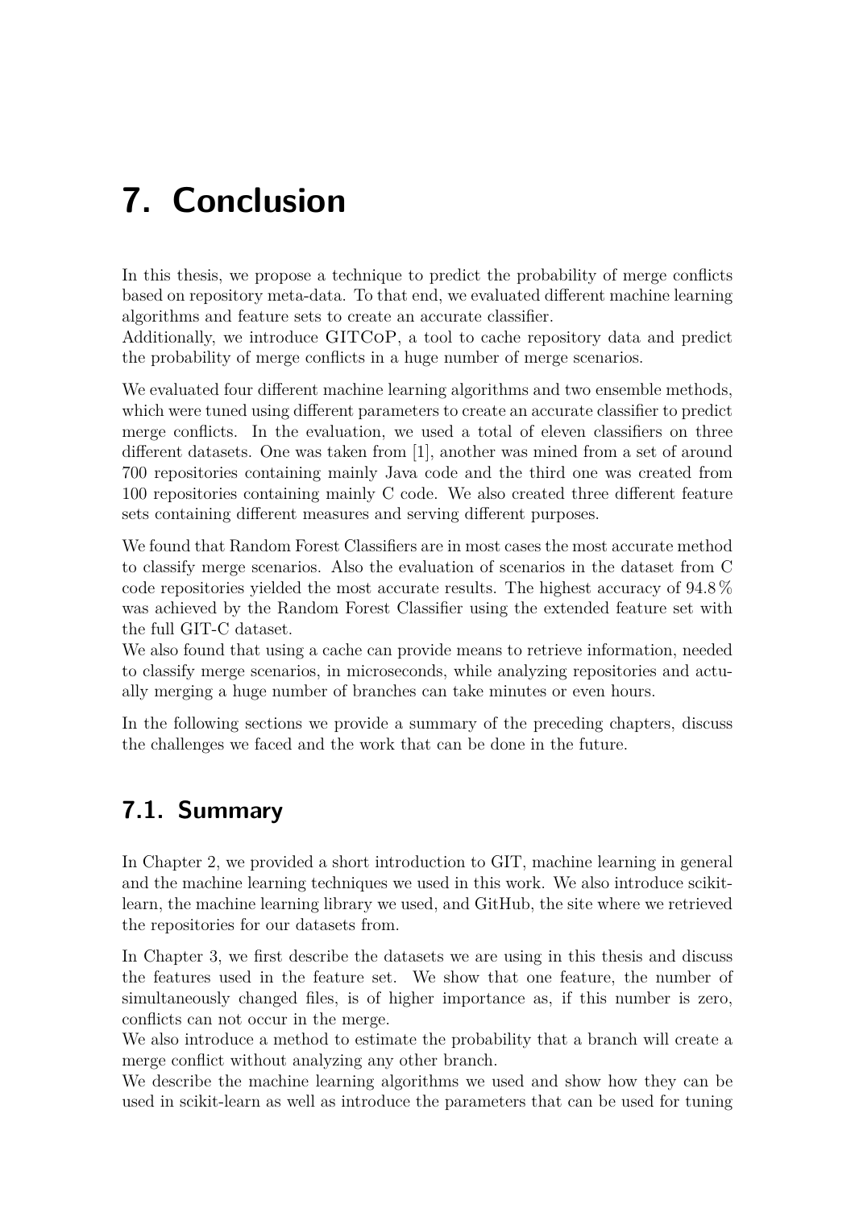# 7. Conclusion

In this thesis, we propose a technique to predict the probability of merge conflicts based on repository meta-data. To that end, we evaluated different machine learning algorithms and feature sets to create an accurate classifier.
Additionally, we introduce GITCoP, a tool to cache repository data and predict the probability of merge conflicts in a huge number of merge scenarios.

We evaluated four different machine learning algorithms and two ensemble methods, which were tuned using different parameters to create an accurate classifier to predict merge conflicts. In the evaluation, we used a total of eleven classifiers on three different datasets. One was taken from [1], another was mined from a set of around 700 repositories containing mainly Java code and the third one was created from 100 repositories containing mainly C code. We also created three different feature sets containing different measures and serving different purposes.

We found that Random Forest Classifiers are in most cases the most accurate method to classify merge scenarios. Also the evaluation of scenarios in the dataset from C code repositories yielded the most accurate results. The highest accuracy of 94.8 % was achieved by the Random Forest Classifier using the extended feature set with the full GIT-C dataset.
We also found that using a cache can provide means to retrieve information, needed to classify merge scenarios, in microseconds, while analyzing repositories and actually merging a huge number of branches can take minutes or even hours.

In the following sections we provide a summary of the preceding chapters, discuss the challenges we faced and the work that can be done in the future.

## 7.1. Summary

In Chapter 2, we provided a short introduction to GIT, machine learning in general and the machine learning techniques we used in this work. We also introduce scikit-learn, the machine learning library we used, and GitHub, the site where we retrieved the repositories for our datasets from.

In Chapter 3, we first describe the datasets we are using in this thesis and discuss the features used in the feature set. We show that one feature, the number of simultaneously changed files, is of higher importance as, if this number is zero, conflicts can not occur in the merge.
We also introduce a method to estimate the probability that a branch will create a merge conflict without analyzing any other branch.
We describe the machine learning algorithms we used and show how they can be used in scikit-learn as well as introduce the parameters that can be used for tuning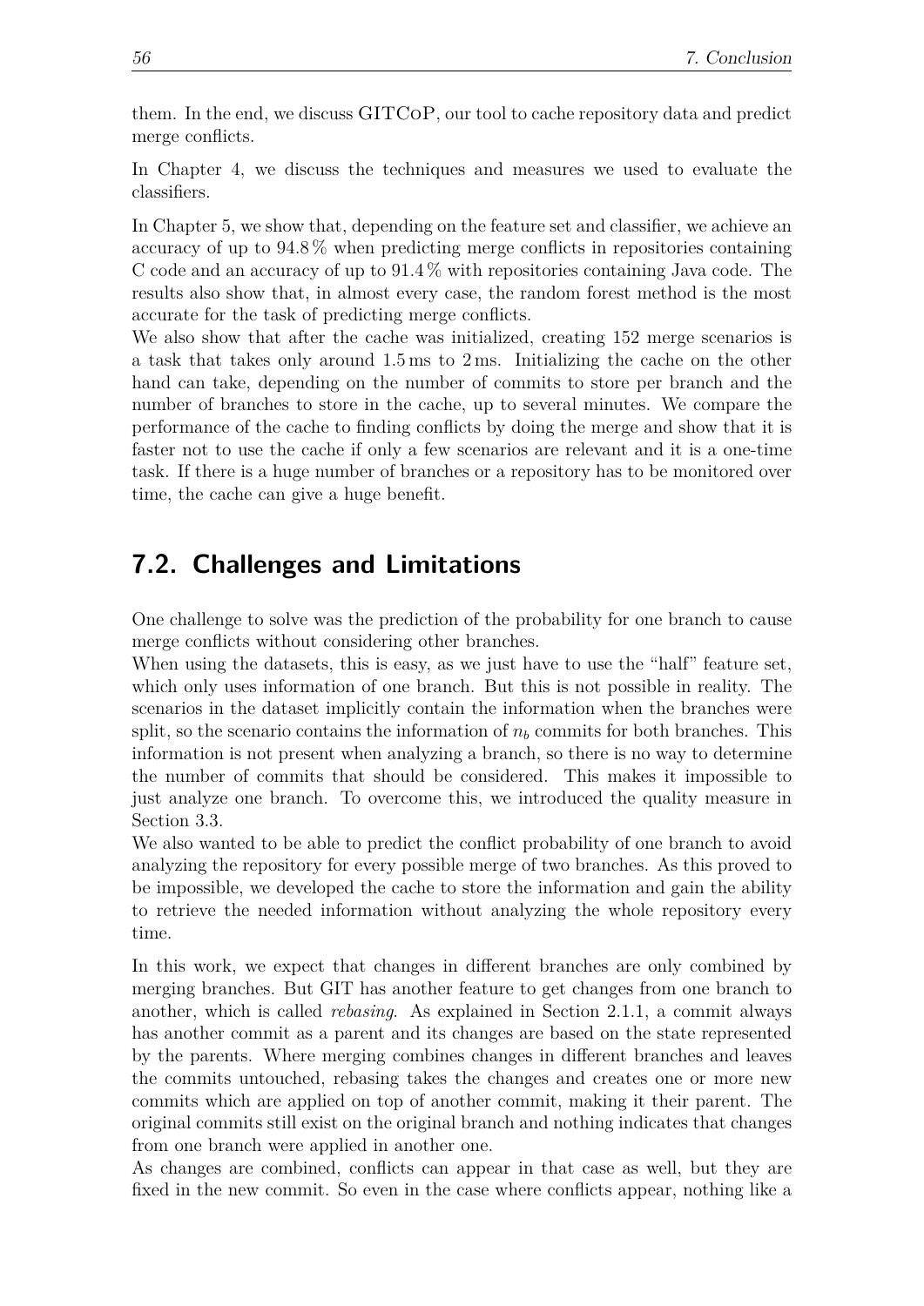them. In the end, we discuss GITCoP, our tool to cache repository data and predict merge conflicts.

In Chapter 4, we discuss the techniques and measures we used to evaluate the classifiers.

In Chapter 5, we show that, depending on the feature set and classifier, we achieve an accuracy of up to 94.8 % when predicting merge conflicts in repositories containing C code and an accuracy of up to 91.4 % with repositories containing Java code. The results also show that, in almost every case, the random forest method is the most accurate for the task of predicting merge conflicts.
We also show that after the cache was initialized, creating 152 merge scenarios is a task that takes only around 1.5 ms to 2 ms. Initializing the cache on the other hand can take, depending on the number of commits to store per branch and the number of branches to store in the cache, up to several minutes. We compare the performance of the cache to finding conflicts by doing the merge and show that it is faster not to use the cache if only a few scenarios are relevant and it is a one-time task. If there is a huge number of branches or a repository has to be monitored over time, the cache can give a huge benefit.

## 7.2. Challenges and Limitations

One challenge to solve was the prediction of the probability for one branch to cause merge conflicts without considering other branches.
When using the datasets, this is easy, as we just have to use the "half" feature set, which only uses information of one branch. But this is not possible in reality. The scenarios in the dataset implicitly contain the information when the branches were split, so the scenario contains the information of $n_b$ commits for both branches. This information is not present when analyzing a branch, so there is no way to determine the number of commits that should be considered. This makes it impossible to just analyze one branch. To overcome this, we introduced the quality measure in Section 3.3.
We also wanted to be able to predict the conflict probability of one branch to avoid analyzing the repository for every possible merge of two branches. As this proved to be impossible, we developed the cache to store the information and gain the ability to retrieve the needed information without analyzing the whole repository every time.

In this work, we expect that changes in different branches are only combined by merging branches. But GIT has another feature to get changes from one branch to another, which is called *rebasing*. As explained in Section 2.1.1, a commit always has another commit as a parent and its changes are based on the state represented by the parents. Where merging combines changes in different branches and leaves the commits untouched, rebasing takes the changes and creates one or more new commits which are applied on top of another commit, making it their parent. The original commits still exist on the original branch and nothing indicates that changes from one branch were applied in another one.
As changes are combined, conflicts can appear in that case as well, but they are fixed in the new commit. So even in the case where conflicts appear, nothing like a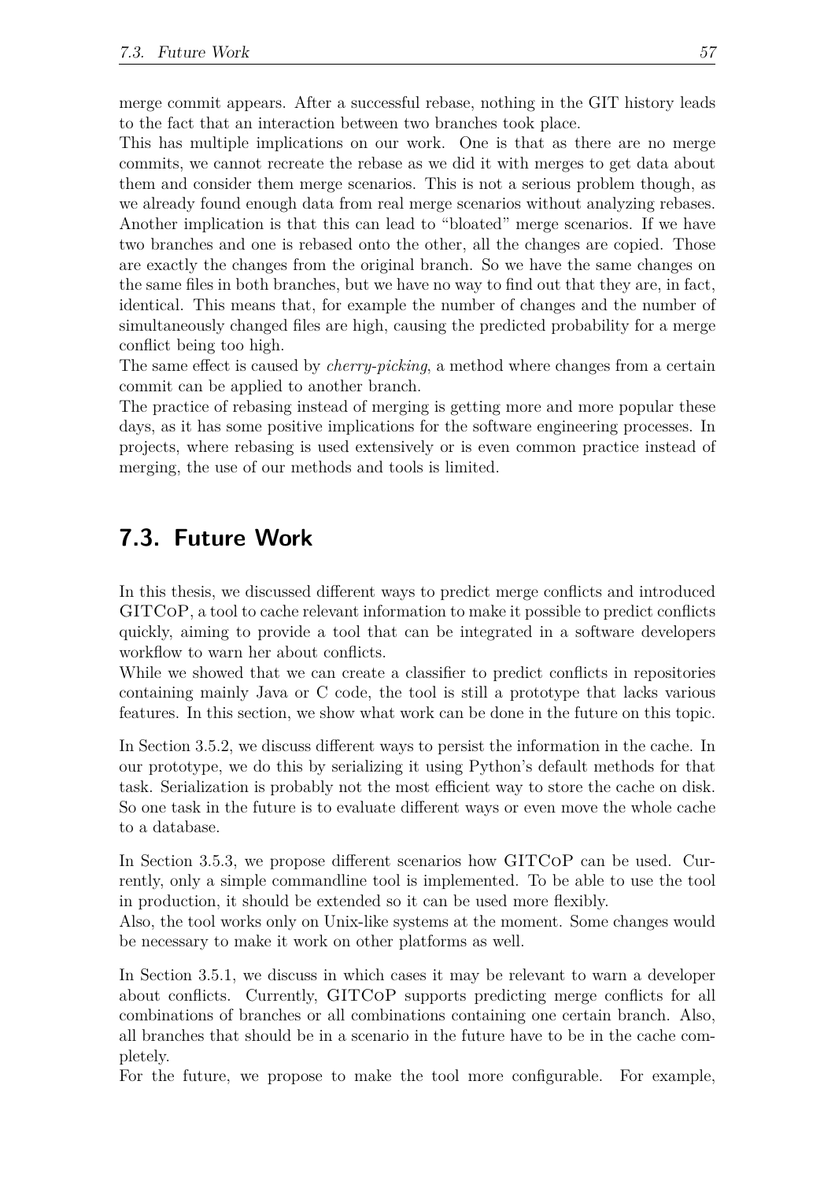merge commit appears. After a successful rebase, nothing in the GIT history leads to the fact that an interaction between two branches took place.

This has multiple implications on our work. One is that as there are no merge commits, we cannot recreate the rebase as we did it with merges to get data about them and consider them merge scenarios. This is not a serious problem though, as we already found enough data from real merge scenarios without analyzing rebases. Another implication is that this can lead to "bloated" merge scenarios. If we have two branches and one is rebased onto the other, all the changes are copied. Those are exactly the changes from the original branch. So we have the same changes on the same files in both branches, but we have no way to find out that they are, in fact, identical. This means that, for example the number of changes and the number of simultaneously changed files are high, causing the predicted probability for a merge conflict being too high.

The same effect is caused by *cherry-picking*, a method where changes from a certain commit can be applied to another branch.

The practice of rebasing instead of merging is getting more and more popular these days, as it has some positive implications for the software engineering processes. In projects, where rebasing is used extensively or is even common practice instead of merging, the use of our methods and tools is limited.

## 7.3. Future Work

In this thesis, we discussed different ways to predict merge conflicts and introduced GITCoP, a tool to cache relevant information to make it possible to predict conflicts quickly, aiming to provide a tool that can be integrated in a software developers workflow to warn her about conflicts.

While we showed that we can create a classifier to predict conflicts in repositories containing mainly Java or C code, the tool is still a prototype that lacks various features. In this section, we show what work can be done in the future on this topic.

In Section 3.5.2, we discuss different ways to persist the information in the cache. In our prototype, we do this by serializing it using Python's default methods for that task. Serialization is probably not the most efficient way to store the cache on disk. So one task in the future is to evaluate different ways or even move the whole cache to a database.

In Section 3.5.3, we propose different scenarios how GITCoP can be used. Currently, only a simple commandline tool is implemented. To be able to use the tool in production, it should be extended so it can be used more flexibly.

Also, the tool works only on Unix-like systems at the moment. Some changes would be necessary to make it work on other platforms as well.

In Section 3.5.1, we discuss in which cases it may be relevant to warn a developer about conflicts. Currently, GITCoP supports predicting merge conflicts for all combinations of branches or all combinations containing one certain branch. Also, all branches that should be in a scenario in the future have to be in the cache completely.

For the future, we propose to make the tool more configurable. For example,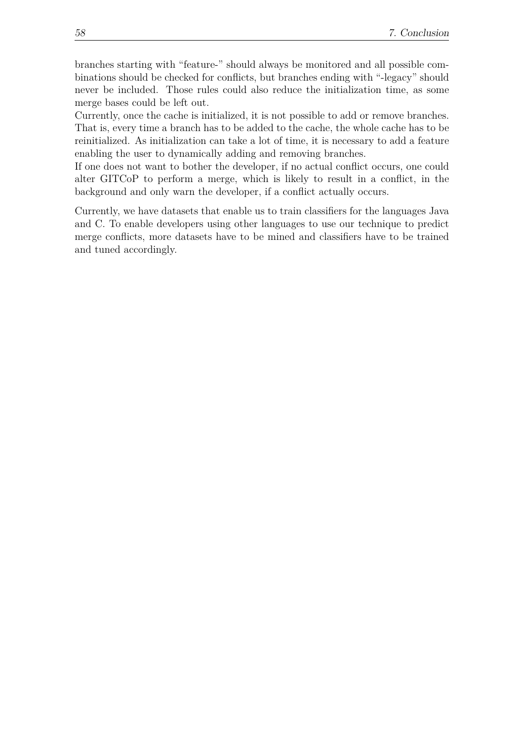branches starting with "feature-" should always be monitored and all possible combinations should be checked for conflicts, but branches ending with "-legacy" should never be included. Those rules could also reduce the initialization time, as some merge bases could be left out.
Currently, once the cache is initialized, it is not possible to add or remove branches. That is, every time a branch has to be added to the cache, the whole cache has to be reinitialized. As initialization can take a lot of time, it is necessary to add a feature enabling the user to dynamically adding and removing branches.
If one does not want to bother the developer, if no actual conflict occurs, one could alter GITCoP to perform a merge, which is likely to result in a conflict, in the background and only warn the developer, if a conflict actually occurs.

Currently, we have datasets that enable us to train classifiers for the languages Java and C. To enable developers using other languages to use our technique to predict merge conflicts, more datasets have to be mined and classifiers have to be trained and tuned accordingly.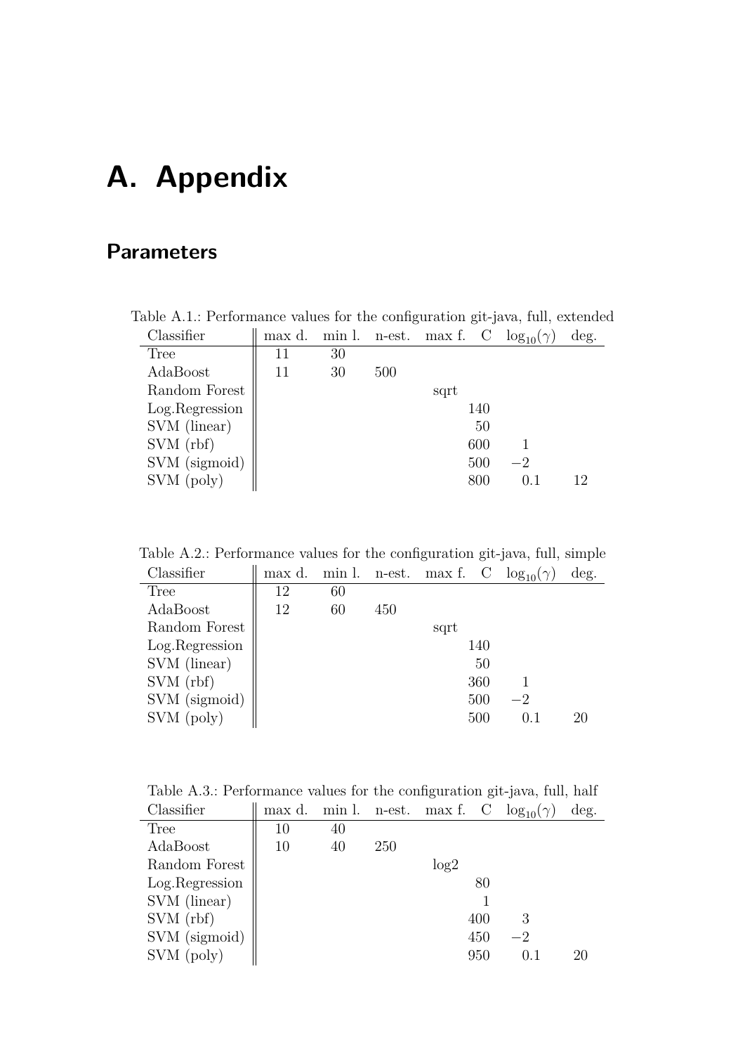# A. Appendix

## Parameters

Table A.1.: Performance values for the configuration git-java, full, extended

| Classifier | max d. | min l. | n-est. | max f. | C | $\log_{10}(\gamma)$ | deg. |
|---|---|---|---|---|---|---|---|
| Tree | 11 | 30 | | | | | |
| AdaBoost | 11 | 30 | 500 | | | | |
| Random Forest | | | | sqrt | | | |
| Log.Regression | | | | | 140 | | |
| SVM (linear) | | | | | 50 | | |
| SVM (rbf) | | | | | 600 | 1 | |
| SVM (sigmoid) | | | | | 500 | $-2$ | |
| SVM (poly) | | | | | 800 | 0.1 | 12 |

Table A.2.: Performance values for the configuration git-java, full, simple

| Classifier | max d. | min l. | n-est. | max f. | C | $\log_{10}(\gamma)$ | deg. |
|---|---|---|---|---|---|---|---|
| Tree | 12 | 60 | | | | | |
| AdaBoost | 12 | 60 | 450 | | | | |
| Random Forest | | | | sqrt | | | |
| Log.Regression | | | | | 140 | | |
| SVM (linear) | | | | | 50 | | |
| SVM (rbf) | | | | | 360 | 1 | |
| SVM (sigmoid) | | | | | 500 | $-2$ | |
| SVM (poly) | | | | | 500 | 0.1 | 20 |

Table A.3.: Performance values for the configuration git-java, full, half

| Classifier | max d. | min l. | n-est. | max f. | C | $\log_{10}(\gamma)$ | deg. |
|---|---|---|---|---|---|---|---|
| Tree | 10 | 40 | | | | | |
| AdaBoost | 10 | 40 | 250 | | | | |
| Random Forest | | | | log2 | | | |
| Log.Regression | | | | | 80 | | |
| SVM (linear) | | | | | 1 | | |
| SVM (rbf) | | | | | 400 | 3 | |
| SVM (sigmoid) | | | | | 450 | $-2$ | |
| SVM (poly) | | | | | 950 | 0.1 | 20 |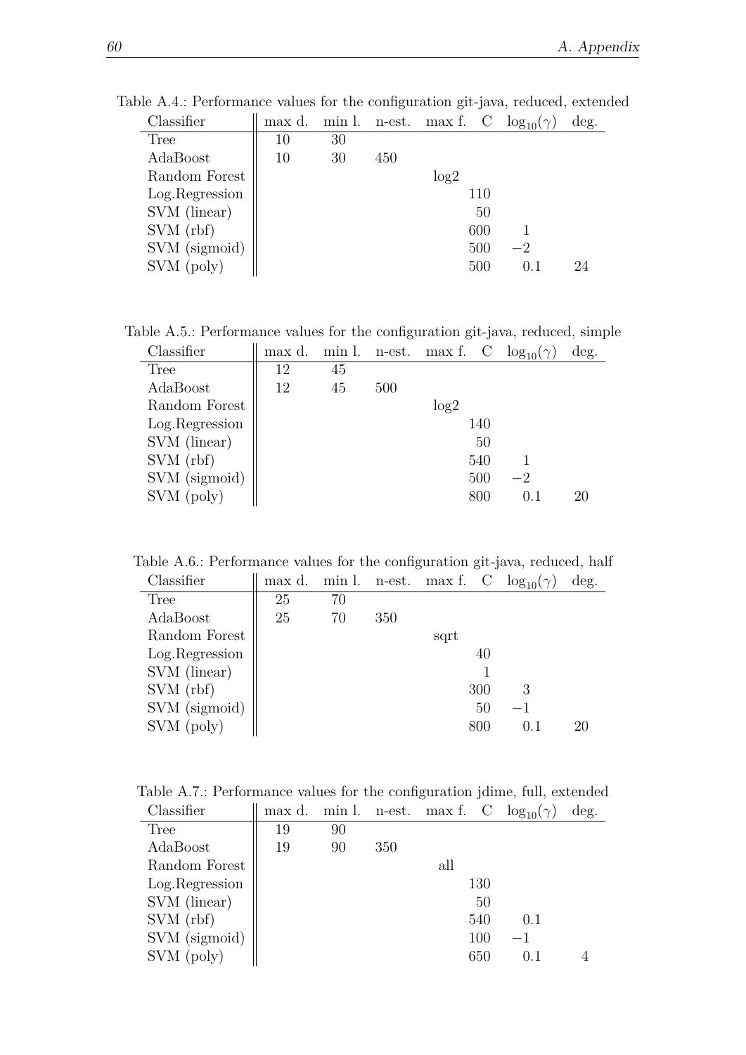Table A.4.: Performance values for the configuration git-java, reduced, extended

| Classifier | max d. | min l. | n-est. | max f. | C | $\log_{10}(\gamma)$ | deg. |
|---|---|---|---|---|---|---|---|
| Tree | 10 | 30 | | | | | |
| AdaBoost | 10 | 30 | 450 | | | | |
| Random Forest | | | | log2 | | | |
| Log.Regression | | | | | 110 | | |
| SVM (linear) | | | | | 50 | | |
| SVM (rbf) | | | | | 600 | 1 | |
| SVM (sigmoid) | | | | | 500 | $-2$ | |
| SVM (poly) | | | | | 500 | 0.1 | 24 |

Table A.5.: Performance values for the configuration git-java, reduced, simple

| Classifier | max d. | min l. | n-est. | max f. | C | $\log_{10}(\gamma)$ | deg. |
|---|---|---|---|---|---|---|---|
| Tree | 12 | 45 | | | | | |
| AdaBoost | 12 | 45 | 500 | | | | |
| Random Forest | | | | log2 | | | |
| Log.Regression | | | | | 140 | | |
| SVM (linear) | | | | | 50 | | |
| SVM (rbf) | | | | | 540 | 1 | |
| SVM (sigmoid) | | | | | 500 | $-2$ | |
| SVM (poly) | | | | | 800 | 0.1 | 20 |

Table A.6.: Performance values for the configuration git-java, reduced, half

| Classifier | max d. | min l. | n-est. | max f. | C | $\log_{10}(\gamma)$ | deg. |
|---|---|---|---|---|---|---|---|
| Tree | 25 | 70 | | | | | |
| AdaBoost | 25 | 70 | 350 | | | | |
| Random Forest | | | | sqrt | | | |
| Log.Regression | | | | | 40 | | |
| SVM (linear) | | | | | 1 | | |
| SVM (rbf) | | | | | 300 | 3 | |
| SVM (sigmoid) | | | | | 50 | $-1$ | |
| SVM (poly) | | | | | 800 | 0.1 | 20 |

Table A.7.: Performance values for the configuration jdime, full, extended

| Classifier | max d. | min l. | n-est. | max f. | C | $\log_{10}(\gamma)$ | deg. |
|---|---|---|---|---|---|---|---|
| Tree | 19 | 90 | | | | | |
| AdaBoost | 19 | 90 | 350 | | | | |
| Random Forest | | | | all | | | |
| Log.Regression | | | | | 130 | | |
| SVM (linear) | | | | | 50 | | |
| SVM (rbf) | | | | | 540 | 0.1 | |
| SVM (sigmoid) | | | | | 100 | $-1$ | |
| SVM (poly) | | | | | 650 | 0.1 | 4 |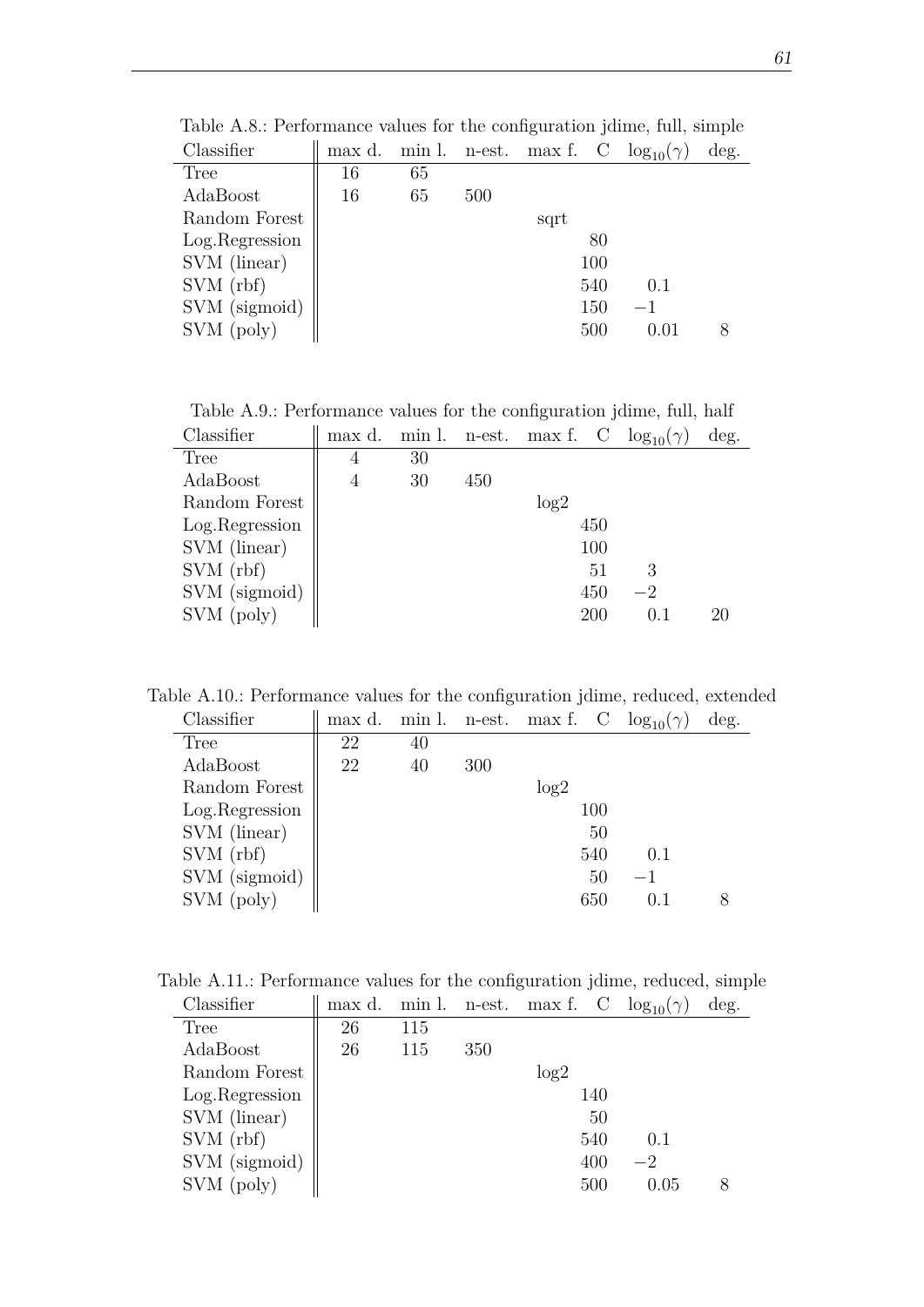Table A.8.: Performance values for the configuration jdime, full, simple

| Classifier | max d. | min l. | n-est. | max f. | C | $\log_{10}(\gamma)$ | deg. |
|---|---|---|---|---|---|---|---|
| Tree | 16 | 65 | | | | | |
| AdaBoost | 16 | 65 | 500 | | | | |
| Random Forest | | | | sqrt | | | |
| Log.Regression | | | | | 80 | | |
| SVM (linear) | | | | | 100 | | |
| SVM (rbf) | | | | | 540 | 0.1 | |
| SVM (sigmoid) | | | | | 150 | $-1$ | |
| SVM (poly) | | | | | 500 | 0.01 | 8 |

Table A.9.: Performance values for the configuration jdime, full, half

| Classifier | max d. | min l. | n-est. | max f. | C | $\log_{10}(\gamma)$ | deg. |
|---|---|---|---|---|---|---|---|
| Tree | 4 | 30 | | | | | |
| AdaBoost | 4 | 30 | 450 | | | | |
| Random Forest | | | | log2 | | | |
| Log.Regression | | | | | 450 | | |
| SVM (linear) | | | | | 100 | | |
| SVM (rbf) | | | | | 51 | 3 | |
| SVM (sigmoid) | | | | | 450 | $-2$ | |
| SVM (poly) | | | | | 200 | 0.1 | 20 |

Table A.10.: Performance values for the configuration jdime, reduced, extended

| Classifier | max d. | min l. | n-est. | max f. | C | $\log_{10}(\gamma)$ | deg. |
|---|---|---|---|---|---|---|---|
| Tree | 22 | 40 | | | | | |
| AdaBoost | 22 | 40 | 300 | | | | |
| Random Forest | | | | log2 | | | |
| Log.Regression | | | | | 100 | | |
| SVM (linear) | | | | | 50 | | |
| SVM (rbf) | | | | | 540 | 0.1 | |
| SVM (sigmoid) | | | | | 50 | $-1$ | |
| SVM (poly) | | | | | 650 | 0.1 | 8 |

Table A.11.: Performance values for the configuration jdime, reduced, simple

| Classifier | max d. | min l. | n-est. | max f. | C | $\log_{10}(\gamma)$ | deg. |
|---|---|---|---|---|---|---|---|
| Tree | 26 | 115 | | | | | |
| AdaBoost | 26 | 115 | 350 | | | | |
| Random Forest | | | | log2 | | | |
| Log.Regression | | | | | 140 | | |
| SVM (linear) | | | | | 50 | | |
| SVM (rbf) | | | | | 540 | 0.1 | |
| SVM (sigmoid) | | | | | 400 | $-2$ | |
| SVM (poly) | | | | | 500 | 0.05 | 8 |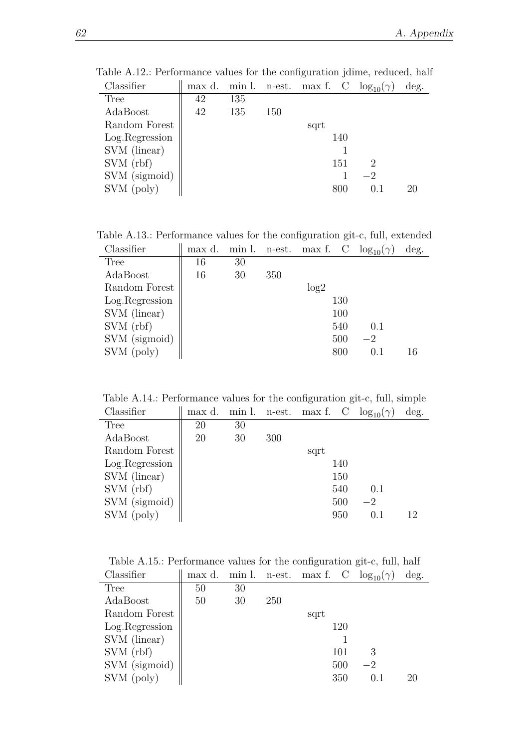Table A.12.: Performance values for the configuration jdime, reduced, half

| Classifier | max d. | min l. | n-est. | max f. | C | $\log_{10}(\gamma)$ | deg. |
|---|---|---|---|---|---|---|---|
| Tree | 42 | 135 | | | | | |
| AdaBoost | 42 | 135 | 150 | | | | |
| Random Forest | | | | sqrt | | | |
| Log.Regression | | | | | 140 | | |
| SVM (linear) | | | | | 1 | | |
| SVM (rbf) | | | | | 151 | 2 | |
| SVM (sigmoid) | | | | | 1 | $-2$ | |
| SVM (poly) | | | | | 800 | 0.1 | 20 |

Table A.13.: Performance values for the configuration git-c, full, extended

| Classifier | max d. | min l. | n-est. | max f. | C | $\log_{10}(\gamma)$ | deg. |
|---|---|---|---|---|---|---|---|
| Tree | 16 | 30 | | | | | |
| AdaBoost | 16 | 30 | 350 | | | | |
| Random Forest | | | | log2 | | | |
| Log.Regression | | | | | 130 | | |
| SVM (linear) | | | | | 100 | | |
| SVM (rbf) | | | | | 540 | 0.1 | |
| SVM (sigmoid) | | | | | 500 | $-2$ | |
| SVM (poly) | | | | | 800 | 0.1 | 16 |

Table A.14.: Performance values for the configuration git-c, full, simple

| Classifier | max d. | min l. | n-est. | max f. | C | $\log_{10}(\gamma)$ | deg. |
|---|---|---|---|---|---|---|---|
| Tree | 20 | 30 | | | | | |
| AdaBoost | 20 | 30 | 300 | | | | |
| Random Forest | | | | sqrt | | | |
| Log.Regression | | | | | 140 | | |
| SVM (linear) | | | | | 150 | | |
| SVM (rbf) | | | | | 540 | 0.1 | |
| SVM (sigmoid) | | | | | 500 | $-2$ | |
| SVM (poly) | | | | | 950 | 0.1 | 12 |

Table A.15.: Performance values for the configuration git-c, full, half

| Classifier | max d. | min l. | n-est. | max f. | C | $\log_{10}(\gamma)$ | deg. |
|---|---|---|---|---|---|---|---|
| Tree | 50 | 30 | | | | | |
| AdaBoost | 50 | 30 | 250 | | | | |
| Random Forest | | | | sqrt | | | |
| Log.Regression | | | | | 120 | | |
| SVM (linear) | | | | | 1 | | |
| SVM (rbf) | | | | | 101 | 3 | |
| SVM (sigmoid) | | | | | 500 | $-2$ | |
| SVM (poly) | | | | | 350 | 0.1 | 20 |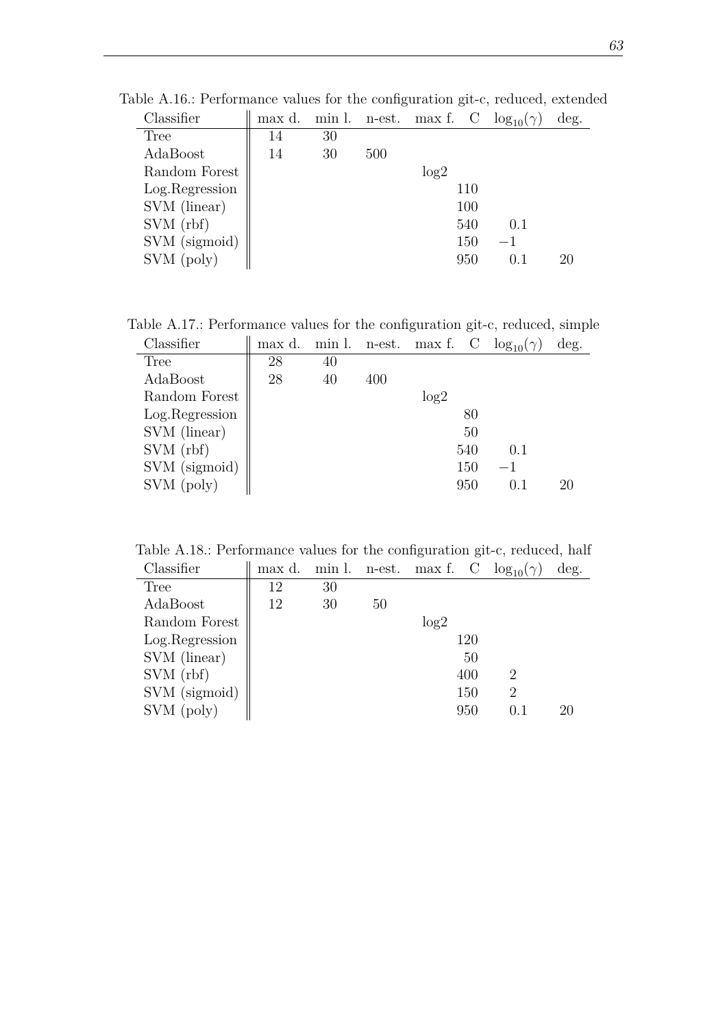Table A.16.: Performance values for the configuration git-c, reduced, extended

| Classifier | max d. | min l. | n-est. | max f. | C | $\log_{10}(\gamma)$ | deg. |
|---|---|---|---|---|---|---|---|
| Tree | 14 | 30 | | | | | |
| AdaBoost | 14 | 30 | 500 | | | | |
| Random Forest | | | | log2 | | | |
| Log.Regression | | | | | 110 | | |
| SVM (linear) | | | | | 100 | | |
| SVM (rbf) | | | | | 540 | 0.1 | |
| SVM (sigmoid) | | | | | 150 | $-1$ | |
| SVM (poly) | | | | | 950 | 0.1 | 20 |

Table A.17.: Performance values for the configuration git-c, reduced, simple

| Classifier | max d. | min l. | n-est. | max f. | C | $\log_{10}(\gamma)$ | deg. |
|---|---|---|---|---|---|---|---|
| Tree | 28 | 40 | | | | | |
| AdaBoost | 28 | 40 | 400 | | | | |
| Random Forest | | | | log2 | | | |
| Log.Regression | | | | | 80 | | |
| SVM (linear) | | | | | 50 | | |
| SVM (rbf) | | | | | 540 | 0.1 | |
| SVM (sigmoid) | | | | | 150 | $-1$ | |
| SVM (poly) | | | | | 950 | 0.1 | 20 |

Table A.18.: Performance values for the configuration git-c, reduced, half

| Classifier | max d. | min l. | n-est. | max f. | C | $\log_{10}(\gamma)$ | deg. |
|---|---|---|---|---|---|---|---|
| Tree | 12 | 30 | | | | | |
| AdaBoost | 12 | 30 | 50 | | | | |
| Random Forest | | | | log2 | | | |
| Log.Regression | | | | | 120 | | |
| SVM (linear) | | | | | 50 | | |
| SVM (rbf) | | | | | 400 | 2 | |
| SVM (sigmoid) | | | | | 150 | 2 | |
| SVM (poly) | | | | | 950 | 0.1 | 20 |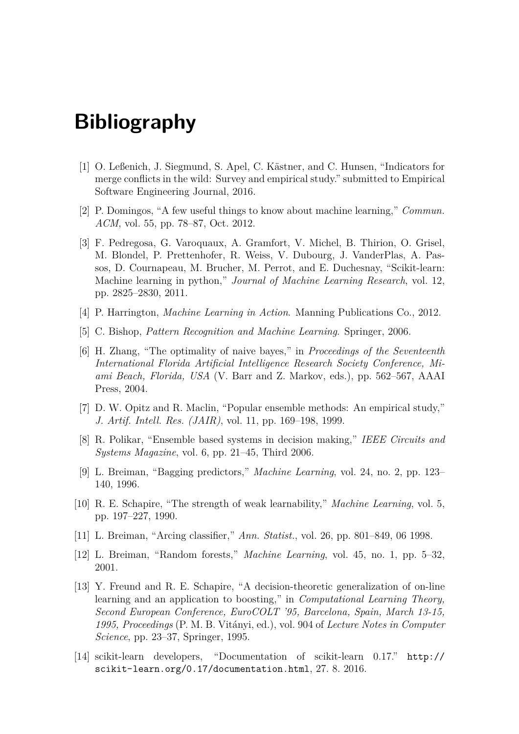# Bibliography

[1] O. Leßenich, J. Siegmund, S. Apel, C. Kästner, and C. Hunsen, "Indicators for merge conflicts in the wild: Survey and empirical study." submitted to Empirical Software Engineering Journal, 2016.

[2] P. Domingos, "A few useful things to know about machine learning," *Commun. ACM*, vol. 55, pp. 78–87, Oct. 2012.

[3] F. Pedregosa, G. Varoquaux, A. Gramfort, V. Michel, B. Thirion, O. Grisel, M. Blondel, P. Prettenhofer, R. Weiss, V. Dubourg, J. VanderPlas, A. Passos, D. Cournapeau, M. Brucher, M. Perrot, and E. Duchesnay, "Scikit-learn: Machine learning in python," *Journal of Machine Learning Research*, vol. 12, pp. 2825–2830, 2011.

[4] P. Harrington, *Machine Learning in Action*. Manning Publications Co., 2012.

[5] C. Bishop, *Pattern Recognition and Machine Learning*. Springer, 2006.

[6] H. Zhang, "The optimality of naive bayes," in *Proceedings of the Seventeenth International Florida Artificial Intelligence Research Society Conference, Miami Beach, Florida, USA* (V. Barr and Z. Markov, eds.), pp. 562–567, AAAI Press, 2004.

[7] D. W. Opitz and R. Maclin, "Popular ensemble methods: An empirical study," *J. Artif. Intell. Res. (JAIR)*, vol. 11, pp. 169–198, 1999.

[8] R. Polikar, "Ensemble based systems in decision making," *IEEE Circuits and Systems Magazine*, vol. 6, pp. 21–45, Third 2006.

[9] L. Breiman, "Bagging predictors," *Machine Learning*, vol. 24, no. 2, pp. 123–140, 1996.

[10] R. E. Schapire, "The strength of weak learnability," *Machine Learning*, vol. 5, pp. 197–227, 1990.

[11] L. Breiman, "Arcing classifier," *Ann. Statist.*, vol. 26, pp. 801–849, 06 1998.

[12] L. Breiman, "Random forests," *Machine Learning*, vol. 45, no. 1, pp. 5–32, 2001.

[13] Y. Freund and R. E. Schapire, "A decision-theoretic generalization of on-line learning and an application to boosting," in *Computational Learning Theory, Second European Conference, EuroCOLT '95, Barcelona, Spain, March 13-15, 1995, Proceedings* (P. M. B. Vitányi, ed.), vol. 904 of *Lecture Notes in Computer Science*, pp. 23–37, Springer, 1995.

[14] scikit-learn developers, "Documentation of scikit-learn 0.17." `http://scikit-learn.org/0.17/documentation.html`, 27. 8. 2016.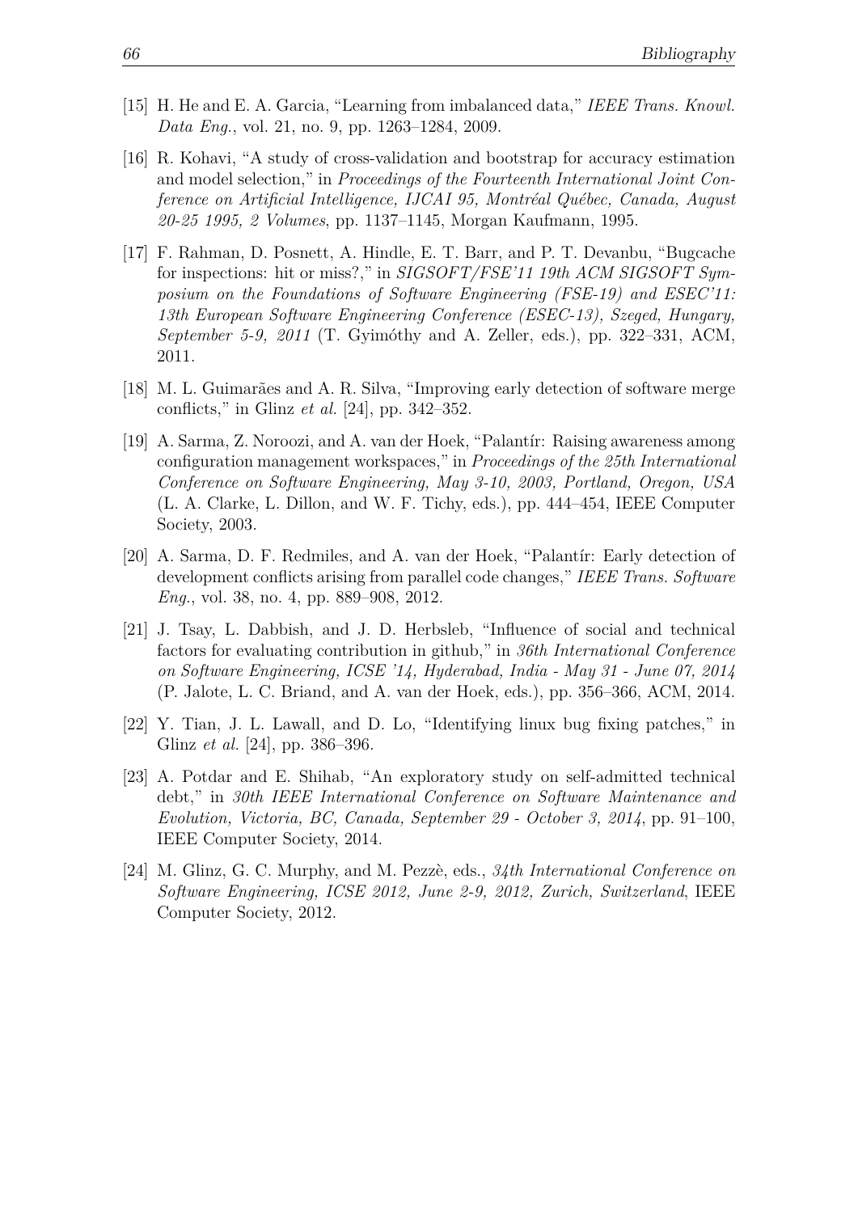[15] H. He and E. A. Garcia, "Learning from imbalanced data," *IEEE Trans. Knowl. Data Eng.*, vol. 21, no. 9, pp. 1263–1284, 2009.

[16] R. Kohavi, "A study of cross-validation and bootstrap for accuracy estimation and model selection," in *Proceedings of the Fourteenth International Joint Conference on Artificial Intelligence, IJCAI 95, Montréal Québec, Canada, August 20-25 1995, 2 Volumes*, pp. 1137–1145, Morgan Kaufmann, 1995.

[17] F. Rahman, D. Posnett, A. Hindle, E. T. Barr, and P. T. Devanbu, "Bugcache for inspections: hit or miss?," in *SIGSOFT/FSE'11 19th ACM SIGSOFT Symposium on the Foundations of Software Engineering (FSE-19) and ESEC'11: 13th European Software Engineering Conference (ESEC-13), Szeged, Hungary, September 5-9, 2011* (T. Gyimóthy and A. Zeller, eds.), pp. 322–331, ACM, 2011.

[18] M. L. Guimarães and A. R. Silva, "Improving early detection of software merge conflicts," in Glinz *et al.* [24], pp. 342–352.

[19] A. Sarma, Z. Noroozi, and A. van der Hoek, "Palantír: Raising awareness among configuration management workspaces," in *Proceedings of the 25th International Conference on Software Engineering, May 3-10, 2003, Portland, Oregon, USA* (L. A. Clarke, L. Dillon, and W. F. Tichy, eds.), pp. 444–454, IEEE Computer Society, 2003.

[20] A. Sarma, D. F. Redmiles, and A. van der Hoek, "Palantír: Early detection of development conflicts arising from parallel code changes," *IEEE Trans. Software Eng.*, vol. 38, no. 4, pp. 889–908, 2012.

[21] J. Tsay, L. Dabbish, and J. D. Herbsleb, "Influence of social and technical factors for evaluating contribution in github," in *36th International Conference on Software Engineering, ICSE '14, Hyderabad, India - May 31 - June 07, 2014* (P. Jalote, L. C. Briand, and A. van der Hoek, eds.), pp. 356–366, ACM, 2014.

[22] Y. Tian, J. L. Lawall, and D. Lo, "Identifying linux bug fixing patches," in Glinz *et al.* [24], pp. 386–396.

[23] A. Potdar and E. Shihab, "An exploratory study on self-admitted technical debt," in *30th IEEE International Conference on Software Maintenance and Evolution, Victoria, BC, Canada, September 29 - October 3, 2014*, pp. 91–100, IEEE Computer Society, 2014.

[24] M. Glinz, G. C. Murphy, and M. Pezzè, eds., *34th International Conference on Software Engineering, ICSE 2012, June 2-9, 2012, Zurich, Switzerland*, IEEE Computer Society, 2012.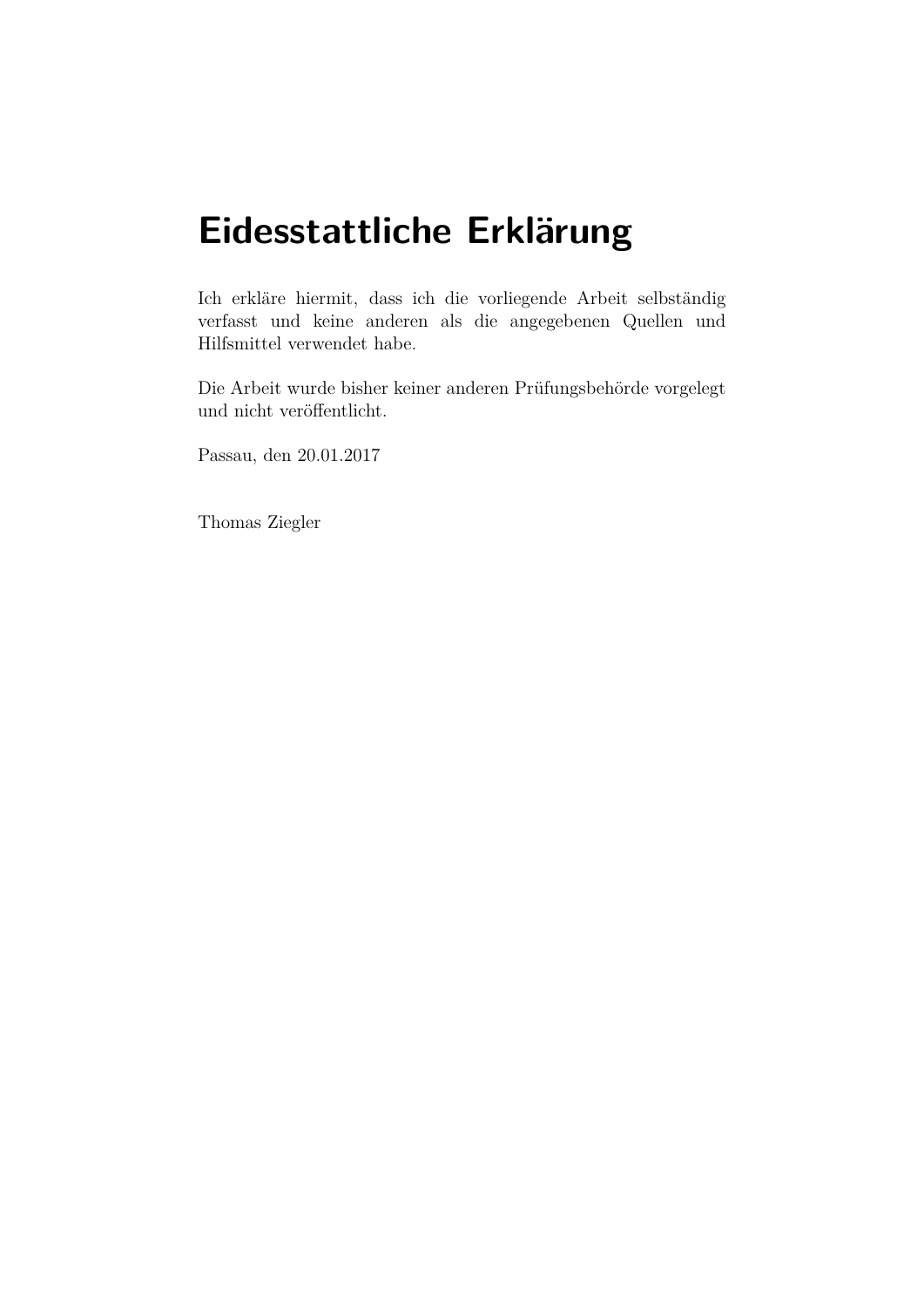# Eidesstattliche Erklärung

Ich erkläre hiermit, dass ich die vorliegende Arbeit selbständig verfasst und keine anderen als die angegebenen Quellen und Hilfsmittel verwendet habe.

Die Arbeit wurde bisher keiner anderen Prüfungsbehörde vorgelegt und nicht veröffentlicht.

Passau, den 20.01.2017

Thomas Ziegler